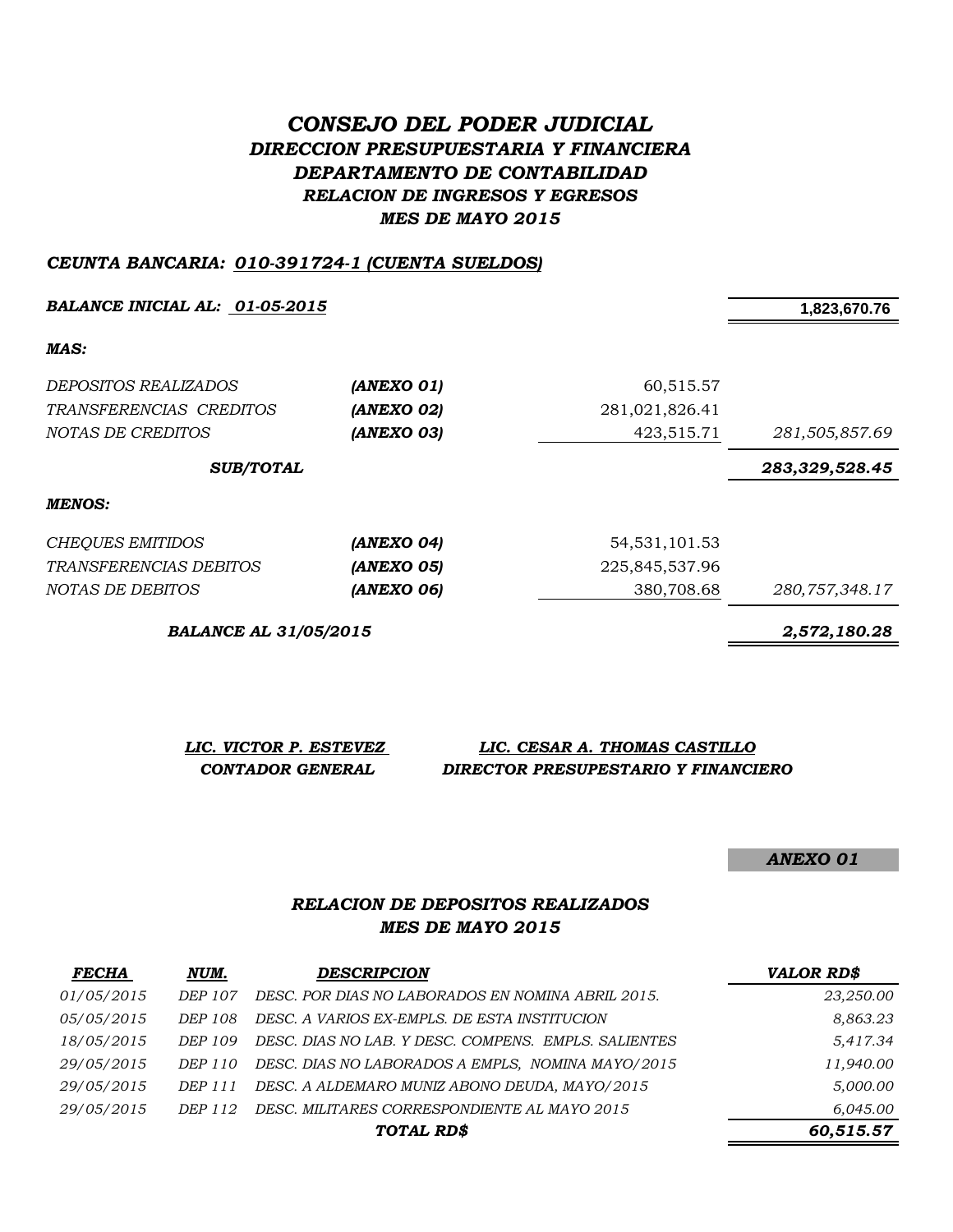# *CONSEJO DEL PODER JUDICIAL*
## *DIRECCION PRESUPUESTARIA Y FINANCIERA*
## *DEPARTAMENTO DE CONTABILIDAD*
### *RELACION DE INGRESOS Y EGRESOS*
### *MES DE MAYO 2015*

***CEUNTA BANCARIA: 010-391724-1 (CUENTA SUELDOS)***

| | | | |
|---|---|---|---|
| ***BALANCE INICIAL AL: 01-05-2015*** | | | **1,823,670.76** |
| ***MAS:*** | | | |
| *DEPOSITOS REALIZADOS* | ***(ANEXO 01)*** | 60,515.57 | |
| *TRANSFERENCIAS CREDITOS* | ***(ANEXO 02)*** | 281,021,826.41 | |
| *NOTAS DE CREDITOS* | ***(ANEXO 03)*** | 423,515.71 | *281,505,857.69* |
| ***SUB/TOTAL*** | | | ***283,329,528.45*** |
| ***MENOS:*** | | | |
| *CHEQUES EMITIDOS* | ***(ANEXO 04)*** | 54,531,101.53 | |
| *TRANSFERENCIAS DEBITOS* | ***(ANEXO 05)*** | 225,845,537.96 | |
| *NOTAS DE DEBITOS* | ***(ANEXO 06)*** | 380,708.68 | *280,757,348.17* |
| ***BALANCE AL 31/05/2015*** | | | ***2,572,180.28*** |

***LIC. VICTOR P. ESTEVEZ***
***CONTADOR GENERAL***

***LIC. CESAR A. THOMAS CASTILLO***
***DIRECTOR PRESUPESTARIO Y FINANCIERO***

***ANEXO 01***

### *RELACION DE DEPOSITOS REALIZADOS*
### *MES DE MAYO 2015*

| ***FECHA*** | ***NUM.*** | ***DESCRIPCION*** | ***VALOR RD$*** |
|---|---|---|---|
| *01/05/2015* | *DEP 107* | *DESC. POR DIAS NO LABORADOS EN NOMINA ABRIL 2015.* | *23,250.00* |
| *05/05/2015* | *DEP 108* | *DESC. A VARIOS EX-EMPLS. DE ESTA INSTITUCION* | *8,863.23* |
| *18/05/2015* | *DEP 109* | *DESC. DIAS NO LAB. Y DESC. COMPENS. EMPLS. SALIENTES* | *5,417.34* |
| *29/05/2015* | *DEP 110* | *DESC. DIAS NO LABORADOS A EMPLS, NOMINA MAYO/2015* | *11,940.00* |
| *29/05/2015* | *DEP 111* | *DESC. A ALDEMARO MUNIZ ABONO DEUDA, MAYO/2015* | *5,000.00* |
| *29/05/2015* | *DEP 112* | *DESC. MILITARES CORRESPONDIENTE AL MAYO 2015* | *6,045.00* |
| | | ***TOTAL RD$*** | ***60,515.57*** |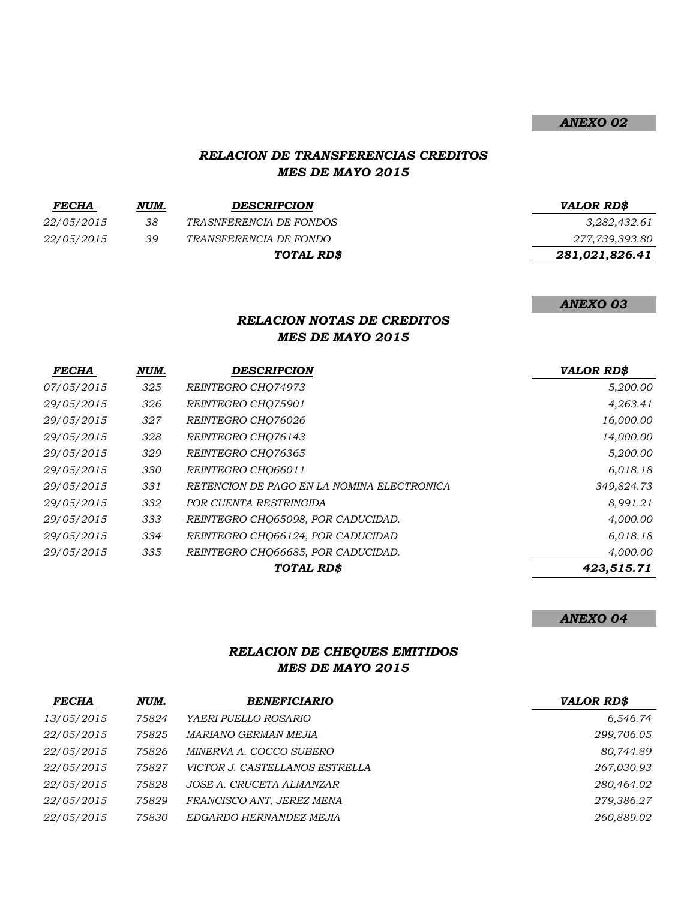***ANEXO 02***

## *RELACION DE TRANSFERENCIAS CREDITOS*
## *MES DE MAYO 2015*

| FECHA | NUM. | DESCRIPCION | VALOR RD$ |
|---|---|---|---|
| 22/05/2015 | 38 | TRASNFERENCIA DE FONDOS | 3,282,432.61 |
| 22/05/2015 | 39 | TRANSFERENCIA DE FONDO | 277,739,393.80 |
| | | **TOTAL RD$** | **281,021,826.41** |

***ANEXO 03***

## *RELACION NOTAS DE CREDITOS*
## *MES DE MAYO 2015*

| FECHA | NUM. | DESCRIPCION | VALOR RD$ |
|---|---|---|---|
| 07/05/2015 | 325 | REINTEGRO CHQ74973 | 5,200.00 |
| 29/05/2015 | 326 | REINTEGRO CHQ75901 | 4,263.41 |
| 29/05/2015 | 327 | REINTEGRO CHQ76026 | 16,000.00 |
| 29/05/2015 | 328 | REINTEGRO CHQ76143 | 14,000.00 |
| 29/05/2015 | 329 | REINTEGRO CHQ76365 | 5,200.00 |
| 29/05/2015 | 330 | REINTEGRO CHQ66011 | 6,018.18 |
| 29/05/2015 | 331 | RETENCION DE PAGO EN LA NOMINA ELECTRONICA | 349,824.73 |
| 29/05/2015 | 332 | POR CUENTA RESTRINGIDA | 8,991.21 |
| 29/05/2015 | 333 | REINTEGRO CHQ65098, POR CADUCIDAD. | 4,000.00 |
| 29/05/2015 | 334 | REINTEGRO CHQ66124, POR CADUCIDAD | 6,018.18 |
| 29/05/2015 | 335 | REINTEGRO CHQ66685, POR CADUCIDAD. | 4,000.00 |
| | | **TOTAL RD$** | **423,515.71** |

***ANEXO 04***

## *RELACION DE CHEQUES EMITIDOS*
## *MES DE MAYO 2015*

| FECHA | NUM. | BENEFICIARIO | VALOR RD$ |
|---|---|---|---|
| 13/05/2015 | 75824 | YAERI PUELLO ROSARIO | 6,546.74 |
| 22/05/2015 | 75825 | MARIANO GERMAN MEJIA | 299,706.05 |
| 22/05/2015 | 75826 | MINERVA A. COCCO SUBERO | 80,744.89 |
| 22/05/2015 | 75827 | VICTOR J. CASTELLANOS ESTRELLA | 267,030.93 |
| 22/05/2015 | 75828 | JOSE A. CRUCETA ALMANZAR | 280,464.02 |
| 22/05/2015 | 75829 | FRANCISCO ANT. JEREZ MENA | 279,386.27 |
| 22/05/2015 | 75830 | EDGARDO HERNANDEZ MEJIA | 260,889.02 |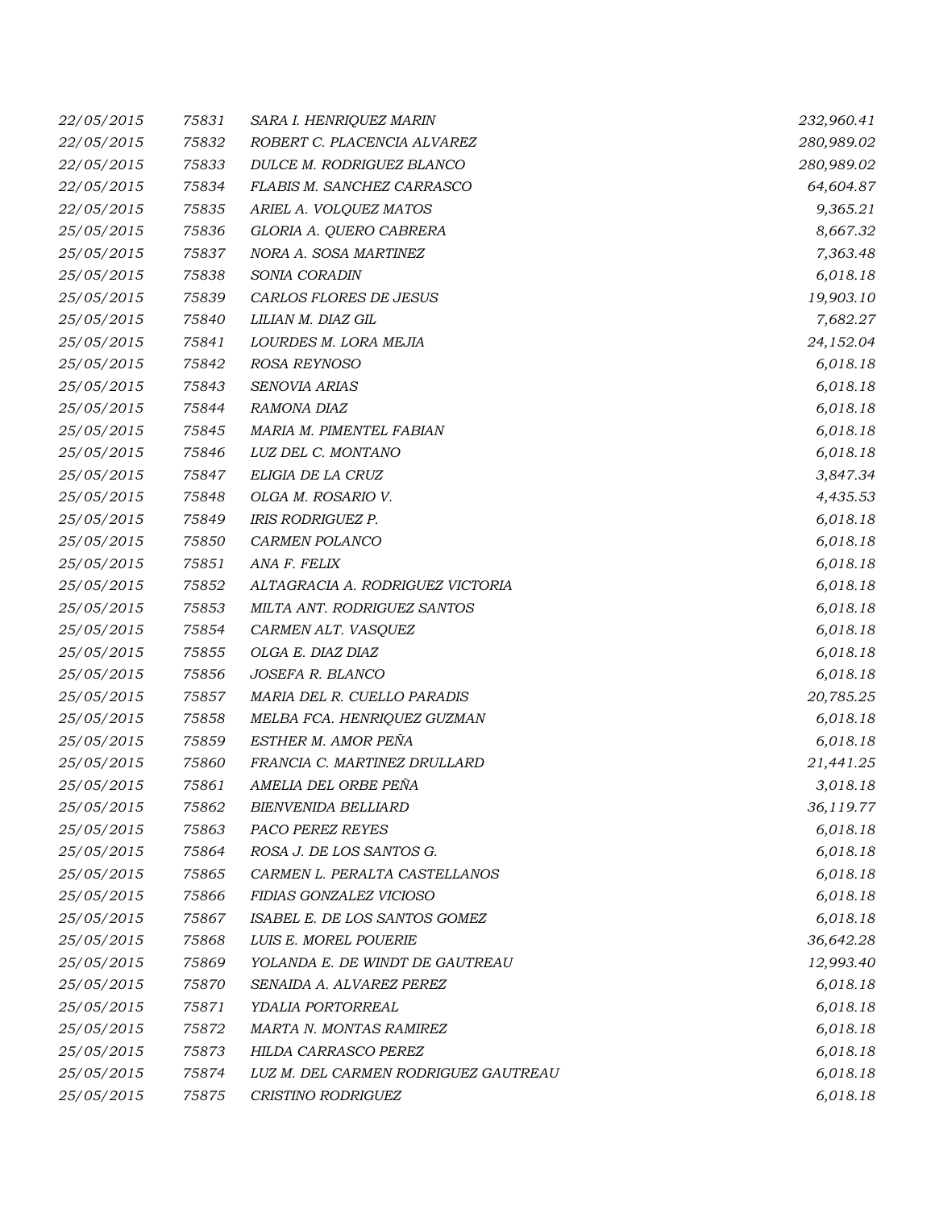| | | | |
|---|---|---|---|
| 22/05/2015 | 75831 | SARA I. HENRIQUEZ MARIN | 232,960.41 |
| 22/05/2015 | 75832 | ROBERT C. PLACENCIA ALVAREZ | 280,989.02 |
| 22/05/2015 | 75833 | DULCE M. RODRIGUEZ BLANCO | 280,989.02 |
| 22/05/2015 | 75834 | FLABIS M. SANCHEZ CARRASCO | 64,604.87 |
| 22/05/2015 | 75835 | ARIEL A. VOLQUEZ MATOS | 9,365.21 |
| 25/05/2015 | 75836 | GLORIA A. QUERO CABRERA | 8,667.32 |
| 25/05/2015 | 75837 | NORA A. SOSA MARTINEZ | 7,363.48 |
| 25/05/2015 | 75838 | SONIA CORADIN | 6,018.18 |
| 25/05/2015 | 75839 | CARLOS FLORES DE JESUS | 19,903.10 |
| 25/05/2015 | 75840 | LILIAN M. DIAZ GIL | 7,682.27 |
| 25/05/2015 | 75841 | LOURDES M. LORA MEJIA | 24,152.04 |
| 25/05/2015 | 75842 | ROSA REYNOSO | 6,018.18 |
| 25/05/2015 | 75843 | SENOVIA ARIAS | 6,018.18 |
| 25/05/2015 | 75844 | RAMONA DIAZ | 6,018.18 |
| 25/05/2015 | 75845 | MARIA M. PIMENTEL FABIAN | 6,018.18 |
| 25/05/2015 | 75846 | LUZ DEL C. MONTANO | 6,018.18 |
| 25/05/2015 | 75847 | ELIGIA DE LA CRUZ | 3,847.34 |
| 25/05/2015 | 75848 | OLGA M. ROSARIO V. | 4,435.53 |
| 25/05/2015 | 75849 | IRIS RODRIGUEZ P. | 6,018.18 |
| 25/05/2015 | 75850 | CARMEN POLANCO | 6,018.18 |
| 25/05/2015 | 75851 | ANA F. FELIX | 6,018.18 |
| 25/05/2015 | 75852 | ALTAGRACIA A. RODRIGUEZ VICTORIA | 6,018.18 |
| 25/05/2015 | 75853 | MILTA ANT. RODRIGUEZ SANTOS | 6,018.18 |
| 25/05/2015 | 75854 | CARMEN ALT. VASQUEZ | 6,018.18 |
| 25/05/2015 | 75855 | OLGA E. DIAZ DIAZ | 6,018.18 |
| 25/05/2015 | 75856 | JOSEFA R. BLANCO | 6,018.18 |
| 25/05/2015 | 75857 | MARIA DEL R. CUELLO PARADIS | 20,785.25 |
| 25/05/2015 | 75858 | MELBA FCA. HENRIQUEZ GUZMAN | 6,018.18 |
| 25/05/2015 | 75859 | ESTHER M. AMOR PEÑA | 6,018.18 |
| 25/05/2015 | 75860 | FRANCIA C. MARTINEZ DRULLARD | 21,441.25 |
| 25/05/2015 | 75861 | AMELIA DEL ORBE PEÑA | 3,018.18 |
| 25/05/2015 | 75862 | BIENVENIDA BELLIARD | 36,119.77 |
| 25/05/2015 | 75863 | PACO PEREZ REYES | 6,018.18 |
| 25/05/2015 | 75864 | ROSA J. DE LOS SANTOS G. | 6,018.18 |
| 25/05/2015 | 75865 | CARMEN L. PERALTA CASTELLANOS | 6,018.18 |
| 25/05/2015 | 75866 | FIDIAS GONZALEZ VICIOSO | 6,018.18 |
| 25/05/2015 | 75867 | ISABEL E. DE LOS SANTOS GOMEZ | 6,018.18 |
| 25/05/2015 | 75868 | LUIS E. MOREL POUERIE | 36,642.28 |
| 25/05/2015 | 75869 | YOLANDA E. DE WINDT DE GAUTREAU | 12,993.40 |
| 25/05/2015 | 75870 | SENAIDA A. ALVAREZ PEREZ | 6,018.18 |
| 25/05/2015 | 75871 | YDALIA PORTORREAL | 6,018.18 |
| 25/05/2015 | 75872 | MARTA N. MONTAS RAMIREZ | 6,018.18 |
| 25/05/2015 | 75873 | HILDA CARRASCO PEREZ | 6,018.18 |
| 25/05/2015 | 75874 | LUZ M. DEL CARMEN RODRIGUEZ GAUTREAU | 6,018.18 |
| 25/05/2015 | 75875 | CRISTINO RODRIGUEZ | 6,018.18 |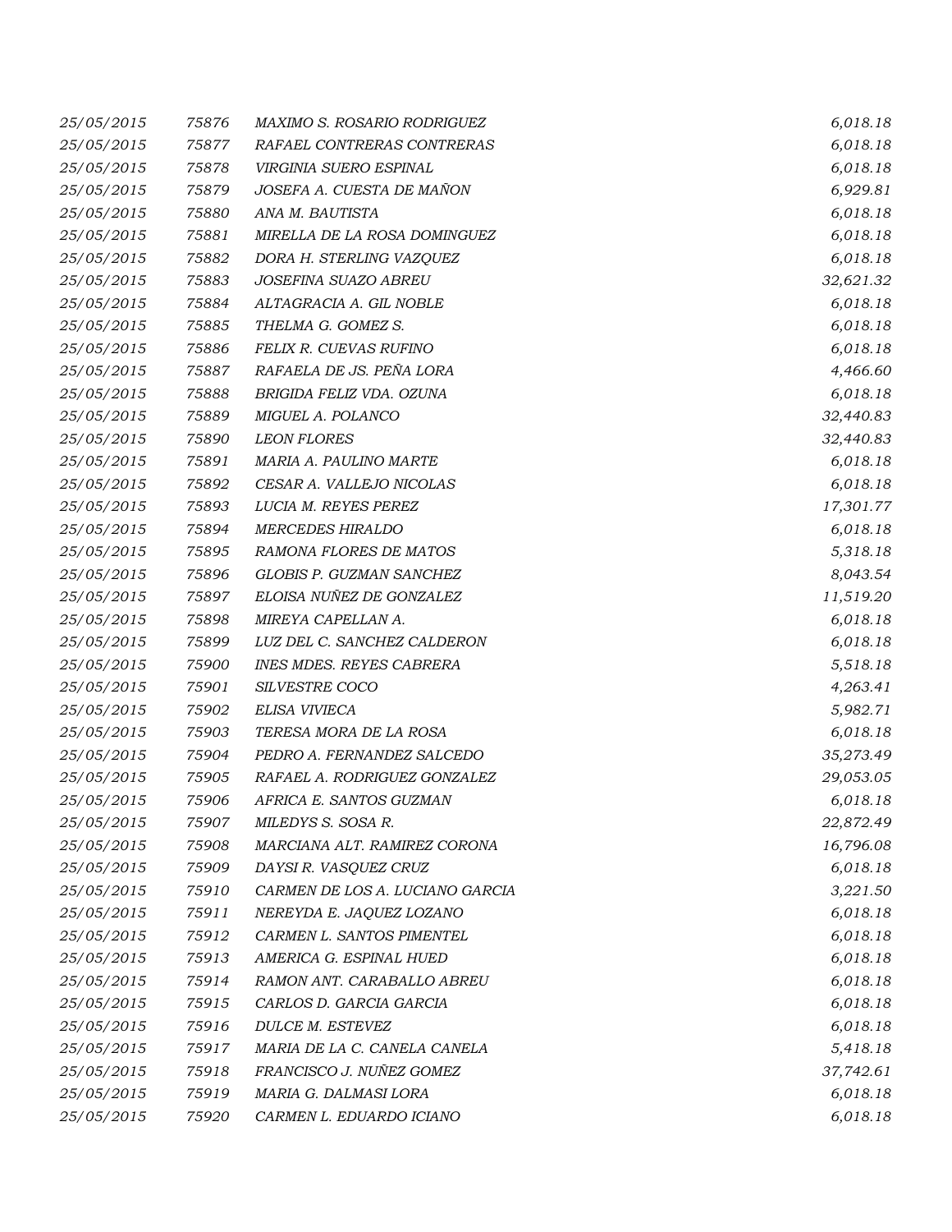| | | | |
|---|---|---|---|
| 25/05/2015 | 75876 | MAXIMO S. ROSARIO RODRIGUEZ | 6,018.18 |
| 25/05/2015 | 75877 | RAFAEL CONTRERAS CONTRERAS | 6,018.18 |
| 25/05/2015 | 75878 | VIRGINIA SUERO ESPINAL | 6,018.18 |
| 25/05/2015 | 75879 | JOSEFA A. CUESTA DE MAÑON | 6,929.81 |
| 25/05/2015 | 75880 | ANA M. BAUTISTA | 6,018.18 |
| 25/05/2015 | 75881 | MIRELLA DE LA ROSA DOMINGUEZ | 6,018.18 |
| 25/05/2015 | 75882 | DORA H. STERLING VAZQUEZ | 6,018.18 |
| 25/05/2015 | 75883 | JOSEFINA SUAZO ABREU | 32,621.32 |
| 25/05/2015 | 75884 | ALTAGRACIA A. GIL NOBLE | 6,018.18 |
| 25/05/2015 | 75885 | THELMA G. GOMEZ S. | 6,018.18 |
| 25/05/2015 | 75886 | FELIX R. CUEVAS RUFINO | 6,018.18 |
| 25/05/2015 | 75887 | RAFAELA DE JS. PEÑA LORA | 4,466.60 |
| 25/05/2015 | 75888 | BRIGIDA FELIZ VDA. OZUNA | 6,018.18 |
| 25/05/2015 | 75889 | MIGUEL A. POLANCO | 32,440.83 |
| 25/05/2015 | 75890 | LEON FLORES | 32,440.83 |
| 25/05/2015 | 75891 | MARIA A. PAULINO MARTE | 6,018.18 |
| 25/05/2015 | 75892 | CESAR A. VALLEJO NICOLAS | 6,018.18 |
| 25/05/2015 | 75893 | LUCIA M. REYES PEREZ | 17,301.77 |
| 25/05/2015 | 75894 | MERCEDES HIRALDO | 6,018.18 |
| 25/05/2015 | 75895 | RAMONA FLORES DE MATOS | 5,318.18 |
| 25/05/2015 | 75896 | GLOBIS P. GUZMAN SANCHEZ | 8,043.54 |
| 25/05/2015 | 75897 | ELOISA NUÑEZ DE GONZALEZ | 11,519.20 |
| 25/05/2015 | 75898 | MIREYA CAPELLAN A. | 6,018.18 |
| 25/05/2015 | 75899 | LUZ DEL C. SANCHEZ CALDERON | 6,018.18 |
| 25/05/2015 | 75900 | INES MDES. REYES CABRERA | 5,518.18 |
| 25/05/2015 | 75901 | SILVESTRE COCO | 4,263.41 |
| 25/05/2015 | 75902 | ELISA VIVIECA | 5,982.71 |
| 25/05/2015 | 75903 | TERESA MORA DE LA ROSA | 6,018.18 |
| 25/05/2015 | 75904 | PEDRO A. FERNANDEZ SALCEDO | 35,273.49 |
| 25/05/2015 | 75905 | RAFAEL A. RODRIGUEZ GONZALEZ | 29,053.05 |
| 25/05/2015 | 75906 | AFRICA E. SANTOS GUZMAN | 6,018.18 |
| 25/05/2015 | 75907 | MILEDYS S. SOSA R. | 22,872.49 |
| 25/05/2015 | 75908 | MARCIANA ALT. RAMIREZ CORONA | 16,796.08 |
| 25/05/2015 | 75909 | DAYSI R. VASQUEZ CRUZ | 6,018.18 |
| 25/05/2015 | 75910 | CARMEN DE LOS A. LUCIANO GARCIA | 3,221.50 |
| 25/05/2015 | 75911 | NEREYDA E. JAQUEZ LOZANO | 6,018.18 |
| 25/05/2015 | 75912 | CARMEN L. SANTOS PIMENTEL | 6,018.18 |
| 25/05/2015 | 75913 | AMERICA G. ESPINAL HUED | 6,018.18 |
| 25/05/2015 | 75914 | RAMON ANT. CARABALLO ABREU | 6,018.18 |
| 25/05/2015 | 75915 | CARLOS D. GARCIA GARCIA | 6,018.18 |
| 25/05/2015 | 75916 | DULCE M. ESTEVEZ | 6,018.18 |
| 25/05/2015 | 75917 | MARIA DE LA C. CANELA CANELA | 5,418.18 |
| 25/05/2015 | 75918 | FRANCISCO J. NUÑEZ GOMEZ | 37,742.61 |
| 25/05/2015 | 75919 | MARIA G. DALMASI LORA | 6,018.18 |
| 25/05/2015 | 75920 | CARMEN L. EDUARDO ICIANO | 6,018.18 |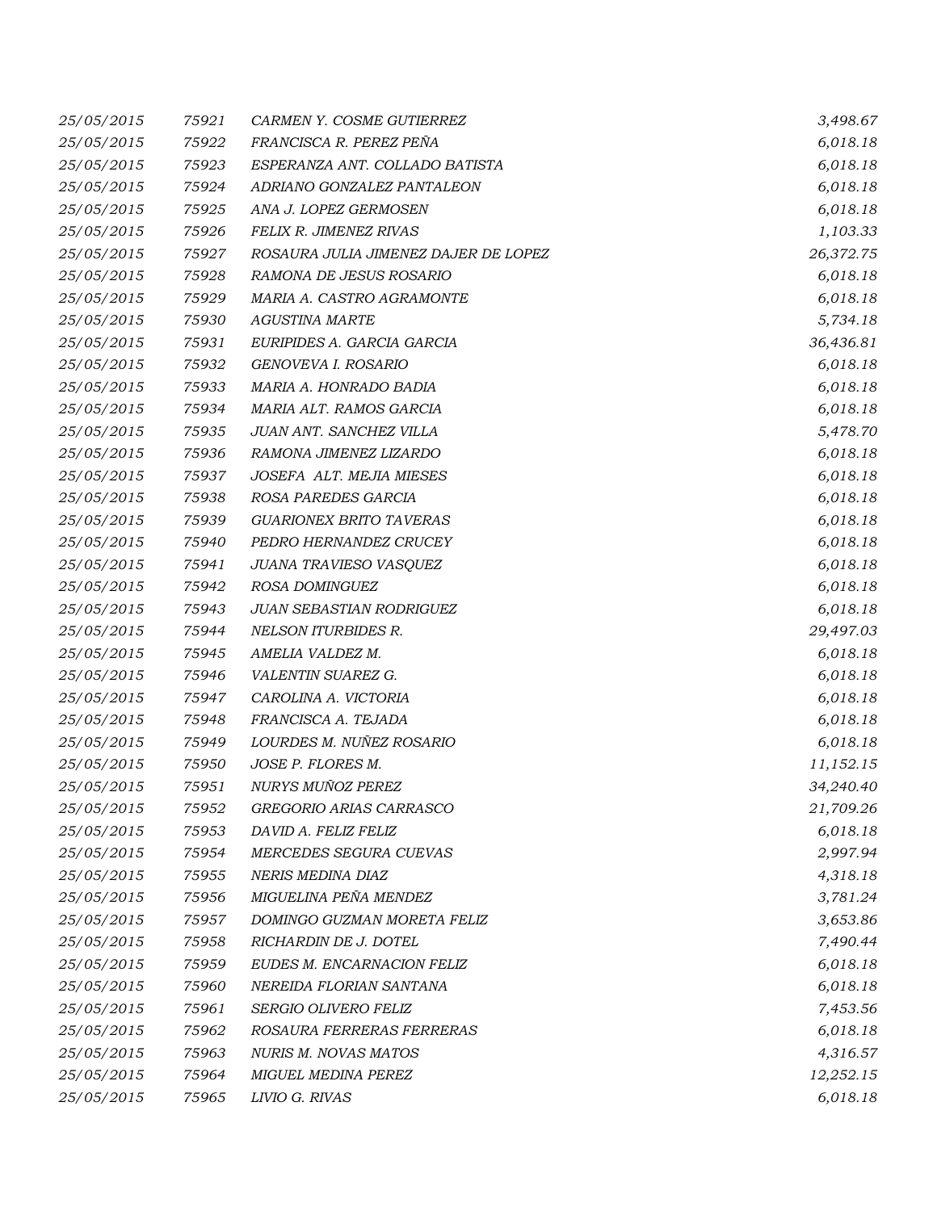| | | | |
|---|---|---|---|
| 25/05/2015 | 75921 | CARMEN Y. COSME GUTIERREZ | 3,498.67 |
| 25/05/2015 | 75922 | FRANCISCA R. PEREZ PEÑA | 6,018.18 |
| 25/05/2015 | 75923 | ESPERANZA ANT. COLLADO BATISTA | 6,018.18 |
| 25/05/2015 | 75924 | ADRIANO GONZALEZ PANTALEON | 6,018.18 |
| 25/05/2015 | 75925 | ANA J. LOPEZ GERMOSEN | 6,018.18 |
| 25/05/2015 | 75926 | FELIX R. JIMENEZ RIVAS | 1,103.33 |
| 25/05/2015 | 75927 | ROSAURA JULIA JIMENEZ DAJER DE LOPEZ | 26,372.75 |
| 25/05/2015 | 75928 | RAMONA DE JESUS ROSARIO | 6,018.18 |
| 25/05/2015 | 75929 | MARIA A. CASTRO AGRAMONTE | 6,018.18 |
| 25/05/2015 | 75930 | AGUSTINA MARTE | 5,734.18 |
| 25/05/2015 | 75931 | EURIPIDES A. GARCIA GARCIA | 36,436.81 |
| 25/05/2015 | 75932 | GENOVEVA I. ROSARIO | 6,018.18 |
| 25/05/2015 | 75933 | MARIA A. HONRADO BADIA | 6,018.18 |
| 25/05/2015 | 75934 | MARIA ALT. RAMOS GARCIA | 6,018.18 |
| 25/05/2015 | 75935 | JUAN ANT. SANCHEZ VILLA | 5,478.70 |
| 25/05/2015 | 75936 | RAMONA JIMENEZ LIZARDO | 6,018.18 |
| 25/05/2015 | 75937 | JOSEFA ALT. MEJIA MIESES | 6,018.18 |
| 25/05/2015 | 75938 | ROSA PAREDES GARCIA | 6,018.18 |
| 25/05/2015 | 75939 | GUARIONEX BRITO TAVERAS | 6,018.18 |
| 25/05/2015 | 75940 | PEDRO HERNANDEZ CRUCEY | 6,018.18 |
| 25/05/2015 | 75941 | JUANA TRAVIESO VASQUEZ | 6,018.18 |
| 25/05/2015 | 75942 | ROSA DOMINGUEZ | 6,018.18 |
| 25/05/2015 | 75943 | JUAN SEBASTIAN RODRIGUEZ | 6,018.18 |
| 25/05/2015 | 75944 | NELSON ITURBIDES R. | 29,497.03 |
| 25/05/2015 | 75945 | AMELIA VALDEZ M. | 6,018.18 |
| 25/05/2015 | 75946 | VALENTIN SUAREZ G. | 6,018.18 |
| 25/05/2015 | 75947 | CAROLINA A. VICTORIA | 6,018.18 |
| 25/05/2015 | 75948 | FRANCISCA A. TEJADA | 6,018.18 |
| 25/05/2015 | 75949 | LOURDES M. NUÑEZ ROSARIO | 6,018.18 |
| 25/05/2015 | 75950 | JOSE P. FLORES M. | 11,152.15 |
| 25/05/2015 | 75951 | NURYS MUÑOZ PEREZ | 34,240.40 |
| 25/05/2015 | 75952 | GREGORIO ARIAS CARRASCO | 21,709.26 |
| 25/05/2015 | 75953 | DAVID A. FELIZ FELIZ | 6,018.18 |
| 25/05/2015 | 75954 | MERCEDES SEGURA CUEVAS | 2,997.94 |
| 25/05/2015 | 75955 | NERIS MEDINA DIAZ | 4,318.18 |
| 25/05/2015 | 75956 | MIGUELINA PEÑA MENDEZ | 3,781.24 |
| 25/05/2015 | 75957 | DOMINGO GUZMAN MORETA FELIZ | 3,653.86 |
| 25/05/2015 | 75958 | RICHARDIN DE J. DOTEL | 7,490.44 |
| 25/05/2015 | 75959 | EUDES M. ENCARNACION FELIZ | 6,018.18 |
| 25/05/2015 | 75960 | NEREIDA FLORIAN SANTANA | 6,018.18 |
| 25/05/2015 | 75961 | SERGIO OLIVERO FELIZ | 7,453.56 |
| 25/05/2015 | 75962 | ROSAURA FERRERAS FERRERAS | 6,018.18 |
| 25/05/2015 | 75963 | NURIS M. NOVAS MATOS | 4,316.57 |
| 25/05/2015 | 75964 | MIGUEL MEDINA PEREZ | 12,252.15 |
| 25/05/2015 | 75965 | LIVIO G. RIVAS | 6,018.18 |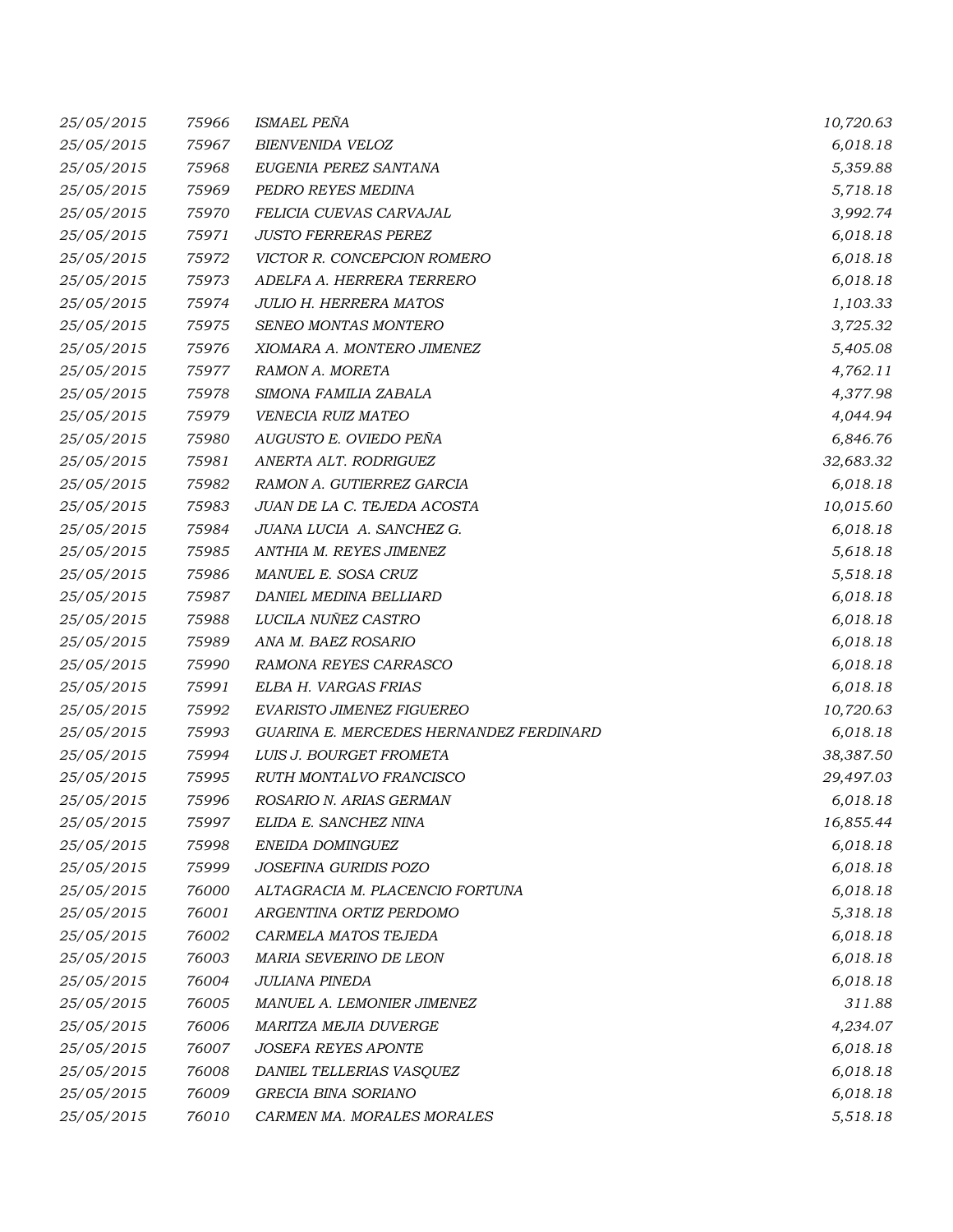| | | | |
|---|---|---|---|
| 25/05/2015 | 75966 | ISMAEL PEÑA | 10,720.63 |
| 25/05/2015 | 75967 | BIENVENIDA VELOZ | 6,018.18 |
| 25/05/2015 | 75968 | EUGENIA PEREZ SANTANA | 5,359.88 |
| 25/05/2015 | 75969 | PEDRO REYES MEDINA | 5,718.18 |
| 25/05/2015 | 75970 | FELICIA CUEVAS CARVAJAL | 3,992.74 |
| 25/05/2015 | 75971 | JUSTO FERRERAS PEREZ | 6,018.18 |
| 25/05/2015 | 75972 | VICTOR R. CONCEPCION ROMERO | 6,018.18 |
| 25/05/2015 | 75973 | ADELFA A. HERRERA TERRERO | 6,018.18 |
| 25/05/2015 | 75974 | JULIO H. HERRERA MATOS | 1,103.33 |
| 25/05/2015 | 75975 | SENEO MONTAS MONTERO | 3,725.32 |
| 25/05/2015 | 75976 | XIOMARA A. MONTERO JIMENEZ | 5,405.08 |
| 25/05/2015 | 75977 | RAMON A. MORETA | 4,762.11 |
| 25/05/2015 | 75978 | SIMONA FAMILIA ZABALA | 4,377.98 |
| 25/05/2015 | 75979 | VENECIA RUIZ MATEO | 4,044.94 |
| 25/05/2015 | 75980 | AUGUSTO E. OVIEDO PEÑA | 6,846.76 |
| 25/05/2015 | 75981 | ANERTA ALT. RODRIGUEZ | 32,683.32 |
| 25/05/2015 | 75982 | RAMON A. GUTIERREZ GARCIA | 6,018.18 |
| 25/05/2015 | 75983 | JUAN DE LA C. TEJEDA ACOSTA | 10,015.60 |
| 25/05/2015 | 75984 | JUANA LUCIA A. SANCHEZ G. | 6,018.18 |
| 25/05/2015 | 75985 | ANTHIA M. REYES JIMENEZ | 5,618.18 |
| 25/05/2015 | 75986 | MANUEL E. SOSA CRUZ | 5,518.18 |
| 25/05/2015 | 75987 | DANIEL MEDINA BELLIARD | 6,018.18 |
| 25/05/2015 | 75988 | LUCILA NUÑEZ CASTRO | 6,018.18 |
| 25/05/2015 | 75989 | ANA M. BAEZ ROSARIO | 6,018.18 |
| 25/05/2015 | 75990 | RAMONA REYES CARRASCO | 6,018.18 |
| 25/05/2015 | 75991 | ELBA H. VARGAS FRIAS | 6,018.18 |
| 25/05/2015 | 75992 | EVARISTO JIMENEZ FIGUEREO | 10,720.63 |
| 25/05/2015 | 75993 | GUARINA E. MERCEDES HERNANDEZ FERDINARD | 6,018.18 |
| 25/05/2015 | 75994 | LUIS J. BOURGET FROMETA | 38,387.50 |
| 25/05/2015 | 75995 | RUTH MONTALVO FRANCISCO | 29,497.03 |
| 25/05/2015 | 75996 | ROSARIO N. ARIAS GERMAN | 6,018.18 |
| 25/05/2015 | 75997 | ELIDA E. SANCHEZ NINA | 16,855.44 |
| 25/05/2015 | 75998 | ENEIDA DOMINGUEZ | 6,018.18 |
| 25/05/2015 | 75999 | JOSEFINA GURIDIS POZO | 6,018.18 |
| 25/05/2015 | 76000 | ALTAGRACIA M. PLACENCIO FORTUNA | 6,018.18 |
| 25/05/2015 | 76001 | ARGENTINA ORTIZ PERDOMO | 5,318.18 |
| 25/05/2015 | 76002 | CARMELA MATOS TEJEDA | 6,018.18 |
| 25/05/2015 | 76003 | MARIA SEVERINO DE LEON | 6,018.18 |
| 25/05/2015 | 76004 | JULIANA PINEDA | 6,018.18 |
| 25/05/2015 | 76005 | MANUEL A. LEMONIER JIMENEZ | 311.88 |
| 25/05/2015 | 76006 | MARITZA MEJIA DUVERGE | 4,234.07 |
| 25/05/2015 | 76007 | JOSEFA REYES APONTE | 6,018.18 |
| 25/05/2015 | 76008 | DANIEL TELLERIAS VASQUEZ | 6,018.18 |
| 25/05/2015 | 76009 | GRECIA BINA SORIANO | 6,018.18 |
| 25/05/2015 | 76010 | CARMEN MA. MORALES MORALES | 5,518.18 |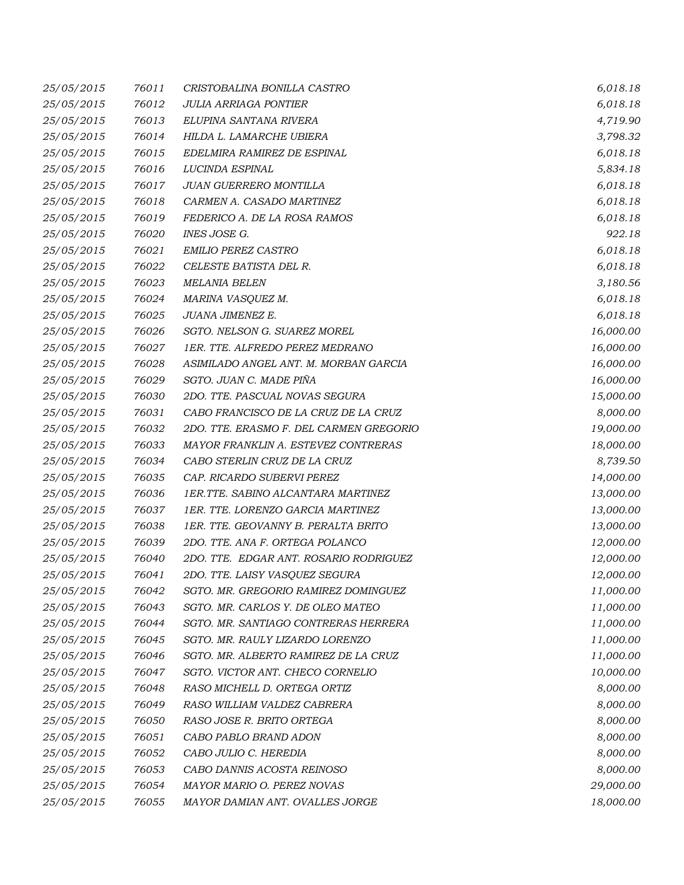| | | | |
|---|---|---|---|
| 25/05/2015 | 76011 | CRISTOBALINA BONILLA CASTRO | 6,018.18 |
| 25/05/2015 | 76012 | JULIA ARRIAGA PONTIER | 6,018.18 |
| 25/05/2015 | 76013 | ELUPINA SANTANA RIVERA | 4,719.90 |
| 25/05/2015 | 76014 | HILDA L. LAMARCHE UBIERA | 3,798.32 |
| 25/05/2015 | 76015 | EDELMIRA RAMIREZ DE ESPINAL | 6,018.18 |
| 25/05/2015 | 76016 | LUCINDA ESPINAL | 5,834.18 |
| 25/05/2015 | 76017 | JUAN GUERRERO MONTILLA | 6,018.18 |
| 25/05/2015 | 76018 | CARMEN A. CASADO MARTINEZ | 6,018.18 |
| 25/05/2015 | 76019 | FEDERICO A. DE LA ROSA RAMOS | 6,018.18 |
| 25/05/2015 | 76020 | INES JOSE G. | 922.18 |
| 25/05/2015 | 76021 | EMILIO PEREZ CASTRO | 6,018.18 |
| 25/05/2015 | 76022 | CELESTE BATISTA DEL R. | 6,018.18 |
| 25/05/2015 | 76023 | MELANIA BELEN | 3,180.56 |
| 25/05/2015 | 76024 | MARINA VASQUEZ M. | 6,018.18 |
| 25/05/2015 | 76025 | JUANA JIMENEZ E. | 6,018.18 |
| 25/05/2015 | 76026 | SGTO. NELSON G. SUAREZ MOREL | 16,000.00 |
| 25/05/2015 | 76027 | 1ER. TTE. ALFREDO PEREZ MEDRANO | 16,000.00 |
| 25/05/2015 | 76028 | ASIMILADO ANGEL ANT. M. MORBAN GARCIA | 16,000.00 |
| 25/05/2015 | 76029 | SGTO. JUAN C. MADE PIÑA | 16,000.00 |
| 25/05/2015 | 76030 | 2DO. TTE. PASCUAL NOVAS SEGURA | 15,000.00 |
| 25/05/2015 | 76031 | CABO FRANCISCO DE LA CRUZ DE LA CRUZ | 8,000.00 |
| 25/05/2015 | 76032 | 2DO. TTE. ERASMO F. DEL CARMEN GREGORIO | 19,000.00 |
| 25/05/2015 | 76033 | MAYOR FRANKLIN A. ESTEVEZ CONTRERAS | 18,000.00 |
| 25/05/2015 | 76034 | CABO STERLIN CRUZ DE LA CRUZ | 8,739.50 |
| 25/05/2015 | 76035 | CAP. RICARDO SUBERVI PEREZ | 14,000.00 |
| 25/05/2015 | 76036 | 1ER.TTE. SABINO ALCANTARA MARTINEZ | 13,000.00 |
| 25/05/2015 | 76037 | 1ER. TTE. LORENZO GARCIA MARTINEZ | 13,000.00 |
| 25/05/2015 | 76038 | 1ER. TTE. GEOVANNY B. PERALTA BRITO | 13,000.00 |
| 25/05/2015 | 76039 | 2DO. TTE. ANA F. ORTEGA POLANCO | 12,000.00 |
| 25/05/2015 | 76040 | 2DO. TTE. EDGAR ANT. ROSARIO RODRIGUEZ | 12,000.00 |
| 25/05/2015 | 76041 | 2DO. TTE. LAISY VASQUEZ SEGURA | 12,000.00 |
| 25/05/2015 | 76042 | SGTO. MR. GREGORIO RAMIREZ DOMINGUEZ | 11,000.00 |
| 25/05/2015 | 76043 | SGTO. MR. CARLOS Y. DE OLEO MATEO | 11,000.00 |
| 25/05/2015 | 76044 | SGTO. MR. SANTIAGO CONTRERAS HERRERA | 11,000.00 |
| 25/05/2015 | 76045 | SGTO. MR. RAULY LIZARDO LORENZO | 11,000.00 |
| 25/05/2015 | 76046 | SGTO. MR. ALBERTO RAMIREZ DE LA CRUZ | 11,000.00 |
| 25/05/2015 | 76047 | SGTO. VICTOR ANT. CHECO CORNELIO | 10,000.00 |
| 25/05/2015 | 76048 | RASO MICHELL D. ORTEGA ORTIZ | 8,000.00 |
| 25/05/2015 | 76049 | RASO WILLIAM VALDEZ CABRERA | 8,000.00 |
| 25/05/2015 | 76050 | RASO JOSE R. BRITO ORTEGA | 8,000.00 |
| 25/05/2015 | 76051 | CABO PABLO BRAND ADON | 8,000.00 |
| 25/05/2015 | 76052 | CABO JULIO C. HEREDIA | 8,000.00 |
| 25/05/2015 | 76053 | CABO DANNIS ACOSTA REINOSO | 8,000.00 |
| 25/05/2015 | 76054 | MAYOR MARIO O. PEREZ NOVAS | 29,000.00 |
| 25/05/2015 | 76055 | MAYOR DAMIAN ANT. OVALLES JORGE | 18,000.00 |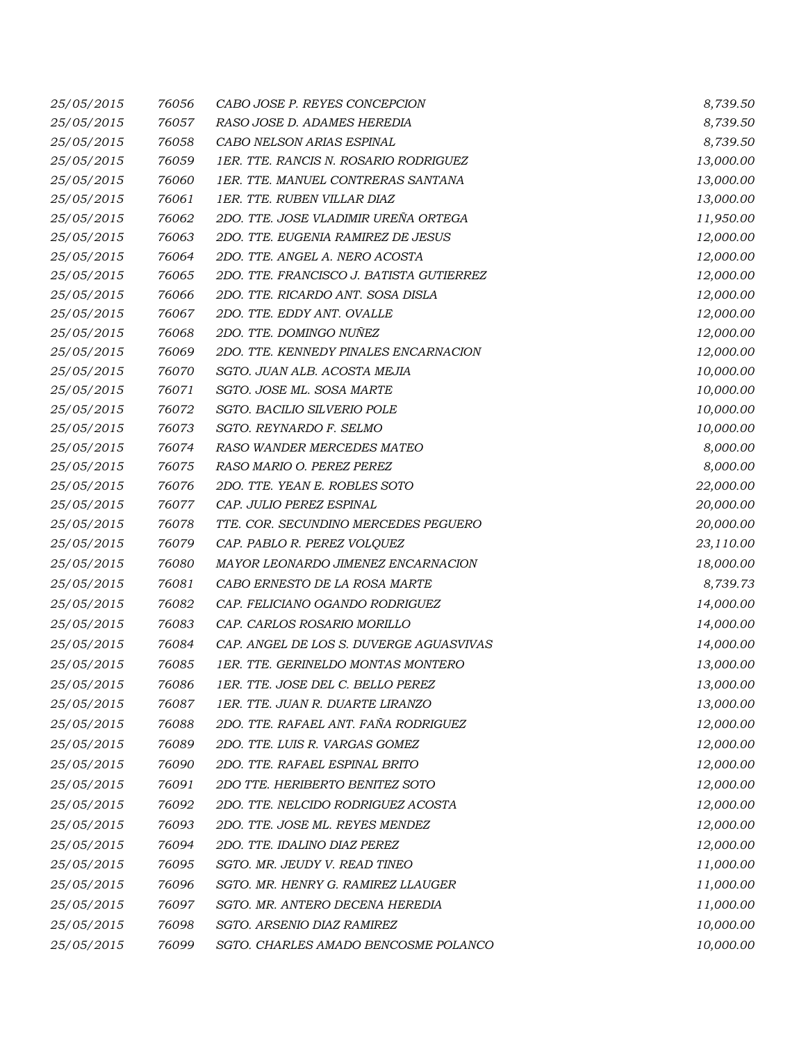| | | | |
|---|---|---|---|
| 25/05/2015 | 76056 | CABO JOSE P. REYES CONCEPCION | 8,739.50 |
| 25/05/2015 | 76057 | RASO JOSE D. ADAMES HEREDIA | 8,739.50 |
| 25/05/2015 | 76058 | CABO NELSON ARIAS ESPINAL | 8,739.50 |
| 25/05/2015 | 76059 | 1ER. TTE. RANCIS N. ROSARIO RODRIGUEZ | 13,000.00 |
| 25/05/2015 | 76060 | 1ER. TTE. MANUEL CONTRERAS SANTANA | 13,000.00 |
| 25/05/2015 | 76061 | 1ER. TTE. RUBEN VILLAR DIAZ | 13,000.00 |
| 25/05/2015 | 76062 | 2DO. TTE. JOSE VLADIMIR UREÑA ORTEGA | 11,950.00 |
| 25/05/2015 | 76063 | 2DO. TTE. EUGENIA RAMIREZ DE JESUS | 12,000.00 |
| 25/05/2015 | 76064 | 2DO. TTE. ANGEL A. NERO ACOSTA | 12,000.00 |
| 25/05/2015 | 76065 | 2DO. TTE. FRANCISCO J. BATISTA GUTIERREZ | 12,000.00 |
| 25/05/2015 | 76066 | 2DO. TTE. RICARDO ANT. SOSA DISLA | 12,000.00 |
| 25/05/2015 | 76067 | 2DO. TTE. EDDY ANT. OVALLE | 12,000.00 |
| 25/05/2015 | 76068 | 2DO. TTE. DOMINGO NUÑEZ | 12,000.00 |
| 25/05/2015 | 76069 | 2DO. TTE. KENNEDY PINALES ENCARNACION | 12,000.00 |
| 25/05/2015 | 76070 | SGTO. JUAN ALB. ACOSTA MEJIA | 10,000.00 |
| 25/05/2015 | 76071 | SGTO. JOSE ML. SOSA MARTE | 10,000.00 |
| 25/05/2015 | 76072 | SGTO. BACILIO SILVERIO POLE | 10,000.00 |
| 25/05/2015 | 76073 | SGTO. REYNARDO F. SELMO | 10,000.00 |
| 25/05/2015 | 76074 | RASO WANDER MERCEDES MATEO | 8,000.00 |
| 25/05/2015 | 76075 | RASO MARIO O. PEREZ PEREZ | 8,000.00 |
| 25/05/2015 | 76076 | 2DO. TTE. YEAN E. ROBLES SOTO | 22,000.00 |
| 25/05/2015 | 76077 | CAP. JULIO PEREZ ESPINAL | 20,000.00 |
| 25/05/2015 | 76078 | TTE. COR. SECUNDINO MERCEDES PEGUERO | 20,000.00 |
| 25/05/2015 | 76079 | CAP. PABLO R. PEREZ VOLQUEZ | 23,110.00 |
| 25/05/2015 | 76080 | MAYOR LEONARDO JIMENEZ ENCARNACION | 18,000.00 |
| 25/05/2015 | 76081 | CABO ERNESTO DE LA ROSA MARTE | 8,739.73 |
| 25/05/2015 | 76082 | CAP. FELICIANO OGANDO RODRIGUEZ | 14,000.00 |
| 25/05/2015 | 76083 | CAP. CARLOS ROSARIO MORILLO | 14,000.00 |
| 25/05/2015 | 76084 | CAP. ANGEL DE LOS S. DUVERGE AGUASVIVAS | 14,000.00 |
| 25/05/2015 | 76085 | 1ER. TTE. GERINELDO MONTAS MONTERO | 13,000.00 |
| 25/05/2015 | 76086 | 1ER. TTE. JOSE DEL C. BELLO PEREZ | 13,000.00 |
| 25/05/2015 | 76087 | 1ER. TTE. JUAN R. DUARTE LIRANZO | 13,000.00 |
| 25/05/2015 | 76088 | 2DO. TTE. RAFAEL ANT. FAÑA RODRIGUEZ | 12,000.00 |
| 25/05/2015 | 76089 | 2DO. TTE. LUIS R. VARGAS GOMEZ | 12,000.00 |
| 25/05/2015 | 76090 | 2DO. TTE. RAFAEL ESPINAL BRITO | 12,000.00 |
| 25/05/2015 | 76091 | 2DO TTE. HERIBERTO BENITEZ SOTO | 12,000.00 |
| 25/05/2015 | 76092 | 2DO. TTE. NELCIDO RODRIGUEZ ACOSTA | 12,000.00 |
| 25/05/2015 | 76093 | 2DO. TTE. JOSE ML. REYES MENDEZ | 12,000.00 |
| 25/05/2015 | 76094 | 2DO. TTE. IDALINO DIAZ PEREZ | 12,000.00 |
| 25/05/2015 | 76095 | SGTO. MR. JEUDY V. READ TINEO | 11,000.00 |
| 25/05/2015 | 76096 | SGTO. MR. HENRY G. RAMIREZ LLAUGER | 11,000.00 |
| 25/05/2015 | 76097 | SGTO. MR. ANTERO DECENA HEREDIA | 11,000.00 |
| 25/05/2015 | 76098 | SGTO. ARSENIO DIAZ RAMIREZ | 10,000.00 |
| 25/05/2015 | 76099 | SGTO. CHARLES AMADO BENCOSME POLANCO | 10,000.00 |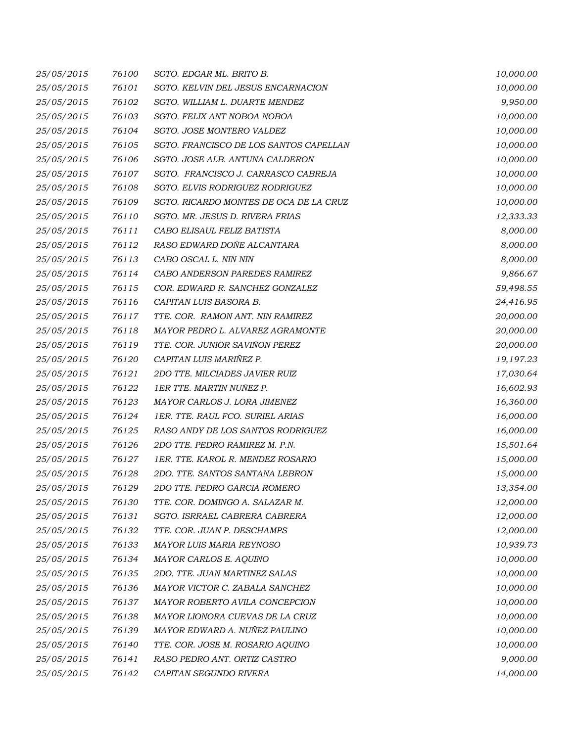| | | | |
|---|---|---|---|
| 25/05/2015 | 76100 | SGTO. EDGAR ML. BRITO B. | 10,000.00 |
| 25/05/2015 | 76101 | SGTO. KELVIN DEL JESUS ENCARNACION | 10,000.00 |
| 25/05/2015 | 76102 | SGTO. WILLIAM L. DUARTE MENDEZ | 9,950.00 |
| 25/05/2015 | 76103 | SGTO. FELIX ANT NOBOA NOBOA | 10,000.00 |
| 25/05/2015 | 76104 | SGTO. JOSE MONTERO VALDEZ | 10,000.00 |
| 25/05/2015 | 76105 | SGTO. FRANCISCO DE LOS SANTOS CAPELLAN | 10,000.00 |
| 25/05/2015 | 76106 | SGTO. JOSE ALB. ANTUNA CALDERON | 10,000.00 |
| 25/05/2015 | 76107 | SGTO. FRANCISCO J. CARRASCO CABREJA | 10,000.00 |
| 25/05/2015 | 76108 | SGTO. ELVIS RODRIGUEZ RODRIGUEZ | 10,000.00 |
| 25/05/2015 | 76109 | SGTO. RICARDO MONTES DE OCA DE LA CRUZ | 10,000.00 |
| 25/05/2015 | 76110 | SGTO. MR. JESUS D. RIVERA FRIAS | 12,333.33 |
| 25/05/2015 | 76111 | CABO ELISAUL FELIZ BATISTA | 8,000.00 |
| 25/05/2015 | 76112 | RASO EDWARD DOÑE ALCANTARA | 8,000.00 |
| 25/05/2015 | 76113 | CABO OSCAL L. NIN NIN | 8,000.00 |
| 25/05/2015 | 76114 | CABO ANDERSON PAREDES RAMIREZ | 9,866.67 |
| 25/05/2015 | 76115 | COR. EDWARD R. SANCHEZ GONZALEZ | 59,498.55 |
| 25/05/2015 | 76116 | CAPITAN LUIS BASORA B. | 24,416.95 |
| 25/05/2015 | 76117 | TTE. COR. RAMON ANT. NIN RAMIREZ | 20,000.00 |
| 25/05/2015 | 76118 | MAYOR PEDRO L. ALVAREZ AGRAMONTE | 20,000.00 |
| 25/05/2015 | 76119 | TTE. COR. JUNIOR SAVIÑON PEREZ | 20,000.00 |
| 25/05/2015 | 76120 | CAPITAN LUIS MARIÑEZ P. | 19,197.23 |
| 25/05/2015 | 76121 | 2DO TTE. MILCIADES JAVIER RUIZ | 17,030.64 |
| 25/05/2015 | 76122 | 1ER TTE. MARTIN NUÑEZ P. | 16,602.93 |
| 25/05/2015 | 76123 | MAYOR CARLOS J. LORA JIMENEZ | 16,360.00 |
| 25/05/2015 | 76124 | 1ER. TTE. RAUL FCO. SURIEL ARIAS | 16,000.00 |
| 25/05/2015 | 76125 | RASO ANDY DE LOS SANTOS RODRIGUEZ | 16,000.00 |
| 25/05/2015 | 76126 | 2DO TTE. PEDRO RAMIREZ M. P.N. | 15,501.64 |
| 25/05/2015 | 76127 | 1ER. TTE. KAROL R. MENDEZ ROSARIO | 15,000.00 |
| 25/05/2015 | 76128 | 2DO. TTE. SANTOS SANTANA LEBRON | 15,000.00 |
| 25/05/2015 | 76129 | 2DO TTE. PEDRO GARCIA ROMERO | 13,354.00 |
| 25/05/2015 | 76130 | TTE. COR. DOMINGO A. SALAZAR M. | 12,000.00 |
| 25/05/2015 | 76131 | SGTO. ISRRAEL CABRERA CABRERA | 12,000.00 |
| 25/05/2015 | 76132 | TTE. COR. JUAN P. DESCHAMPS | 12,000.00 |
| 25/05/2015 | 76133 | MAYOR LUIS MARIA REYNOSO | 10,939.73 |
| 25/05/2015 | 76134 | MAYOR CARLOS E. AQUINO | 10,000.00 |
| 25/05/2015 | 76135 | 2DO. TTE. JUAN MARTINEZ SALAS | 10,000.00 |
| 25/05/2015 | 76136 | MAYOR VICTOR C. ZABALA SANCHEZ | 10,000.00 |
| 25/05/2015 | 76137 | MAYOR ROBERTO AVILA CONCEPCION | 10,000.00 |
| 25/05/2015 | 76138 | MAYOR LIONORA CUEVAS DE LA CRUZ | 10,000.00 |
| 25/05/2015 | 76139 | MAYOR EDWARD A. NUÑEZ PAULINO | 10,000.00 |
| 25/05/2015 | 76140 | TTE. COR. JOSE M. ROSARIO AQUINO | 10,000.00 |
| 25/05/2015 | 76141 | RASO PEDRO ANT. ORTIZ CASTRO | 9,000.00 |
| 25/05/2015 | 76142 | CAPITAN SEGUNDO RIVERA | 14,000.00 |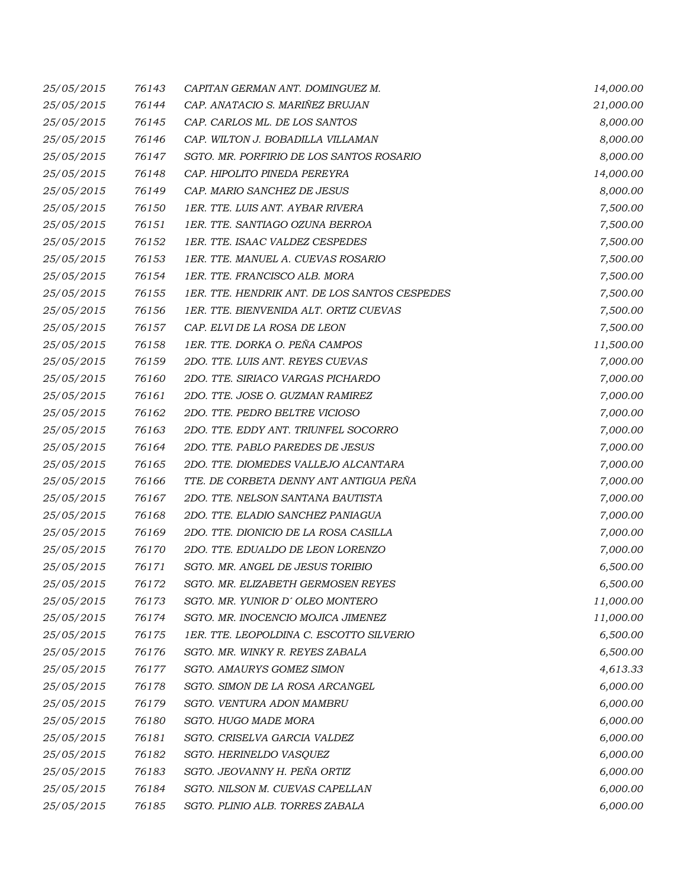| | | | |
|---|---|---|---|
| 25/05/2015 | 76143 | CAPITAN GERMAN ANT. DOMINGUEZ M. | 14,000.00 |
| 25/05/2015 | 76144 | CAP. ANATACIO S. MARIÑEZ BRUJAN | 21,000.00 |
| 25/05/2015 | 76145 | CAP. CARLOS ML. DE LOS SANTOS | 8,000.00 |
| 25/05/2015 | 76146 | CAP. WILTON J. BOBADILLA VILLAMAN | 8,000.00 |
| 25/05/2015 | 76147 | SGTO. MR. PORFIRIO DE LOS SANTOS ROSARIO | 8,000.00 |
| 25/05/2015 | 76148 | CAP. HIPOLITO PINEDA PEREYRA | 14,000.00 |
| 25/05/2015 | 76149 | CAP. MARIO SANCHEZ DE JESUS | 8,000.00 |
| 25/05/2015 | 76150 | 1ER. TTE. LUIS ANT. AYBAR RIVERA | 7,500.00 |
| 25/05/2015 | 76151 | 1ER. TTE. SANTIAGO OZUNA BERROA | 7,500.00 |
| 25/05/2015 | 76152 | 1ER. TTE. ISAAC VALDEZ CESPEDES | 7,500.00 |
| 25/05/2015 | 76153 | 1ER. TTE. MANUEL A. CUEVAS ROSARIO | 7,500.00 |
| 25/05/2015 | 76154 | 1ER. TTE. FRANCISCO ALB. MORA | 7,500.00 |
| 25/05/2015 | 76155 | 1ER. TTE. HENDRIK ANT. DE LOS SANTOS CESPEDES | 7,500.00 |
| 25/05/2015 | 76156 | 1ER. TTE. BIENVENIDA ALT. ORTIZ CUEVAS | 7,500.00 |
| 25/05/2015 | 76157 | CAP. ELVI DE LA ROSA DE LEON | 7,500.00 |
| 25/05/2015 | 76158 | 1ER. TTE. DORKA O. PEÑA CAMPOS | 11,500.00 |
| 25/05/2015 | 76159 | 2DO. TTE. LUIS ANT. REYES CUEVAS | 7,000.00 |
| 25/05/2015 | 76160 | 2DO. TTE. SIRIACO VARGAS PICHARDO | 7,000.00 |
| 25/05/2015 | 76161 | 2DO. TTE. JOSE O. GUZMAN RAMIREZ | 7,000.00 |
| 25/05/2015 | 76162 | 2DO. TTE. PEDRO BELTRE VICIOSO | 7,000.00 |
| 25/05/2015 | 76163 | 2DO. TTE. EDDY ANT. TRIUNFEL SOCORRO | 7,000.00 |
| 25/05/2015 | 76164 | 2DO. TTE. PABLO PAREDES DE JESUS | 7,000.00 |
| 25/05/2015 | 76165 | 2DO. TTE. DIOMEDES VALLEJO ALCANTARA | 7,000.00 |
| 25/05/2015 | 76166 | TTE. DE CORBETA DENNY ANT ANTIGUA PEÑA | 7,000.00 |
| 25/05/2015 | 76167 | 2DO. TTE. NELSON SANTANA BAUTISTA | 7,000.00 |
| 25/05/2015 | 76168 | 2DO. TTE. ELADIO SANCHEZ PANIAGUA | 7,000.00 |
| 25/05/2015 | 76169 | 2DO. TTE. DIONICIO DE LA ROSA CASILLA | 7,000.00 |
| 25/05/2015 | 76170 | 2DO. TTE. EDUALDO DE LEON LORENZO | 7,000.00 |
| 25/05/2015 | 76171 | SGTO. MR. ANGEL DE JESUS TORIBIO | 6,500.00 |
| 25/05/2015 | 76172 | SGTO. MR. ELIZABETH GERMOSEN REYES | 6,500.00 |
| 25/05/2015 | 76173 | SGTO. MR. YUNIOR D´ OLEO MONTERO | 11,000.00 |
| 25/05/2015 | 76174 | SGTO. MR. INOCENCIO MOJICA JIMENEZ | 11,000.00 |
| 25/05/2015 | 76175 | 1ER. TTE. LEOPOLDINA C. ESCOTTO SILVERIO | 6,500.00 |
| 25/05/2015 | 76176 | SGTO. MR. WINKY R. REYES ZABALA | 6,500.00 |
| 25/05/2015 | 76177 | SGTO. AMAURYS GOMEZ SIMON | 4,613.33 |
| 25/05/2015 | 76178 | SGTO. SIMON DE LA ROSA ARCANGEL | 6,000.00 |
| 25/05/2015 | 76179 | SGTO. VENTURA ADON MAMBRU | 6,000.00 |
| 25/05/2015 | 76180 | SGTO. HUGO MADE MORA | 6,000.00 |
| 25/05/2015 | 76181 | SGTO. CRISELVA GARCIA VALDEZ | 6,000.00 |
| 25/05/2015 | 76182 | SGTO. HERINELDO VASQUEZ | 6,000.00 |
| 25/05/2015 | 76183 | SGTO. JEOVANNY H. PEÑA ORTIZ | 6,000.00 |
| 25/05/2015 | 76184 | SGTO. NILSON M. CUEVAS CAPELLAN | 6,000.00 |
| 25/05/2015 | 76185 | SGTO. PLINIO ALB. TORRES ZABALA | 6,000.00 |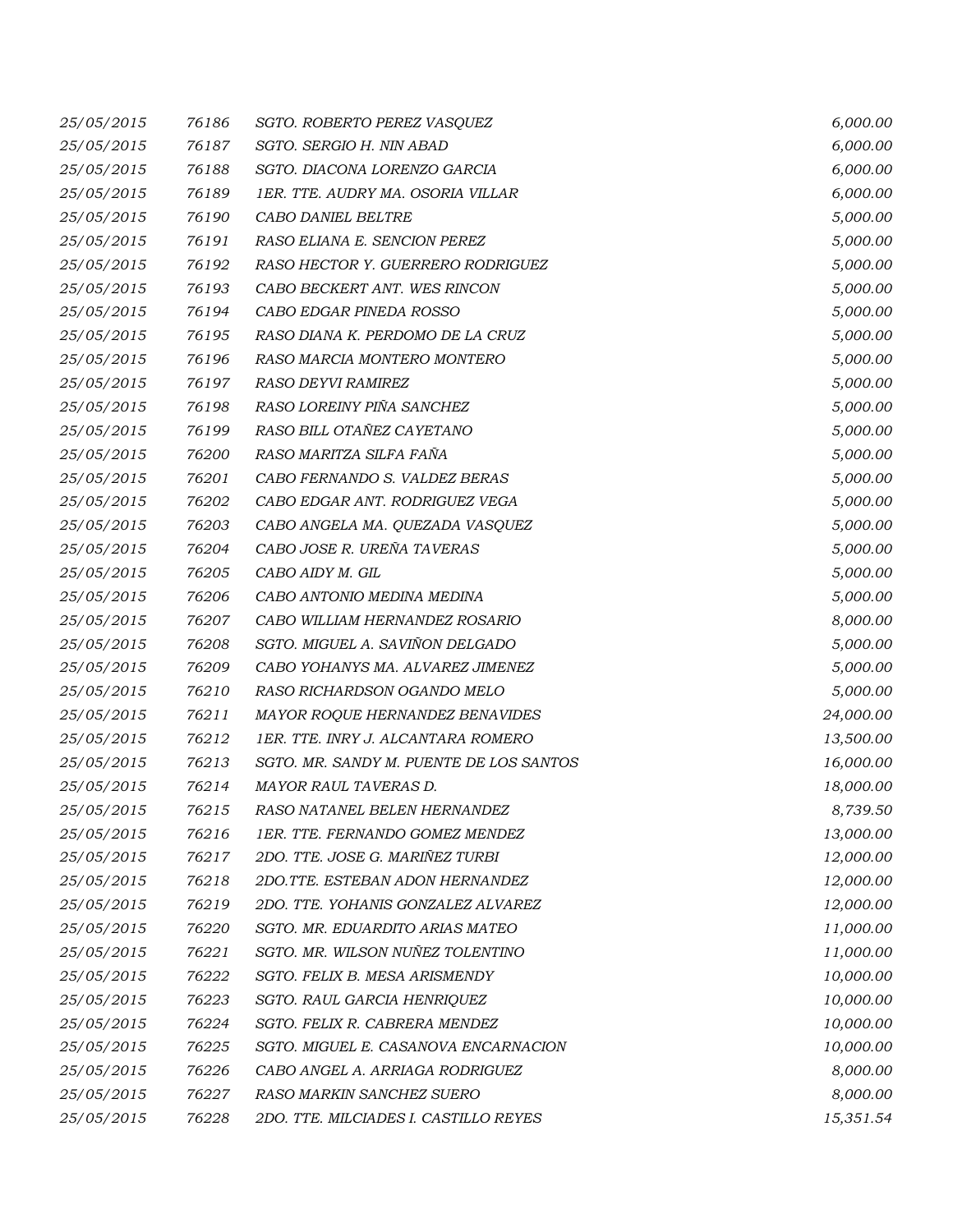| | | | |
|---|---|---|---|
| 25/05/2015 | 76186 | SGTO. ROBERTO PEREZ VASQUEZ | 6,000.00 |
| 25/05/2015 | 76187 | SGTO. SERGIO H. NIN ABAD | 6,000.00 |
| 25/05/2015 | 76188 | SGTO. DIACONA LORENZO GARCIA | 6,000.00 |
| 25/05/2015 | 76189 | 1ER. TTE. AUDRY MA. OSORIA VILLAR | 6,000.00 |
| 25/05/2015 | 76190 | CABO DANIEL BELTRE | 5,000.00 |
| 25/05/2015 | 76191 | RASO ELIANA E. SENCION PEREZ | 5,000.00 |
| 25/05/2015 | 76192 | RASO HECTOR Y. GUERRERO RODRIGUEZ | 5,000.00 |
| 25/05/2015 | 76193 | CABO BECKERT ANT. WES RINCON | 5,000.00 |
| 25/05/2015 | 76194 | CABO EDGAR PINEDA ROSSO | 5,000.00 |
| 25/05/2015 | 76195 | RASO DIANA K. PERDOMO DE LA CRUZ | 5,000.00 |
| 25/05/2015 | 76196 | RASO MARCIA MONTERO MONTERO | 5,000.00 |
| 25/05/2015 | 76197 | RASO DEYVI RAMIREZ | 5,000.00 |
| 25/05/2015 | 76198 | RASO LOREINY PIÑA SANCHEZ | 5,000.00 |
| 25/05/2015 | 76199 | RASO BILL OTAÑEZ CAYETANO | 5,000.00 |
| 25/05/2015 | 76200 | RASO MARITZA SILFA FAÑA | 5,000.00 |
| 25/05/2015 | 76201 | CABO FERNANDO S. VALDEZ BERAS | 5,000.00 |
| 25/05/2015 | 76202 | CABO EDGAR ANT. RODRIGUEZ VEGA | 5,000.00 |
| 25/05/2015 | 76203 | CABO ANGELA MA. QUEZADA VASQUEZ | 5,000.00 |
| 25/05/2015 | 76204 | CABO JOSE R. UREÑA TAVERAS | 5,000.00 |
| 25/05/2015 | 76205 | CABO AIDY M. GIL | 5,000.00 |
| 25/05/2015 | 76206 | CABO ANTONIO MEDINA MEDINA | 5,000.00 |
| 25/05/2015 | 76207 | CABO WILLIAM HERNANDEZ ROSARIO | 8,000.00 |
| 25/05/2015 | 76208 | SGTO. MIGUEL A. SAVIÑON DELGADO | 5,000.00 |
| 25/05/2015 | 76209 | CABO YOHANYS MA. ALVAREZ JIMENEZ | 5,000.00 |
| 25/05/2015 | 76210 | RASO RICHARDSON OGANDO MELO | 5,000.00 |
| 25/05/2015 | 76211 | MAYOR ROQUE HERNANDEZ BENAVIDES | 24,000.00 |
| 25/05/2015 | 76212 | 1ER. TTE. INRY J. ALCANTARA ROMERO | 13,500.00 |
| 25/05/2015 | 76213 | SGTO. MR. SANDY M. PUENTE DE LOS SANTOS | 16,000.00 |
| 25/05/2015 | 76214 | MAYOR RAUL TAVERAS D. | 18,000.00 |
| 25/05/2015 | 76215 | RASO NATANEL BELEN HERNANDEZ | 8,739.50 |
| 25/05/2015 | 76216 | 1ER. TTE. FERNANDO GOMEZ MENDEZ | 13,000.00 |
| 25/05/2015 | 76217 | 2DO. TTE. JOSE G. MARIÑEZ TURBI | 12,000.00 |
| 25/05/2015 | 76218 | 2DO.TTE. ESTEBAN ADON HERNANDEZ | 12,000.00 |
| 25/05/2015 | 76219 | 2DO. TTE. YOHANIS GONZALEZ ALVAREZ | 12,000.00 |
| 25/05/2015 | 76220 | SGTO. MR. EDUARDITO ARIAS MATEO | 11,000.00 |
| 25/05/2015 | 76221 | SGTO. MR. WILSON NUÑEZ TOLENTINO | 11,000.00 |
| 25/05/2015 | 76222 | SGTO. FELIX B. MESA ARISMENDY | 10,000.00 |
| 25/05/2015 | 76223 | SGTO. RAUL GARCIA HENRIQUEZ | 10,000.00 |
| 25/05/2015 | 76224 | SGTO. FELIX R. CABRERA MENDEZ | 10,000.00 |
| 25/05/2015 | 76225 | SGTO. MIGUEL E. CASANOVA ENCARNACION | 10,000.00 |
| 25/05/2015 | 76226 | CABO ANGEL A. ARRIAGA RODRIGUEZ | 8,000.00 |
| 25/05/2015 | 76227 | RASO MARKIN SANCHEZ SUERO | 8,000.00 |
| 25/05/2015 | 76228 | 2DO. TTE. MILCIADES I. CASTILLO REYES | 15,351.54 |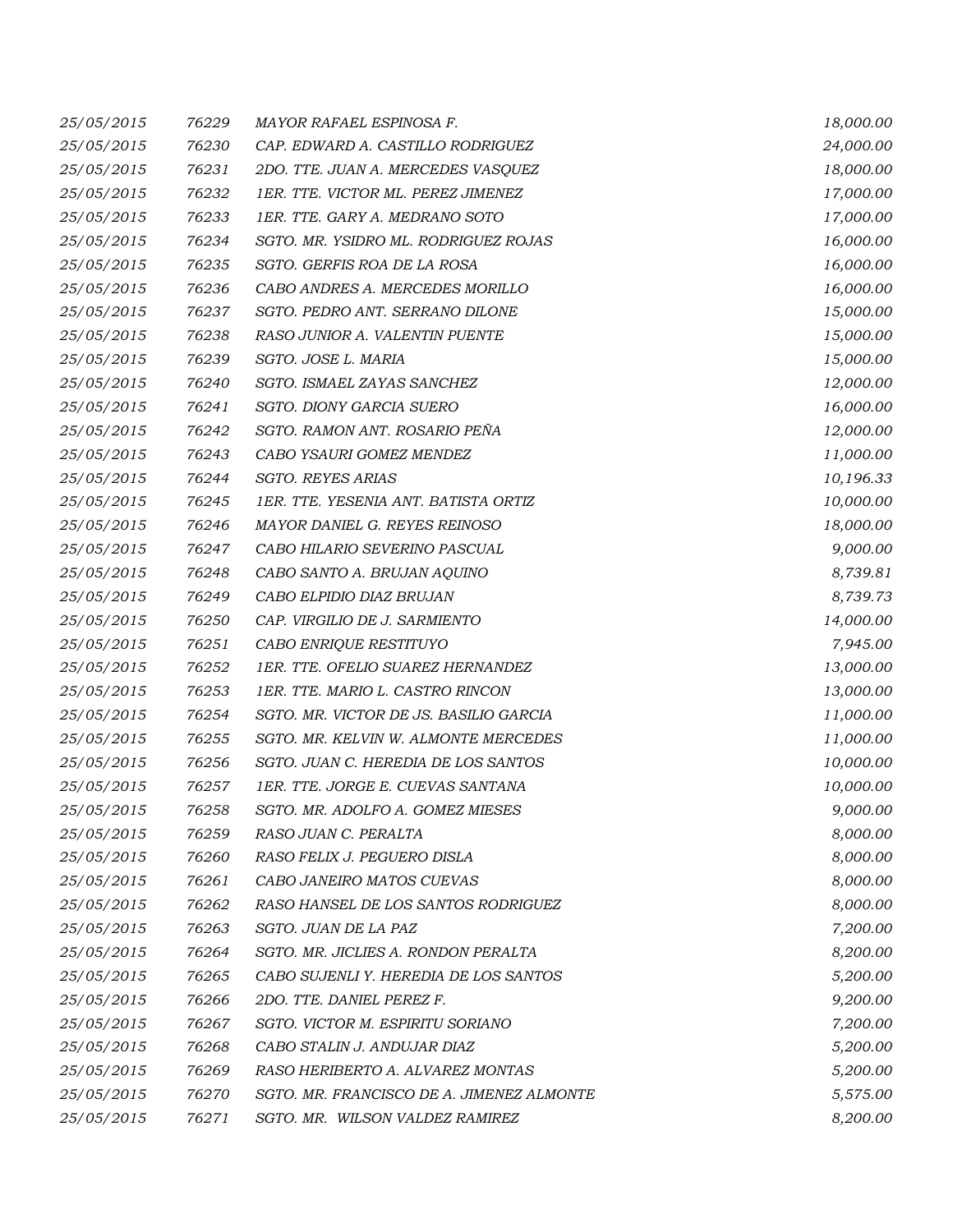| | | | |
|---|---|---|---|
| 25/05/2015 | 76229 | MAYOR RAFAEL ESPINOSA F. | 18,000.00 |
| 25/05/2015 | 76230 | CAP. EDWARD A. CASTILLO RODRIGUEZ | 24,000.00 |
| 25/05/2015 | 76231 | 2DO. TTE. JUAN A. MERCEDES VASQUEZ | 18,000.00 |
| 25/05/2015 | 76232 | 1ER. TTE. VICTOR ML. PEREZ JIMENEZ | 17,000.00 |
| 25/05/2015 | 76233 | 1ER. TTE. GARY A. MEDRANO SOTO | 17,000.00 |
| 25/05/2015 | 76234 | SGTO. MR. YSIDRO ML. RODRIGUEZ ROJAS | 16,000.00 |
| 25/05/2015 | 76235 | SGTO. GERFIS ROA DE LA ROSA | 16,000.00 |
| 25/05/2015 | 76236 | CABO ANDRES A. MERCEDES MORILLO | 16,000.00 |
| 25/05/2015 | 76237 | SGTO. PEDRO ANT. SERRANO DILONE | 15,000.00 |
| 25/05/2015 | 76238 | RASO JUNIOR A. VALENTIN PUENTE | 15,000.00 |
| 25/05/2015 | 76239 | SGTO. JOSE L. MARIA | 15,000.00 |
| 25/05/2015 | 76240 | SGTO. ISMAEL ZAYAS SANCHEZ | 12,000.00 |
| 25/05/2015 | 76241 | SGTO. DIONY GARCIA SUERO | 16,000.00 |
| 25/05/2015 | 76242 | SGTO. RAMON ANT. ROSARIO PEÑA | 12,000.00 |
| 25/05/2015 | 76243 | CABO YSAURI GOMEZ MENDEZ | 11,000.00 |
| 25/05/2015 | 76244 | SGTO. REYES ARIAS | 10,196.33 |
| 25/05/2015 | 76245 | 1ER. TTE. YESENIA ANT. BATISTA ORTIZ | 10,000.00 |
| 25/05/2015 | 76246 | MAYOR DANIEL G. REYES REINOSO | 18,000.00 |
| 25/05/2015 | 76247 | CABO HILARIO SEVERINO PASCUAL | 9,000.00 |
| 25/05/2015 | 76248 | CABO SANTO A. BRUJAN AQUINO | 8,739.81 |
| 25/05/2015 | 76249 | CABO ELPIDIO DIAZ BRUJAN | 8,739.73 |
| 25/05/2015 | 76250 | CAP. VIRGILIO DE J. SARMIENTO | 14,000.00 |
| 25/05/2015 | 76251 | CABO ENRIQUE RESTITUYO | 7,945.00 |
| 25/05/2015 | 76252 | 1ER. TTE. OFELIO SUAREZ HERNANDEZ | 13,000.00 |
| 25/05/2015 | 76253 | 1ER. TTE. MARIO L. CASTRO RINCON | 13,000.00 |
| 25/05/2015 | 76254 | SGTO. MR. VICTOR DE JS. BASILIO GARCIA | 11,000.00 |
| 25/05/2015 | 76255 | SGTO. MR. KELVIN W. ALMONTE MERCEDES | 11,000.00 |
| 25/05/2015 | 76256 | SGTO. JUAN C. HEREDIA DE LOS SANTOS | 10,000.00 |
| 25/05/2015 | 76257 | 1ER. TTE. JORGE E. CUEVAS SANTANA | 10,000.00 |
| 25/05/2015 | 76258 | SGTO. MR. ADOLFO A. GOMEZ MIESES | 9,000.00 |
| 25/05/2015 | 76259 | RASO JUAN C. PERALTA | 8,000.00 |
| 25/05/2015 | 76260 | RASO FELIX J. PEGUERO DISLA | 8,000.00 |
| 25/05/2015 | 76261 | CABO JANEIRO MATOS CUEVAS | 8,000.00 |
| 25/05/2015 | 76262 | RASO HANSEL DE LOS SANTOS RODRIGUEZ | 8,000.00 |
| 25/05/2015 | 76263 | SGTO. JUAN DE LA PAZ | 7,200.00 |
| 25/05/2015 | 76264 | SGTO. MR. JICLIES A. RONDON PERALTA | 8,200.00 |
| 25/05/2015 | 76265 | CABO SUJENLI Y. HEREDIA DE LOS SANTOS | 5,200.00 |
| 25/05/2015 | 76266 | 2DO. TTE. DANIEL PEREZ F. | 9,200.00 |
| 25/05/2015 | 76267 | SGTO. VICTOR M. ESPIRITU SORIANO | 7,200.00 |
| 25/05/2015 | 76268 | CABO STALIN J. ANDUJAR DIAZ | 5,200.00 |
| 25/05/2015 | 76269 | RASO HERIBERTO A. ALVAREZ MONTAS | 5,200.00 |
| 25/05/2015 | 76270 | SGTO. MR. FRANCISCO DE A. JIMENEZ ALMONTE | 5,575.00 |
| 25/05/2015 | 76271 | SGTO. MR. WILSON VALDEZ RAMIREZ | 8,200.00 |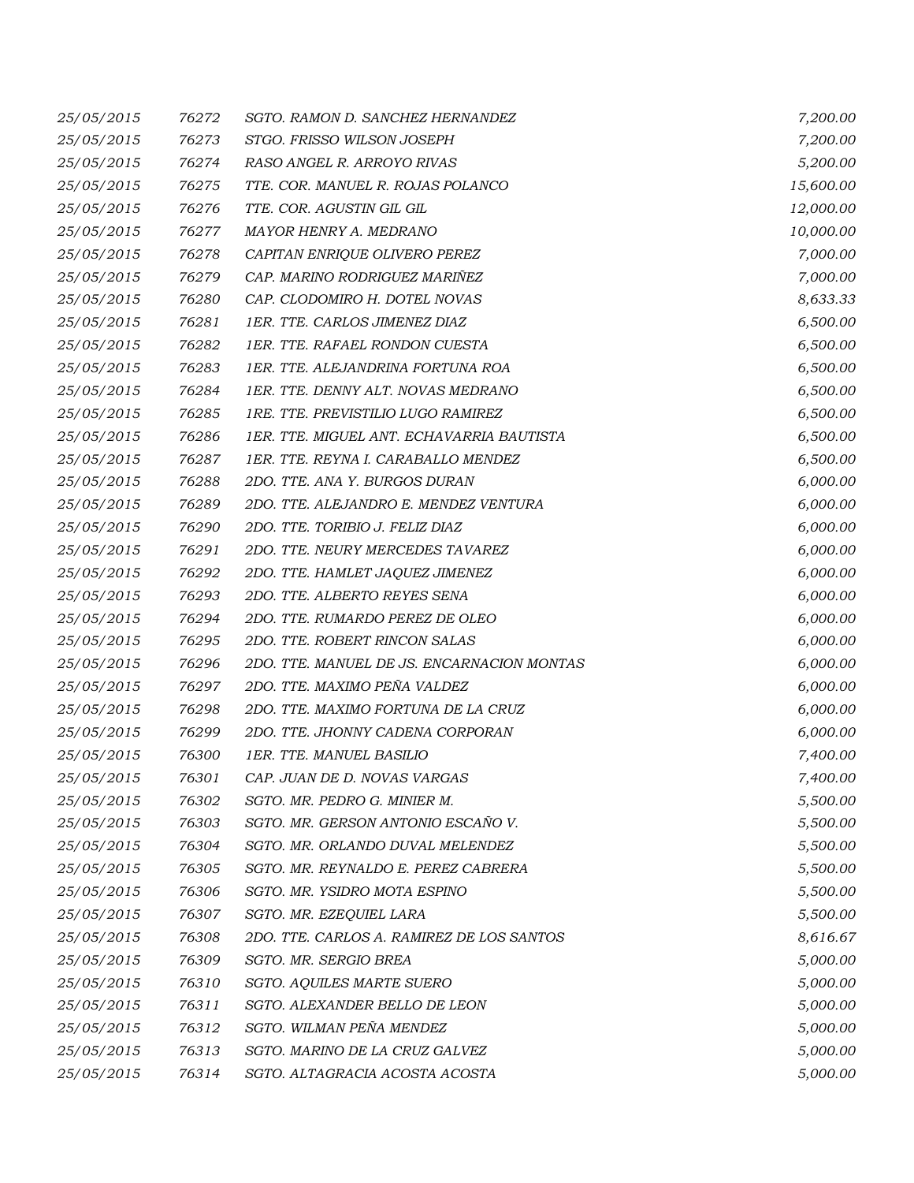| | | | |
|---|---|---|---|
| 25/05/2015 | 76272 | SGTO. RAMON D. SANCHEZ HERNANDEZ | 7,200.00 |
| 25/05/2015 | 76273 | STGO. FRISSO WILSON JOSEPH | 7,200.00 |
| 25/05/2015 | 76274 | RASO ANGEL R. ARROYO RIVAS | 5,200.00 |
| 25/05/2015 | 76275 | TTE. COR. MANUEL R. ROJAS POLANCO | 15,600.00 |
| 25/05/2015 | 76276 | TTE. COR. AGUSTIN GIL GIL | 12,000.00 |
| 25/05/2015 | 76277 | MAYOR HENRY A. MEDRANO | 10,000.00 |
| 25/05/2015 | 76278 | CAPITAN ENRIQUE OLIVERO PEREZ | 7,000.00 |
| 25/05/2015 | 76279 | CAP. MARINO RODRIGUEZ MARIÑEZ | 7,000.00 |
| 25/05/2015 | 76280 | CAP. CLODOMIRO H. DOTEL NOVAS | 8,633.33 |
| 25/05/2015 | 76281 | 1ER. TTE. CARLOS JIMENEZ DIAZ | 6,500.00 |
| 25/05/2015 | 76282 | 1ER. TTE. RAFAEL RONDON CUESTA | 6,500.00 |
| 25/05/2015 | 76283 | 1ER. TTE. ALEJANDRINA FORTUNA ROA | 6,500.00 |
| 25/05/2015 | 76284 | 1ER. TTE. DENNY ALT. NOVAS MEDRANO | 6,500.00 |
| 25/05/2015 | 76285 | 1RE. TTE. PREVISTILIO LUGO RAMIREZ | 6,500.00 |
| 25/05/2015 | 76286 | 1ER. TTE. MIGUEL ANT. ECHAVARRIA BAUTISTA | 6,500.00 |
| 25/05/2015 | 76287 | 1ER. TTE. REYNA I. CARABALLO MENDEZ | 6,500.00 |
| 25/05/2015 | 76288 | 2DO. TTE. ANA Y. BURGOS DURAN | 6,000.00 |
| 25/05/2015 | 76289 | 2DO. TTE. ALEJANDRO E. MENDEZ VENTURA | 6,000.00 |
| 25/05/2015 | 76290 | 2DO. TTE. TORIBIO J. FELIZ DIAZ | 6,000.00 |
| 25/05/2015 | 76291 | 2DO. TTE. NEURY MERCEDES TAVAREZ | 6,000.00 |
| 25/05/2015 | 76292 | 2DO. TTE. HAMLET JAQUEZ JIMENEZ | 6,000.00 |
| 25/05/2015 | 76293 | 2DO. TTE. ALBERTO REYES SENA | 6,000.00 |
| 25/05/2015 | 76294 | 2DO. TTE. RUMARDO PEREZ DE OLEO | 6,000.00 |
| 25/05/2015 | 76295 | 2DO. TTE. ROBERT RINCON SALAS | 6,000.00 |
| 25/05/2015 | 76296 | 2DO. TTE. MANUEL DE JS. ENCARNACION MONTAS | 6,000.00 |
| 25/05/2015 | 76297 | 2DO. TTE. MAXIMO PEÑA VALDEZ | 6,000.00 |
| 25/05/2015 | 76298 | 2DO. TTE. MAXIMO FORTUNA DE LA CRUZ | 6,000.00 |
| 25/05/2015 | 76299 | 2DO. TTE. JHONNY CADENA CORPORAN | 6,000.00 |
| 25/05/2015 | 76300 | 1ER. TTE. MANUEL BASILIO | 7,400.00 |
| 25/05/2015 | 76301 | CAP. JUAN DE D. NOVAS VARGAS | 7,400.00 |
| 25/05/2015 | 76302 | SGTO. MR. PEDRO G. MINIER M. | 5,500.00 |
| 25/05/2015 | 76303 | SGTO. MR. GERSON ANTONIO ESCAÑO V. | 5,500.00 |
| 25/05/2015 | 76304 | SGTO. MR. ORLANDO DUVAL MELENDEZ | 5,500.00 |
| 25/05/2015 | 76305 | SGTO. MR. REYNALDO E. PEREZ CABRERA | 5,500.00 |
| 25/05/2015 | 76306 | SGTO. MR. YSIDRO MOTA ESPINO | 5,500.00 |
| 25/05/2015 | 76307 | SGTO. MR. EZEQUIEL LARA | 5,500.00 |
| 25/05/2015 | 76308 | 2DO. TTE. CARLOS A. RAMIREZ DE LOS SANTOS | 8,616.67 |
| 25/05/2015 | 76309 | SGTO. MR. SERGIO BREA | 5,000.00 |
| 25/05/2015 | 76310 | SGTO. AQUILES MARTE SUERO | 5,000.00 |
| 25/05/2015 | 76311 | SGTO. ALEXANDER BELLO DE LEON | 5,000.00 |
| 25/05/2015 | 76312 | SGTO. WILMAN PEÑA MENDEZ | 5,000.00 |
| 25/05/2015 | 76313 | SGTO. MARINO DE LA CRUZ GALVEZ | 5,000.00 |
| 25/05/2015 | 76314 | SGTO. ALTAGRACIA ACOSTA ACOSTA | 5,000.00 |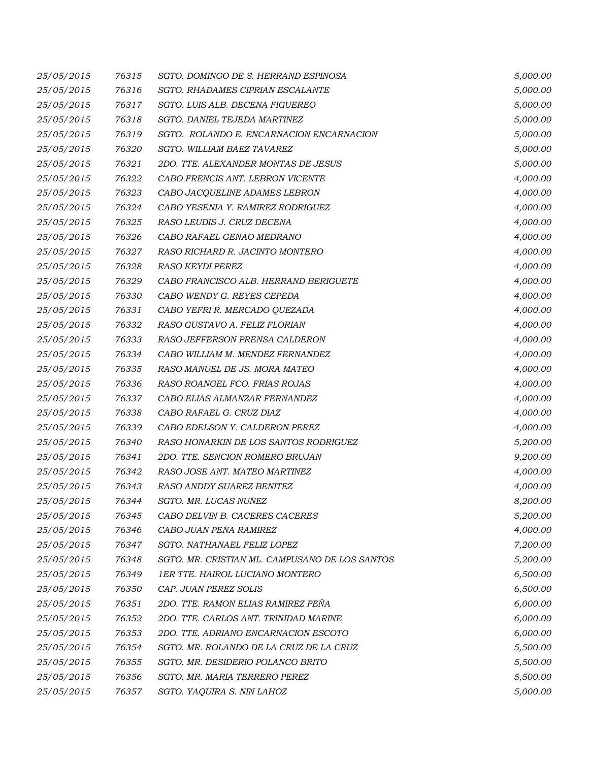| | | | |
|---|---|---|---|
| 25/05/2015 | 76315 | SGTO. DOMINGO DE S. HERRAND ESPINOSA | 5,000.00 |
| 25/05/2015 | 76316 | SGTO. RHADAMES CIPRIAN ESCALANTE | 5,000.00 |
| 25/05/2015 | 76317 | SGTO. LUIS ALB. DECENA FIGUEREO | 5,000.00 |
| 25/05/2015 | 76318 | SGTO. DANIEL TEJEDA MARTINEZ | 5,000.00 |
| 25/05/2015 | 76319 | SGTO. ROLANDO E. ENCARNACION ENCARNACION | 5,000.00 |
| 25/05/2015 | 76320 | SGTO. WILLIAM BAEZ TAVAREZ | 5,000.00 |
| 25/05/2015 | 76321 | 2DO. TTE. ALEXANDER MONTAS DE JESUS | 5,000.00 |
| 25/05/2015 | 76322 | CABO FRENCIS ANT. LEBRON VICENTE | 4,000.00 |
| 25/05/2015 | 76323 | CABO JACQUELINE ADAMES LEBRON | 4,000.00 |
| 25/05/2015 | 76324 | CABO YESENIA Y. RAMIREZ RODRIGUEZ | 4,000.00 |
| 25/05/2015 | 76325 | RASO LEUDIS J. CRUZ DECENA | 4,000.00 |
| 25/05/2015 | 76326 | CABO RAFAEL GENAO MEDRANO | 4,000.00 |
| 25/05/2015 | 76327 | RASO RICHARD R. JACINTO MONTERO | 4,000.00 |
| 25/05/2015 | 76328 | RASO KEYDI PEREZ | 4,000.00 |
| 25/05/2015 | 76329 | CABO FRANCISCO ALB. HERRAND BERIGUETE | 4,000.00 |
| 25/05/2015 | 76330 | CABO WENDY G. REYES CEPEDA | 4,000.00 |
| 25/05/2015 | 76331 | CABO YEFRI R. MERCADO QUEZADA | 4,000.00 |
| 25/05/2015 | 76332 | RASO GUSTAVO A. FELIZ FLORIAN | 4,000.00 |
| 25/05/2015 | 76333 | RASO JEFFERSON PRENSA CALDERON | 4,000.00 |
| 25/05/2015 | 76334 | CABO WILLIAM M. MENDEZ FERNANDEZ | 4,000.00 |
| 25/05/2015 | 76335 | RASO MANUEL DE JS. MORA MATEO | 4,000.00 |
| 25/05/2015 | 76336 | RASO ROANGEL FCO. FRIAS ROJAS | 4,000.00 |
| 25/05/2015 | 76337 | CABO ELIAS ALMANZAR FERNANDEZ | 4,000.00 |
| 25/05/2015 | 76338 | CABO RAFAEL G. CRUZ DIAZ | 4,000.00 |
| 25/05/2015 | 76339 | CABO EDELSON Y. CALDERON PEREZ | 4,000.00 |
| 25/05/2015 | 76340 | RASO HONARKIN DE LOS SANTOS RODRIGUEZ | 5,200.00 |
| 25/05/2015 | 76341 | 2DO. TTE. SENCION ROMERO BRUJAN | 9,200.00 |
| 25/05/2015 | 76342 | RASO JOSE ANT. MATEO MARTINEZ | 4,000.00 |
| 25/05/2015 | 76343 | RASO ANDDY SUAREZ BENITEZ | 4,000.00 |
| 25/05/2015 | 76344 | SGTO. MR. LUCAS NUÑEZ | 8,200.00 |
| 25/05/2015 | 76345 | CABO DELVIN B. CACERES CACERES | 5,200.00 |
| 25/05/2015 | 76346 | CABO JUAN PEÑA RAMIREZ | 4,000.00 |
| 25/05/2015 | 76347 | SGTO. NATHANAEL FELIZ LOPEZ | 7,200.00 |
| 25/05/2015 | 76348 | SGTO. MR. CRISTIAN ML. CAMPUSANO DE LOS SANTOS | 5,200.00 |
| 25/05/2015 | 76349 | 1ER TTE. HAIROL LUCIANO MONTERO | 6,500.00 |
| 25/05/2015 | 76350 | CAP. JUAN PEREZ SOLIS | 6,500.00 |
| 25/05/2015 | 76351 | 2DO. TTE. RAMON ELIAS RAMIREZ PEÑA | 6,000.00 |
| 25/05/2015 | 76352 | 2DO. TTE. CARLOS ANT. TRINIDAD MARINE | 6,000.00 |
| 25/05/2015 | 76353 | 2DO. TTE. ADRIANO ENCARNACION ESCOTO | 6,000.00 |
| 25/05/2015 | 76354 | SGTO. MR. ROLANDO DE LA CRUZ DE LA CRUZ | 5,500.00 |
| 25/05/2015 | 76355 | SGTO. MR. DESIDERIO POLANCO BRITO | 5,500.00 |
| 25/05/2015 | 76356 | SGTO. MR. MARIA TERRERO PEREZ | 5,500.00 |
| 25/05/2015 | 76357 | SGTO. YAQUIRA S. NIN LAHOZ | 5,000.00 |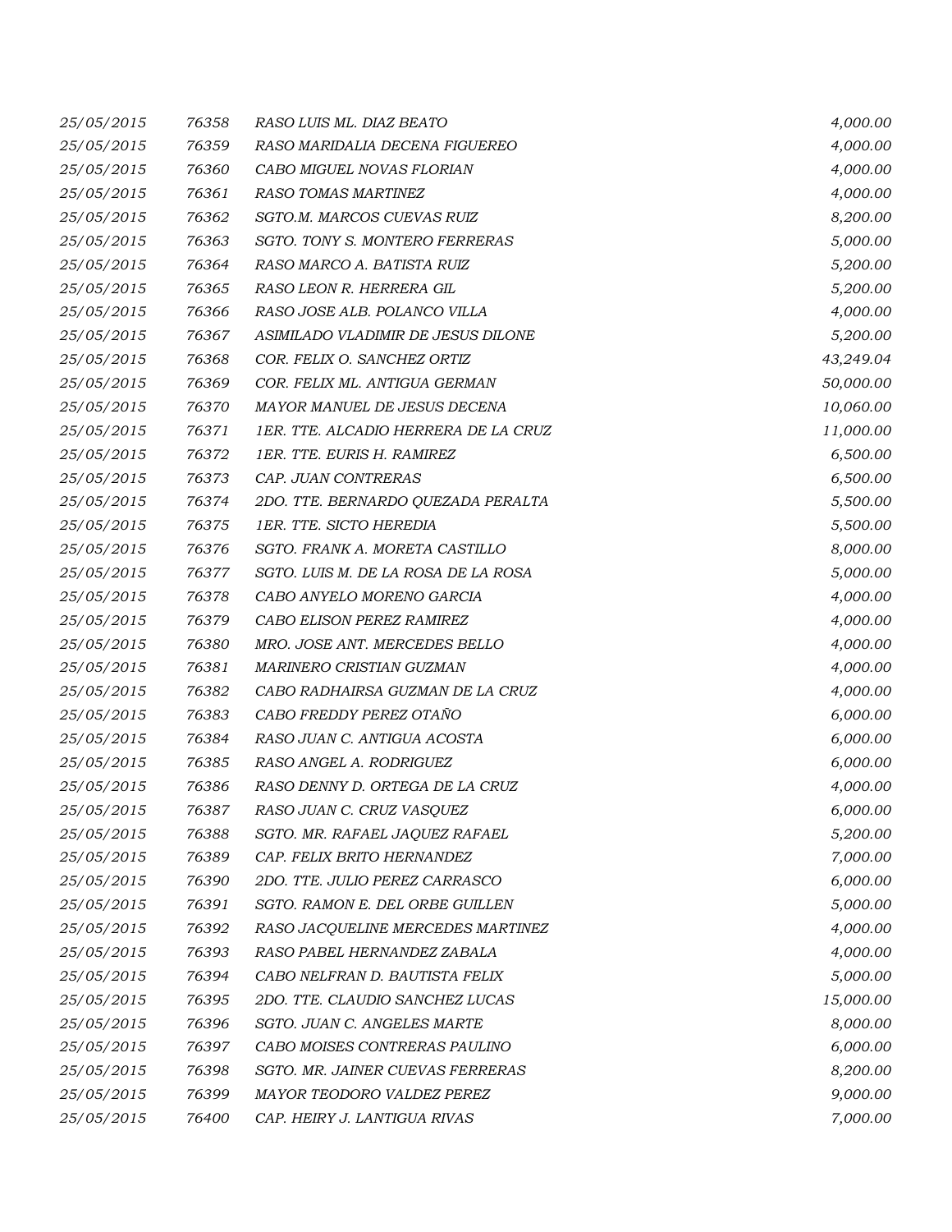| | | | |
|---|---|---|---|
| 25/05/2015 | 76358 | RASO LUIS ML. DIAZ BEATO | 4,000.00 |
| 25/05/2015 | 76359 | RASO MARIDALIA DECENA FIGUEREO | 4,000.00 |
| 25/05/2015 | 76360 | CABO MIGUEL NOVAS FLORIAN | 4,000.00 |
| 25/05/2015 | 76361 | RASO TOMAS MARTINEZ | 4,000.00 |
| 25/05/2015 | 76362 | SGTO.M. MARCOS CUEVAS RUIZ | 8,200.00 |
| 25/05/2015 | 76363 | SGTO. TONY S. MONTERO FERRERAS | 5,000.00 |
| 25/05/2015 | 76364 | RASO MARCO A. BATISTA RUIZ | 5,200.00 |
| 25/05/2015 | 76365 | RASO LEON R. HERRERA GIL | 5,200.00 |
| 25/05/2015 | 76366 | RASO JOSE ALB. POLANCO VILLA | 4,000.00 |
| 25/05/2015 | 76367 | ASIMILADO VLADIMIR DE JESUS DILONE | 5,200.00 |
| 25/05/2015 | 76368 | COR. FELIX O. SANCHEZ ORTIZ | 43,249.04 |
| 25/05/2015 | 76369 | COR. FELIX ML. ANTIGUA GERMAN | 50,000.00 |
| 25/05/2015 | 76370 | MAYOR MANUEL DE JESUS DECENA | 10,060.00 |
| 25/05/2015 | 76371 | 1ER. TTE. ALCADIO HERRERA DE LA CRUZ | 11,000.00 |
| 25/05/2015 | 76372 | 1ER. TTE. EURIS H. RAMIREZ | 6,500.00 |
| 25/05/2015 | 76373 | CAP. JUAN CONTRERAS | 6,500.00 |
| 25/05/2015 | 76374 | 2DO. TTE. BERNARDO QUEZADA PERALTA | 5,500.00 |
| 25/05/2015 | 76375 | 1ER. TTE. SICTO HEREDIA | 5,500.00 |
| 25/05/2015 | 76376 | SGTO. FRANK A. MORETA CASTILLO | 8,000.00 |
| 25/05/2015 | 76377 | SGTO. LUIS M. DE LA ROSA DE LA ROSA | 5,000.00 |
| 25/05/2015 | 76378 | CABO ANYELO MORENO GARCIA | 4,000.00 |
| 25/05/2015 | 76379 | CABO ELISON PEREZ RAMIREZ | 4,000.00 |
| 25/05/2015 | 76380 | MRO. JOSE ANT. MERCEDES BELLO | 4,000.00 |
| 25/05/2015 | 76381 | MARINERO CRISTIAN GUZMAN | 4,000.00 |
| 25/05/2015 | 76382 | CABO RADHAIRSA GUZMAN DE LA CRUZ | 4,000.00 |
| 25/05/2015 | 76383 | CABO FREDDY PEREZ OTAÑO | 6,000.00 |
| 25/05/2015 | 76384 | RASO JUAN C. ANTIGUA ACOSTA | 6,000.00 |
| 25/05/2015 | 76385 | RASO ANGEL A. RODRIGUEZ | 6,000.00 |
| 25/05/2015 | 76386 | RASO DENNY D. ORTEGA DE LA CRUZ | 4,000.00 |
| 25/05/2015 | 76387 | RASO JUAN C. CRUZ VASQUEZ | 6,000.00 |
| 25/05/2015 | 76388 | SGTO. MR. RAFAEL JAQUEZ RAFAEL | 5,200.00 |
| 25/05/2015 | 76389 | CAP. FELIX BRITO HERNANDEZ | 7,000.00 |
| 25/05/2015 | 76390 | 2DO. TTE. JULIO PEREZ CARRASCO | 6,000.00 |
| 25/05/2015 | 76391 | SGTO. RAMON E. DEL ORBE GUILLEN | 5,000.00 |
| 25/05/2015 | 76392 | RASO JACQUELINE MERCEDES MARTINEZ | 4,000.00 |
| 25/05/2015 | 76393 | RASO PABEL HERNANDEZ ZABALA | 4,000.00 |
| 25/05/2015 | 76394 | CABO NELFRAN D. BAUTISTA FELIX | 5,000.00 |
| 25/05/2015 | 76395 | 2DO. TTE. CLAUDIO SANCHEZ LUCAS | 15,000.00 |
| 25/05/2015 | 76396 | SGTO. JUAN C. ANGELES MARTE | 8,000.00 |
| 25/05/2015 | 76397 | CABO MOISES CONTRERAS PAULINO | 6,000.00 |
| 25/05/2015 | 76398 | SGTO. MR. JAINER CUEVAS FERRERAS | 8,200.00 |
| 25/05/2015 | 76399 | MAYOR TEODORO VALDEZ PEREZ | 9,000.00 |
| 25/05/2015 | 76400 | CAP. HEIRY J. LANTIGUA RIVAS | 7,000.00 |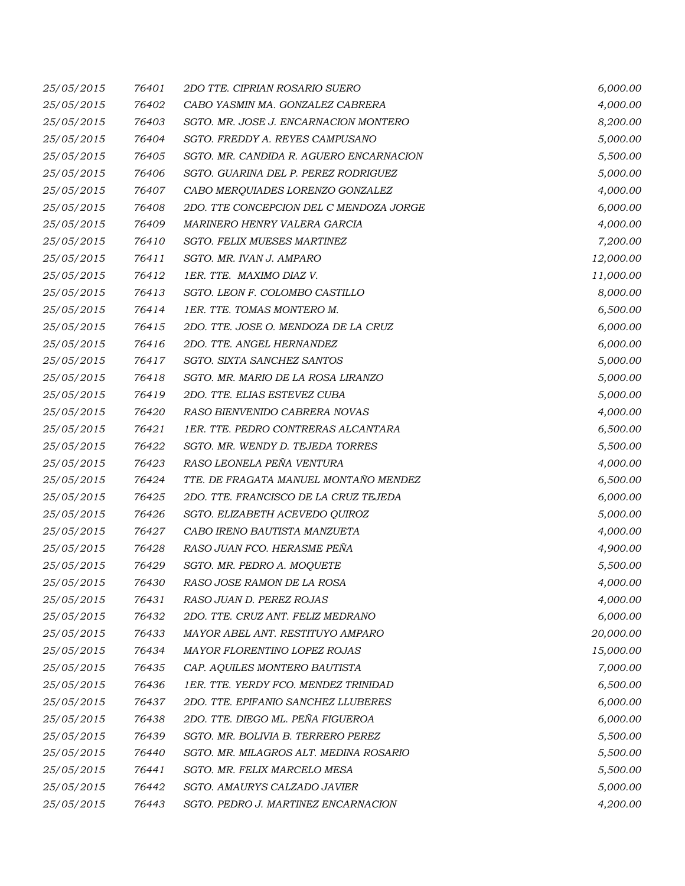| | | | |
|---|---|---|---|
| 25/05/2015 | 76401 | 2DO TTE. CIPRIAN ROSARIO SUERO | 6,000.00 |
| 25/05/2015 | 76402 | CABO YASMIN MA. GONZALEZ CABRERA | 4,000.00 |
| 25/05/2015 | 76403 | SGTO. MR. JOSE J. ENCARNACION MONTERO | 8,200.00 |
| 25/05/2015 | 76404 | SGTO. FREDDY A. REYES CAMPUSANO | 5,000.00 |
| 25/05/2015 | 76405 | SGTO. MR. CANDIDA R. AGUERO ENCARNACION | 5,500.00 |
| 25/05/2015 | 76406 | SGTO. GUARINA DEL P. PEREZ RODRIGUEZ | 5,000.00 |
| 25/05/2015 | 76407 | CABO MERQUIADES LORENZO GONZALEZ | 4,000.00 |
| 25/05/2015 | 76408 | 2DO. TTE CONCEPCION DEL C MENDOZA JORGE | 6,000.00 |
| 25/05/2015 | 76409 | MARINERO HENRY VALERA GARCIA | 4,000.00 |
| 25/05/2015 | 76410 | SGTO. FELIX MUESES MARTINEZ | 7,200.00 |
| 25/05/2015 | 76411 | SGTO. MR. IVAN J. AMPARO | 12,000.00 |
| 25/05/2015 | 76412 | 1ER. TTE. MAXIMO DIAZ V. | 11,000.00 |
| 25/05/2015 | 76413 | SGTO. LEON F. COLOMBO CASTILLO | 8,000.00 |
| 25/05/2015 | 76414 | 1ER. TTE. TOMAS MONTERO M. | 6,500.00 |
| 25/05/2015 | 76415 | 2DO. TTE. JOSE O. MENDOZA DE LA CRUZ | 6,000.00 |
| 25/05/2015 | 76416 | 2DO. TTE. ANGEL HERNANDEZ | 6,000.00 |
| 25/05/2015 | 76417 | SGTO. SIXTA SANCHEZ SANTOS | 5,000.00 |
| 25/05/2015 | 76418 | SGTO. MR. MARIO DE LA ROSA LIRANZO | 5,000.00 |
| 25/05/2015 | 76419 | 2DO. TTE. ELIAS ESTEVEZ CUBA | 5,000.00 |
| 25/05/2015 | 76420 | RASO BIENVENIDO CABRERA NOVAS | 4,000.00 |
| 25/05/2015 | 76421 | 1ER. TTE. PEDRO CONTRERAS ALCANTARA | 6,500.00 |
| 25/05/2015 | 76422 | SGTO. MR. WENDY D. TEJEDA TORRES | 5,500.00 |
| 25/05/2015 | 76423 | RASO LEONELA PEÑA VENTURA | 4,000.00 |
| 25/05/2015 | 76424 | TTE. DE FRAGATA MANUEL MONTAÑO MENDEZ | 6,500.00 |
| 25/05/2015 | 76425 | 2DO. TTE. FRANCISCO DE LA CRUZ TEJEDA | 6,000.00 |
| 25/05/2015 | 76426 | SGTO. ELIZABETH ACEVEDO QUIROZ | 5,000.00 |
| 25/05/2015 | 76427 | CABO IRENO BAUTISTA MANZUETA | 4,000.00 |
| 25/05/2015 | 76428 | RASO JUAN FCO. HERASME PEÑA | 4,900.00 |
| 25/05/2015 | 76429 | SGTO. MR. PEDRO A. MOQUETE | 5,500.00 |
| 25/05/2015 | 76430 | RASO JOSE RAMON DE LA ROSA | 4,000.00 |
| 25/05/2015 | 76431 | RASO JUAN D. PEREZ ROJAS | 4,000.00 |
| 25/05/2015 | 76432 | 2DO. TTE. CRUZ ANT. FELIZ MEDRANO | 6,000.00 |
| 25/05/2015 | 76433 | MAYOR ABEL ANT. RESTITUYO AMPARO | 20,000.00 |
| 25/05/2015 | 76434 | MAYOR FLORENTINO LOPEZ ROJAS | 15,000.00 |
| 25/05/2015 | 76435 | CAP. AQUILES MONTERO BAUTISTA | 7,000.00 |
| 25/05/2015 | 76436 | 1ER. TTE. YERDY FCO. MENDEZ TRINIDAD | 6,500.00 |
| 25/05/2015 | 76437 | 2DO. TTE. EPIFANIO SANCHEZ LLUBERES | 6,000.00 |
| 25/05/2015 | 76438 | 2DO. TTE. DIEGO ML. PEÑA FIGUEROA | 6,000.00 |
| 25/05/2015 | 76439 | SGTO. MR. BOLIVIA B. TERRERO PEREZ | 5,500.00 |
| 25/05/2015 | 76440 | SGTO. MR. MILAGROS ALT. MEDINA ROSARIO | 5,500.00 |
| 25/05/2015 | 76441 | SGTO. MR. FELIX MARCELO MESA | 5,500.00 |
| 25/05/2015 | 76442 | SGTO. AMAURYS CALZADO JAVIER | 5,000.00 |
| 25/05/2015 | 76443 | SGTO. PEDRO J. MARTINEZ ENCARNACION | 4,200.00 |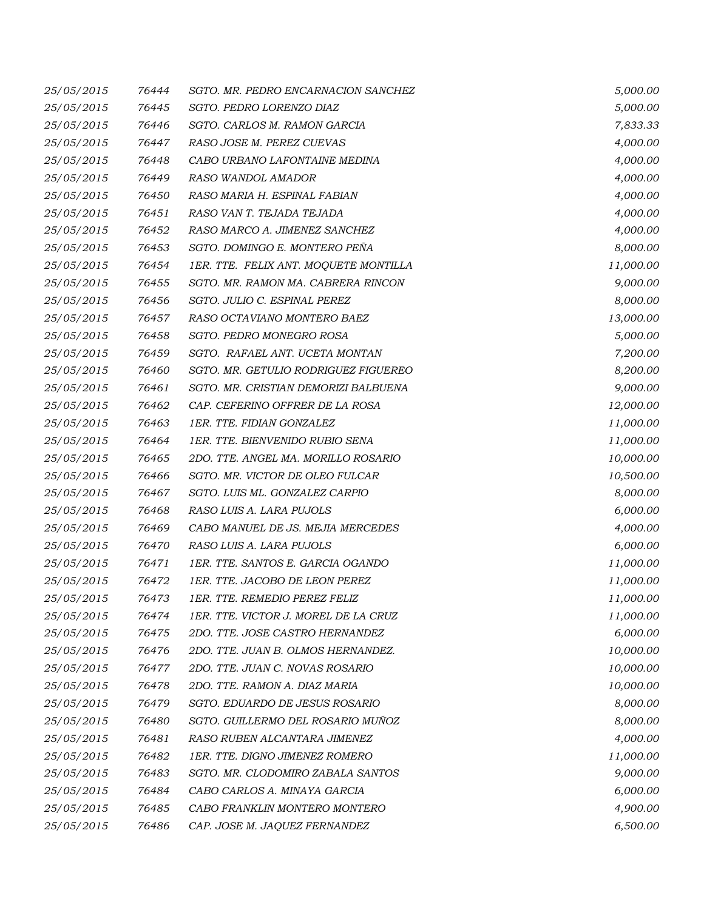| | | | |
|---|---|---|---|
| 25/05/2015 | 76444 | SGTO. MR. PEDRO ENCARNACION SANCHEZ | 5,000.00 |
| 25/05/2015 | 76445 | SGTO. PEDRO LORENZO DIAZ | 5,000.00 |
| 25/05/2015 | 76446 | SGTO. CARLOS M. RAMON GARCIA | 7,833.33 |
| 25/05/2015 | 76447 | RASO JOSE M. PEREZ CUEVAS | 4,000.00 |
| 25/05/2015 | 76448 | CABO URBANO LAFONTAINE MEDINA | 4,000.00 |
| 25/05/2015 | 76449 | RASO WANDOL AMADOR | 4,000.00 |
| 25/05/2015 | 76450 | RASO MARIA H. ESPINAL FABIAN | 4,000.00 |
| 25/05/2015 | 76451 | RASO VAN T. TEJADA TEJADA | 4,000.00 |
| 25/05/2015 | 76452 | RASO MARCO A. JIMENEZ SANCHEZ | 4,000.00 |
| 25/05/2015 | 76453 | SGTO. DOMINGO E. MONTERO PEÑA | 8,000.00 |
| 25/05/2015 | 76454 | 1ER. TTE. FELIX ANT. MOQUETE MONTILLA | 11,000.00 |
| 25/05/2015 | 76455 | SGTO. MR. RAMON MA. CABRERA RINCON | 9,000.00 |
| 25/05/2015 | 76456 | SGTO. JULIO C. ESPINAL PEREZ | 8,000.00 |
| 25/05/2015 | 76457 | RASO OCTAVIANO MONTERO BAEZ | 13,000.00 |
| 25/05/2015 | 76458 | SGTO. PEDRO MONEGRO ROSA | 5,000.00 |
| 25/05/2015 | 76459 | SGTO. RAFAEL ANT. UCETA MONTAN | 7,200.00 |
| 25/05/2015 | 76460 | SGTO. MR. GETULIO RODRIGUEZ FIGUEREO | 8,200.00 |
| 25/05/2015 | 76461 | SGTO. MR. CRISTIAN DEMORIZI BALBUENA | 9,000.00 |
| 25/05/2015 | 76462 | CAP. CEFERINO OFFRER DE LA ROSA | 12,000.00 |
| 25/05/2015 | 76463 | 1ER. TTE. FIDIAN GONZALEZ | 11,000.00 |
| 25/05/2015 | 76464 | 1ER. TTE. BIENVENIDO RUBIO SENA | 11,000.00 |
| 25/05/2015 | 76465 | 2DO. TTE. ANGEL MA. MORILLO ROSARIO | 10,000.00 |
| 25/05/2015 | 76466 | SGTO. MR. VICTOR DE OLEO FULCAR | 10,500.00 |
| 25/05/2015 | 76467 | SGTO. LUIS ML. GONZALEZ CARPIO | 8,000.00 |
| 25/05/2015 | 76468 | RASO LUIS A. LARA PUJOLS | 6,000.00 |
| 25/05/2015 | 76469 | CABO MANUEL DE JS. MEJIA MERCEDES | 4,000.00 |
| 25/05/2015 | 76470 | RASO LUIS A. LARA PUJOLS | 6,000.00 |
| 25/05/2015 | 76471 | 1ER. TTE. SANTOS E. GARCIA OGANDO | 11,000.00 |
| 25/05/2015 | 76472 | 1ER. TTE. JACOBO DE LEON PEREZ | 11,000.00 |
| 25/05/2015 | 76473 | 1ER. TTE. REMEDIO PEREZ FELIZ | 11,000.00 |
| 25/05/2015 | 76474 | 1ER. TTE. VICTOR J. MOREL DE LA CRUZ | 11,000.00 |
| 25/05/2015 | 76475 | 2DO. TTE. JOSE CASTRO HERNANDEZ | 6,000.00 |
| 25/05/2015 | 76476 | 2DO. TTE. JUAN B. OLMOS HERNANDEZ. | 10,000.00 |
| 25/05/2015 | 76477 | 2DO. TTE. JUAN C. NOVAS ROSARIO | 10,000.00 |
| 25/05/2015 | 76478 | 2DO. TTE. RAMON A. DIAZ MARIA | 10,000.00 |
| 25/05/2015 | 76479 | SGTO. EDUARDO DE JESUS ROSARIO | 8,000.00 |
| 25/05/2015 | 76480 | SGTO. GUILLERMO DEL ROSARIO MUÑOZ | 8,000.00 |
| 25/05/2015 | 76481 | RASO RUBEN ALCANTARA JIMENEZ | 4,000.00 |
| 25/05/2015 | 76482 | 1ER. TTE. DIGNO JIMENEZ ROMERO | 11,000.00 |
| 25/05/2015 | 76483 | SGTO. MR. CLODOMIRO ZABALA SANTOS | 9,000.00 |
| 25/05/2015 | 76484 | CABO CARLOS A. MINAYA GARCIA | 6,000.00 |
| 25/05/2015 | 76485 | CABO FRANKLIN MONTERO MONTERO | 4,900.00 |
| 25/05/2015 | 76486 | CAP. JOSE M. JAQUEZ FERNANDEZ | 6,500.00 |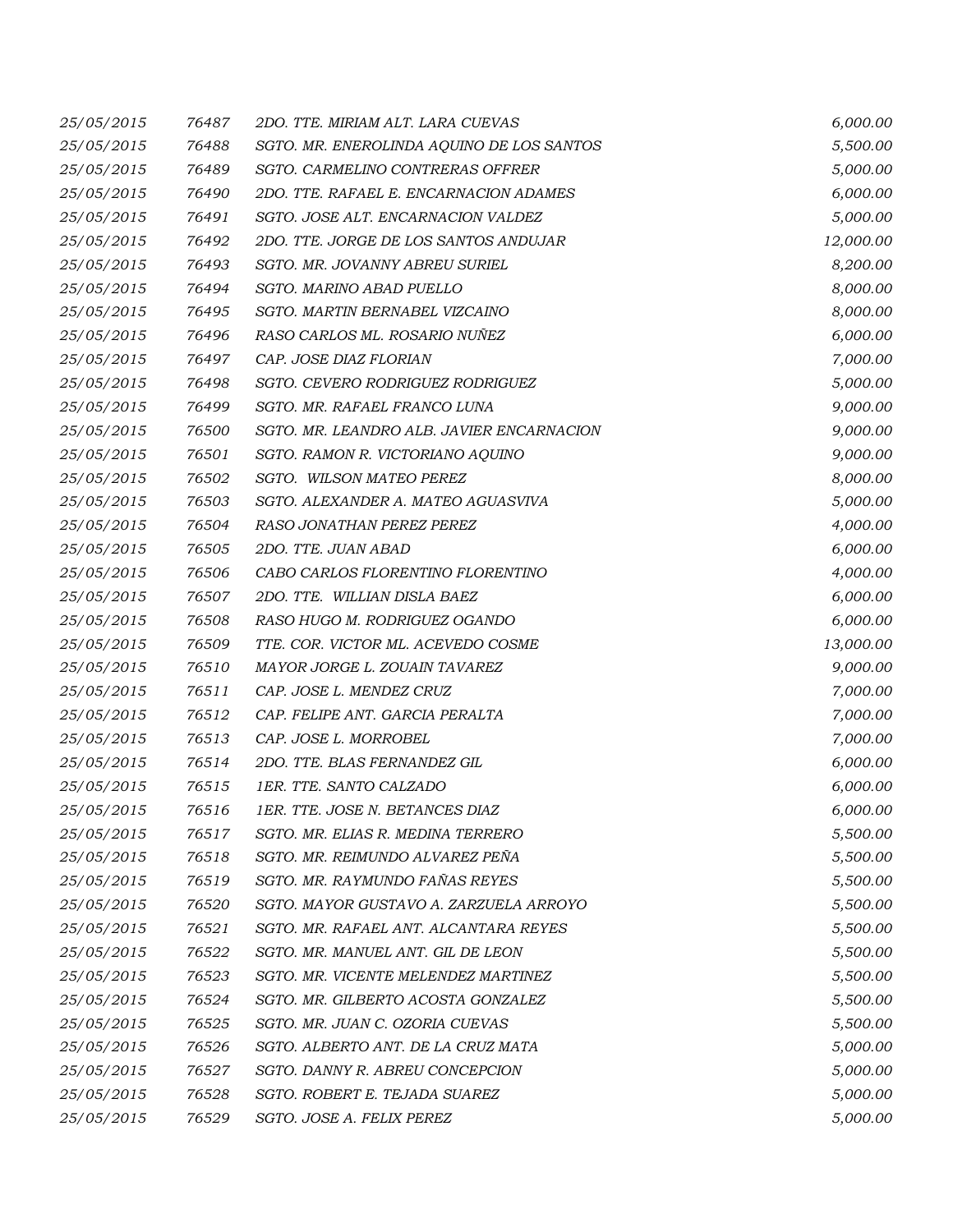| | | | |
|---|---|---|---|
| 25/05/2015 | 76487 | 2DO. TTE. MIRIAM ALT. LARA CUEVAS | 6,000.00 |
| 25/05/2015 | 76488 | SGTO. MR. ENEROLINDA AQUINO DE LOS SANTOS | 5,500.00 |
| 25/05/2015 | 76489 | SGTO. CARMELINO CONTRERAS OFFRER | 5,000.00 |
| 25/05/2015 | 76490 | 2DO. TTE. RAFAEL E. ENCARNACION ADAMES | 6,000.00 |
| 25/05/2015 | 76491 | SGTO. JOSE ALT. ENCARNACION VALDEZ | 5,000.00 |
| 25/05/2015 | 76492 | 2DO. TTE. JORGE DE LOS SANTOS ANDUJAR | 12,000.00 |
| 25/05/2015 | 76493 | SGTO. MR. JOVANNY ABREU SURIEL | 8,200.00 |
| 25/05/2015 | 76494 | SGTO. MARINO ABAD PUELLO | 8,000.00 |
| 25/05/2015 | 76495 | SGTO. MARTIN BERNABEL VIZCAINO | 8,000.00 |
| 25/05/2015 | 76496 | RASO CARLOS ML. ROSARIO NUÑEZ | 6,000.00 |
| 25/05/2015 | 76497 | CAP. JOSE DIAZ FLORIAN | 7,000.00 |
| 25/05/2015 | 76498 | SGTO. CEVERO RODRIGUEZ RODRIGUEZ | 5,000.00 |
| 25/05/2015 | 76499 | SGTO. MR. RAFAEL FRANCO LUNA | 9,000.00 |
| 25/05/2015 | 76500 | SGTO. MR. LEANDRO ALB. JAVIER ENCARNACION | 9,000.00 |
| 25/05/2015 | 76501 | SGTO. RAMON R. VICTORIANO AQUINO | 9,000.00 |
| 25/05/2015 | 76502 | SGTO.  WILSON MATEO PEREZ | 8,000.00 |
| 25/05/2015 | 76503 | SGTO. ALEXANDER A. MATEO AGUASVIVA | 5,000.00 |
| 25/05/2015 | 76504 | RASO JONATHAN PEREZ PEREZ | 4,000.00 |
| 25/05/2015 | 76505 | 2DO. TTE. JUAN ABAD | 6,000.00 |
| 25/05/2015 | 76506 | CABO CARLOS FLORENTINO FLORENTINO | 4,000.00 |
| 25/05/2015 | 76507 | 2DO. TTE.  WILLIAN DISLA BAEZ | 6,000.00 |
| 25/05/2015 | 76508 | RASO HUGO M. RODRIGUEZ OGANDO | 6,000.00 |
| 25/05/2015 | 76509 | TTE. COR. VICTOR ML. ACEVEDO COSME | 13,000.00 |
| 25/05/2015 | 76510 | MAYOR JORGE L. ZOUAIN TAVAREZ | 9,000.00 |
| 25/05/2015 | 76511 | CAP. JOSE L. MENDEZ CRUZ | 7,000.00 |
| 25/05/2015 | 76512 | CAP. FELIPE ANT. GARCIA PERALTA | 7,000.00 |
| 25/05/2015 | 76513 | CAP. JOSE L. MORROBEL | 7,000.00 |
| 25/05/2015 | 76514 | 2DO. TTE. BLAS FERNANDEZ GIL | 6,000.00 |
| 25/05/2015 | 76515 | 1ER. TTE. SANTO CALZADO | 6,000.00 |
| 25/05/2015 | 76516 | 1ER. TTE. JOSE N. BETANCES DIAZ | 6,000.00 |
| 25/05/2015 | 76517 | SGTO. MR. ELIAS R. MEDINA TERRERO | 5,500.00 |
| 25/05/2015 | 76518 | SGTO. MR. REIMUNDO ALVAREZ PEÑA | 5,500.00 |
| 25/05/2015 | 76519 | SGTO. MR. RAYMUNDO FAÑAS REYES | 5,500.00 |
| 25/05/2015 | 76520 | SGTO. MAYOR GUSTAVO A. ZARZUELA ARROYO | 5,500.00 |
| 25/05/2015 | 76521 | SGTO. MR. RAFAEL ANT. ALCANTARA REYES | 5,500.00 |
| 25/05/2015 | 76522 | SGTO. MR. MANUEL ANT. GIL DE LEON | 5,500.00 |
| 25/05/2015 | 76523 | SGTO. MR. VICENTE MELENDEZ MARTINEZ | 5,500.00 |
| 25/05/2015 | 76524 | SGTO. MR. GILBERTO ACOSTA GONZALEZ | 5,500.00 |
| 25/05/2015 | 76525 | SGTO. MR. JUAN C. OZORIA CUEVAS | 5,500.00 |
| 25/05/2015 | 76526 | SGTO. ALBERTO ANT. DE LA CRUZ MATA | 5,000.00 |
| 25/05/2015 | 76527 | SGTO. DANNY R. ABREU CONCEPCION | 5,000.00 |
| 25/05/2015 | 76528 | SGTO. ROBERT E. TEJADA SUAREZ | 5,000.00 |
| 25/05/2015 | 76529 | SGTO. JOSE A. FELIX PEREZ | 5,000.00 |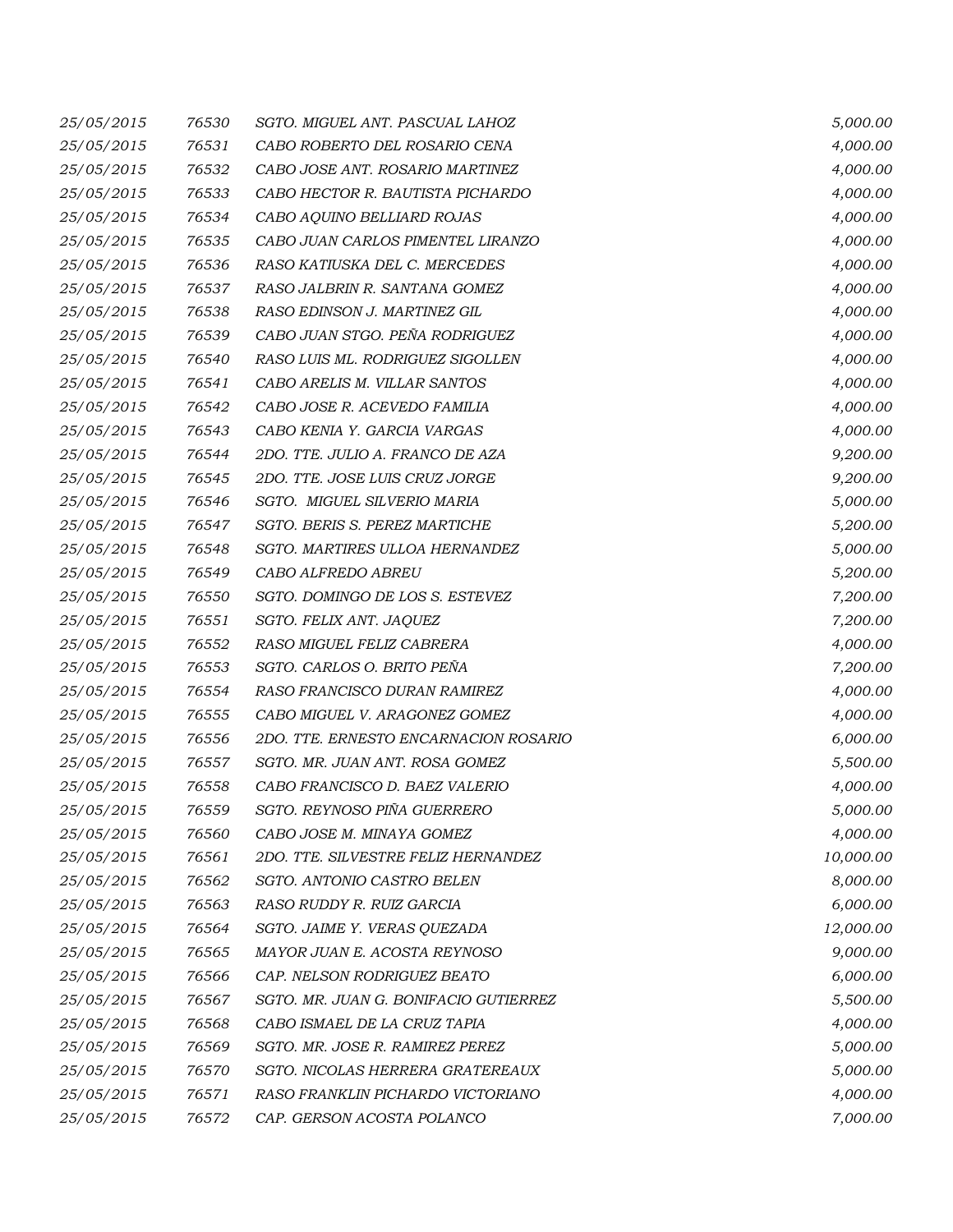| | | | |
|---|---|---|---|
| 25/05/2015 | 76530 | SGTO. MIGUEL ANT. PASCUAL LAHOZ | 5,000.00 |
| 25/05/2015 | 76531 | CABO ROBERTO DEL ROSARIO CENA | 4,000.00 |
| 25/05/2015 | 76532 | CABO JOSE ANT. ROSARIO MARTINEZ | 4,000.00 |
| 25/05/2015 | 76533 | CABO HECTOR R. BAUTISTA PICHARDO | 4,000.00 |
| 25/05/2015 | 76534 | CABO AQUINO BELLIARD ROJAS | 4,000.00 |
| 25/05/2015 | 76535 | CABO JUAN CARLOS PIMENTEL LIRANZO | 4,000.00 |
| 25/05/2015 | 76536 | RASO KATIUSKA DEL C. MERCEDES | 4,000.00 |
| 25/05/2015 | 76537 | RASO JALBRIN R. SANTANA GOMEZ | 4,000.00 |
| 25/05/2015 | 76538 | RASO EDINSON J. MARTINEZ GIL | 4,000.00 |
| 25/05/2015 | 76539 | CABO JUAN STGO. PEÑA RODRIGUEZ | 4,000.00 |
| 25/05/2015 | 76540 | RASO LUIS ML. RODRIGUEZ SIGOLLEN | 4,000.00 |
| 25/05/2015 | 76541 | CABO ARELIS M. VILLAR SANTOS | 4,000.00 |
| 25/05/2015 | 76542 | CABO JOSE R. ACEVEDO FAMILIA | 4,000.00 |
| 25/05/2015 | 76543 | CABO KENIA Y. GARCIA VARGAS | 4,000.00 |
| 25/05/2015 | 76544 | 2DO. TTE. JULIO A. FRANCO DE AZA | 9,200.00 |
| 25/05/2015 | 76545 | 2DO. TTE. JOSE LUIS CRUZ JORGE | 9,200.00 |
| 25/05/2015 | 76546 | SGTO. MIGUEL SILVERIO MARIA | 5,000.00 |
| 25/05/2015 | 76547 | SGTO. BERIS S. PEREZ MARTICHE | 5,200.00 |
| 25/05/2015 | 76548 | SGTO. MARTIRES ULLOA HERNANDEZ | 5,000.00 |
| 25/05/2015 | 76549 | CABO ALFREDO ABREU | 5,200.00 |
| 25/05/2015 | 76550 | SGTO. DOMINGO DE LOS S. ESTEVEZ | 7,200.00 |
| 25/05/2015 | 76551 | SGTO. FELIX ANT. JAQUEZ | 7,200.00 |
| 25/05/2015 | 76552 | RASO MIGUEL FELIZ CABRERA | 4,000.00 |
| 25/05/2015 | 76553 | SGTO. CARLOS O. BRITO PEÑA | 7,200.00 |
| 25/05/2015 | 76554 | RASO FRANCISCO DURAN RAMIREZ | 4,000.00 |
| 25/05/2015 | 76555 | CABO MIGUEL V. ARAGONEZ GOMEZ | 4,000.00 |
| 25/05/2015 | 76556 | 2DO. TTE. ERNESTO ENCARNACION ROSARIO | 6,000.00 |
| 25/05/2015 | 76557 | SGTO. MR. JUAN ANT. ROSA GOMEZ | 5,500.00 |
| 25/05/2015 | 76558 | CABO FRANCISCO D. BAEZ VALERIO | 4,000.00 |
| 25/05/2015 | 76559 | SGTO. REYNOSO PIÑA GUERRERO | 5,000.00 |
| 25/05/2015 | 76560 | CABO JOSE M. MINAYA GOMEZ | 4,000.00 |
| 25/05/2015 | 76561 | 2DO. TTE. SILVESTRE FELIZ HERNANDEZ | 10,000.00 |
| 25/05/2015 | 76562 | SGTO. ANTONIO CASTRO BELEN | 8,000.00 |
| 25/05/2015 | 76563 | RASO RUDDY R. RUIZ GARCIA | 6,000.00 |
| 25/05/2015 | 76564 | SGTO. JAIME Y. VERAS QUEZADA | 12,000.00 |
| 25/05/2015 | 76565 | MAYOR JUAN E. ACOSTA REYNOSO | 9,000.00 |
| 25/05/2015 | 76566 | CAP. NELSON RODRIGUEZ BEATO | 6,000.00 |
| 25/05/2015 | 76567 | SGTO. MR. JUAN G. BONIFACIO GUTIERREZ | 5,500.00 |
| 25/05/2015 | 76568 | CABO ISMAEL DE LA CRUZ TAPIA | 4,000.00 |
| 25/05/2015 | 76569 | SGTO. MR. JOSE R. RAMIREZ PEREZ | 5,000.00 |
| 25/05/2015 | 76570 | SGTO. NICOLAS HERRERA GRATEREAUX | 5,000.00 |
| 25/05/2015 | 76571 | RASO FRANKLIN PICHARDO VICTORIANO | 4,000.00 |
| 25/05/2015 | 76572 | CAP. GERSON ACOSTA POLANCO | 7,000.00 |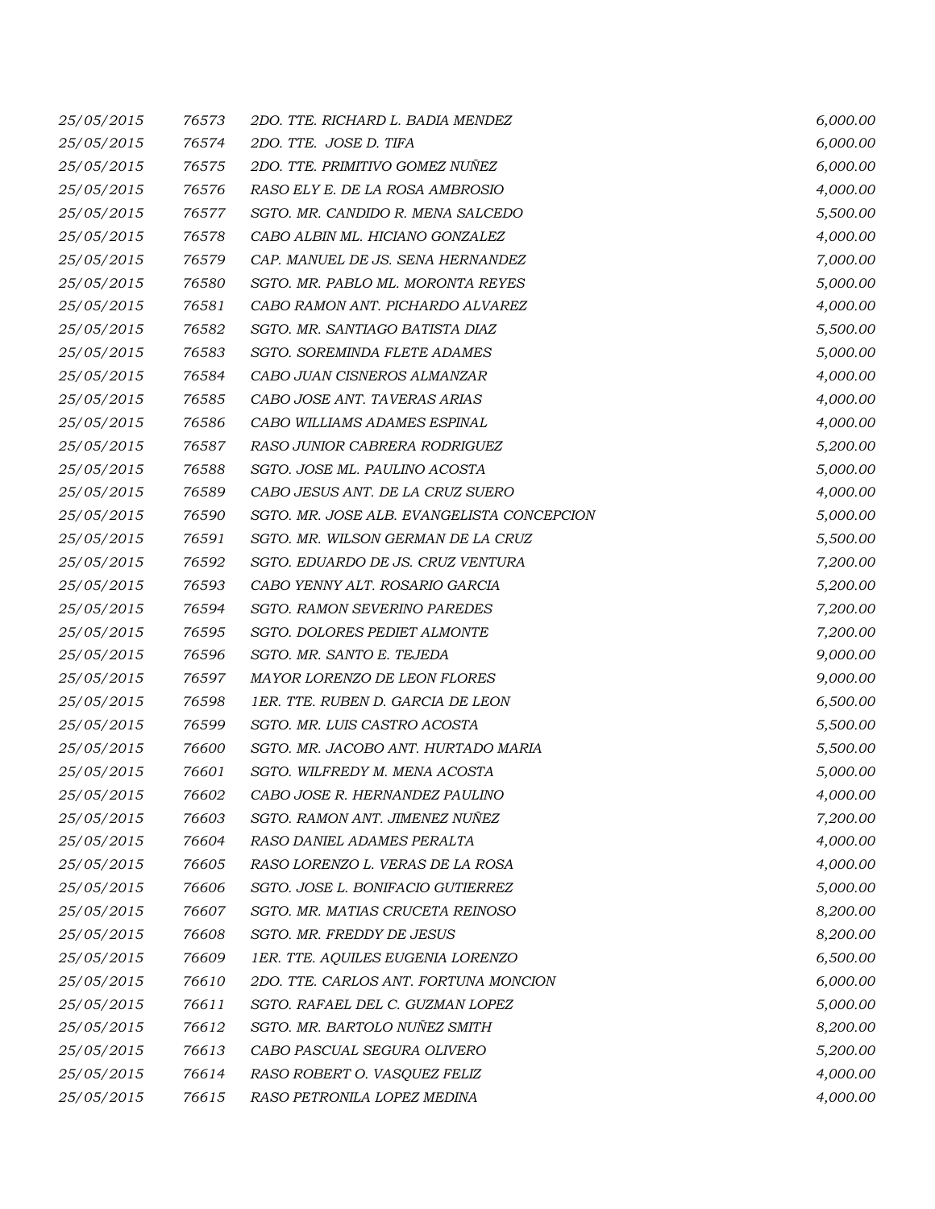| | | | |
|---|---|---|---|
| 25/05/2015 | 76573 | 2DO. TTE. RICHARD L. BADIA MENDEZ | 6,000.00 |
| 25/05/2015 | 76574 | 2DO. TTE. JOSE D. TIFA | 6,000.00 |
| 25/05/2015 | 76575 | 2DO. TTE. PRIMITIVO GOMEZ NUÑEZ | 6,000.00 |
| 25/05/2015 | 76576 | RASO ELY E. DE LA ROSA AMBROSIO | 4,000.00 |
| 25/05/2015 | 76577 | SGTO. MR. CANDIDO R. MENA SALCEDO | 5,500.00 |
| 25/05/2015 | 76578 | CABO ALBIN ML. HICIANO GONZALEZ | 4,000.00 |
| 25/05/2015 | 76579 | CAP. MANUEL DE JS. SENA HERNANDEZ | 7,000.00 |
| 25/05/2015 | 76580 | SGTO. MR. PABLO ML. MORONTA REYES | 5,000.00 |
| 25/05/2015 | 76581 | CABO RAMON ANT. PICHARDO ALVAREZ | 4,000.00 |
| 25/05/2015 | 76582 | SGTO. MR. SANTIAGO BATISTA DIAZ | 5,500.00 |
| 25/05/2015 | 76583 | SGTO. SOREMINDA FLETE ADAMES | 5,000.00 |
| 25/05/2015 | 76584 | CABO JUAN CISNEROS ALMANZAR | 4,000.00 |
| 25/05/2015 | 76585 | CABO JOSE ANT. TAVERAS ARIAS | 4,000.00 |
| 25/05/2015 | 76586 | CABO WILLIAMS ADAMES ESPINAL | 4,000.00 |
| 25/05/2015 | 76587 | RASO JUNIOR CABRERA RODRIGUEZ | 5,200.00 |
| 25/05/2015 | 76588 | SGTO. JOSE ML. PAULINO ACOSTA | 5,000.00 |
| 25/05/2015 | 76589 | CABO JESUS ANT. DE LA CRUZ SUERO | 4,000.00 |
| 25/05/2015 | 76590 | SGTO. MR. JOSE ALB. EVANGELISTA CONCEPCION | 5,000.00 |
| 25/05/2015 | 76591 | SGTO. MR. WILSON GERMAN DE LA CRUZ | 5,500.00 |
| 25/05/2015 | 76592 | SGTO. EDUARDO DE JS. CRUZ VENTURA | 7,200.00 |
| 25/05/2015 | 76593 | CABO YENNY ALT. ROSARIO GARCIA | 5,200.00 |
| 25/05/2015 | 76594 | SGTO. RAMON SEVERINO PAREDES | 7,200.00 |
| 25/05/2015 | 76595 | SGTO. DOLORES PEDIET ALMONTE | 7,200.00 |
| 25/05/2015 | 76596 | SGTO. MR. SANTO E. TEJEDA | 9,000.00 |
| 25/05/2015 | 76597 | MAYOR LORENZO DE LEON FLORES | 9,000.00 |
| 25/05/2015 | 76598 | 1ER. TTE. RUBEN D. GARCIA DE LEON | 6,500.00 |
| 25/05/2015 | 76599 | SGTO. MR. LUIS CASTRO ACOSTA | 5,500.00 |
| 25/05/2015 | 76600 | SGTO. MR. JACOBO ANT. HURTADO MARIA | 5,500.00 |
| 25/05/2015 | 76601 | SGTO. WILFREDY M. MENA ACOSTA | 5,000.00 |
| 25/05/2015 | 76602 | CABO JOSE R. HERNANDEZ PAULINO | 4,000.00 |
| 25/05/2015 | 76603 | SGTO. RAMON ANT. JIMENEZ NUÑEZ | 7,200.00 |
| 25/05/2015 | 76604 | RASO DANIEL ADAMES PERALTA | 4,000.00 |
| 25/05/2015 | 76605 | RASO LORENZO L. VERAS DE LA ROSA | 4,000.00 |
| 25/05/2015 | 76606 | SGTO. JOSE L. BONIFACIO GUTIERREZ | 5,000.00 |
| 25/05/2015 | 76607 | SGTO. MR. MATIAS CRUCETA REINOSO | 8,200.00 |
| 25/05/2015 | 76608 | SGTO. MR. FREDDY DE JESUS | 8,200.00 |
| 25/05/2015 | 76609 | 1ER. TTE. AQUILES EUGENIA LORENZO | 6,500.00 |
| 25/05/2015 | 76610 | 2DO. TTE. CARLOS ANT. FORTUNA MONCION | 6,000.00 |
| 25/05/2015 | 76611 | SGTO. RAFAEL DEL C. GUZMAN LOPEZ | 5,000.00 |
| 25/05/2015 | 76612 | SGTO. MR. BARTOLO NUÑEZ SMITH | 8,200.00 |
| 25/05/2015 | 76613 | CABO PASCUAL SEGURA OLIVERO | 5,200.00 |
| 25/05/2015 | 76614 | RASO ROBERT O. VASQUEZ FELIZ | 4,000.00 |
| 25/05/2015 | 76615 | RASO PETRONILA LOPEZ MEDINA | 4,000.00 |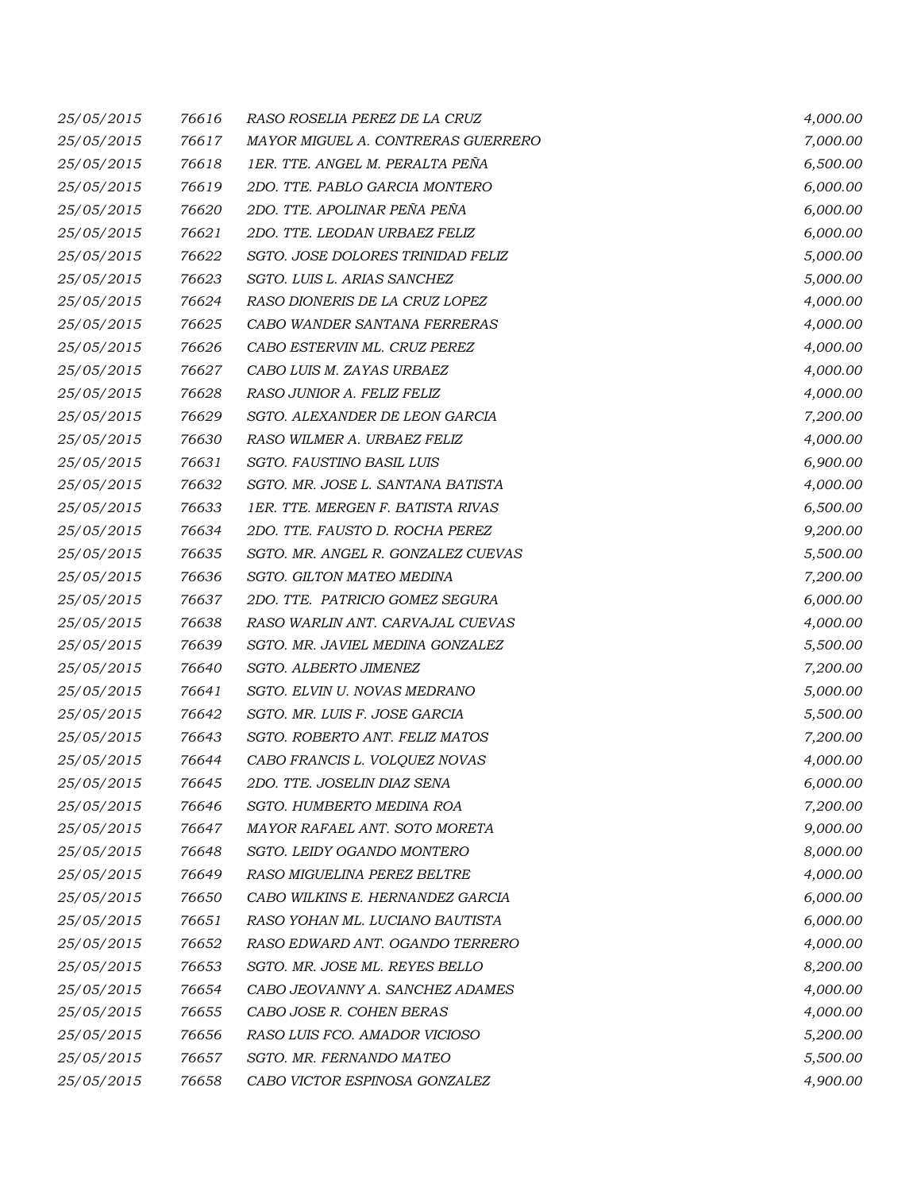| | | | |
|---|---|---|---|
| 25/05/2015 | 76616 | RASO ROSELIA PEREZ DE LA CRUZ | 4,000.00 |
| 25/05/2015 | 76617 | MAYOR MIGUEL A. CONTRERAS GUERRERO | 7,000.00 |
| 25/05/2015 | 76618 | 1ER. TTE. ANGEL M. PERALTA PEÑA | 6,500.00 |
| 25/05/2015 | 76619 | 2DO. TTE. PABLO GARCIA MONTERO | 6,000.00 |
| 25/05/2015 | 76620 | 2DO. TTE. APOLINAR PEÑA PEÑA | 6,000.00 |
| 25/05/2015 | 76621 | 2DO. TTE. LEODAN URBAEZ FELIZ | 6,000.00 |
| 25/05/2015 | 76622 | SGTO. JOSE DOLORES TRINIDAD FELIZ | 5,000.00 |
| 25/05/2015 | 76623 | SGTO. LUIS L. ARIAS SANCHEZ | 5,000.00 |
| 25/05/2015 | 76624 | RASO DIONERIS DE LA CRUZ LOPEZ | 4,000.00 |
| 25/05/2015 | 76625 | CABO WANDER SANTANA FERRERAS | 4,000.00 |
| 25/05/2015 | 76626 | CABO ESTERVIN ML. CRUZ PEREZ | 4,000.00 |
| 25/05/2015 | 76627 | CABO LUIS M. ZAYAS URBAEZ | 4,000.00 |
| 25/05/2015 | 76628 | RASO JUNIOR A. FELIZ FELIZ | 4,000.00 |
| 25/05/2015 | 76629 | SGTO. ALEXANDER DE LEON GARCIA | 7,200.00 |
| 25/05/2015 | 76630 | RASO WILMER A. URBAEZ FELIZ | 4,000.00 |
| 25/05/2015 | 76631 | SGTO. FAUSTINO BASIL LUIS | 6,900.00 |
| 25/05/2015 | 76632 | SGTO. MR. JOSE L. SANTANA BATISTA | 4,000.00 |
| 25/05/2015 | 76633 | 1ER. TTE. MERGEN F. BATISTA RIVAS | 6,500.00 |
| 25/05/2015 | 76634 | 2DO. TTE. FAUSTO D. ROCHA PEREZ | 9,200.00 |
| 25/05/2015 | 76635 | SGTO. MR. ANGEL R. GONZALEZ CUEVAS | 5,500.00 |
| 25/05/2015 | 76636 | SGTO. GILTON MATEO MEDINA | 7,200.00 |
| 25/05/2015 | 76637 | 2DO. TTE. PATRICIO GOMEZ SEGURA | 6,000.00 |
| 25/05/2015 | 76638 | RASO WARLIN ANT. CARVAJAL CUEVAS | 4,000.00 |
| 25/05/2015 | 76639 | SGTO. MR. JAVIEL MEDINA GONZALEZ | 5,500.00 |
| 25/05/2015 | 76640 | SGTO. ALBERTO JIMENEZ | 7,200.00 |
| 25/05/2015 | 76641 | SGTO. ELVIN U. NOVAS MEDRANO | 5,000.00 |
| 25/05/2015 | 76642 | SGTO. MR. LUIS F. JOSE GARCIA | 5,500.00 |
| 25/05/2015 | 76643 | SGTO. ROBERTO ANT. FELIZ MATOS | 7,200.00 |
| 25/05/2015 | 76644 | CABO FRANCIS L. VOLQUEZ NOVAS | 4,000.00 |
| 25/05/2015 | 76645 | 2DO. TTE. JOSELIN DIAZ SENA | 6,000.00 |
| 25/05/2015 | 76646 | SGTO. HUMBERTO MEDINA ROA | 7,200.00 |
| 25/05/2015 | 76647 | MAYOR RAFAEL ANT. SOTO MORETA | 9,000.00 |
| 25/05/2015 | 76648 | SGTO. LEIDY OGANDO MONTERO | 8,000.00 |
| 25/05/2015 | 76649 | RASO MIGUELINA PEREZ BELTRE | 4,000.00 |
| 25/05/2015 | 76650 | CABO WILKINS E. HERNANDEZ GARCIA | 6,000.00 |
| 25/05/2015 | 76651 | RASO YOHAN ML. LUCIANO BAUTISTA | 6,000.00 |
| 25/05/2015 | 76652 | RASO EDWARD ANT. OGANDO TERRERO | 4,000.00 |
| 25/05/2015 | 76653 | SGTO. MR. JOSE ML. REYES BELLO | 8,200.00 |
| 25/05/2015 | 76654 | CABO JEOVANNY A. SANCHEZ ADAMES | 4,000.00 |
| 25/05/2015 | 76655 | CABO JOSE R. COHEN BERAS | 4,000.00 |
| 25/05/2015 | 76656 | RASO LUIS FCO. AMADOR VICIOSO | 5,200.00 |
| 25/05/2015 | 76657 | SGTO. MR. FERNANDO MATEO | 5,500.00 |
| 25/05/2015 | 76658 | CABO VICTOR ESPINOSA GONZALEZ | 4,900.00 |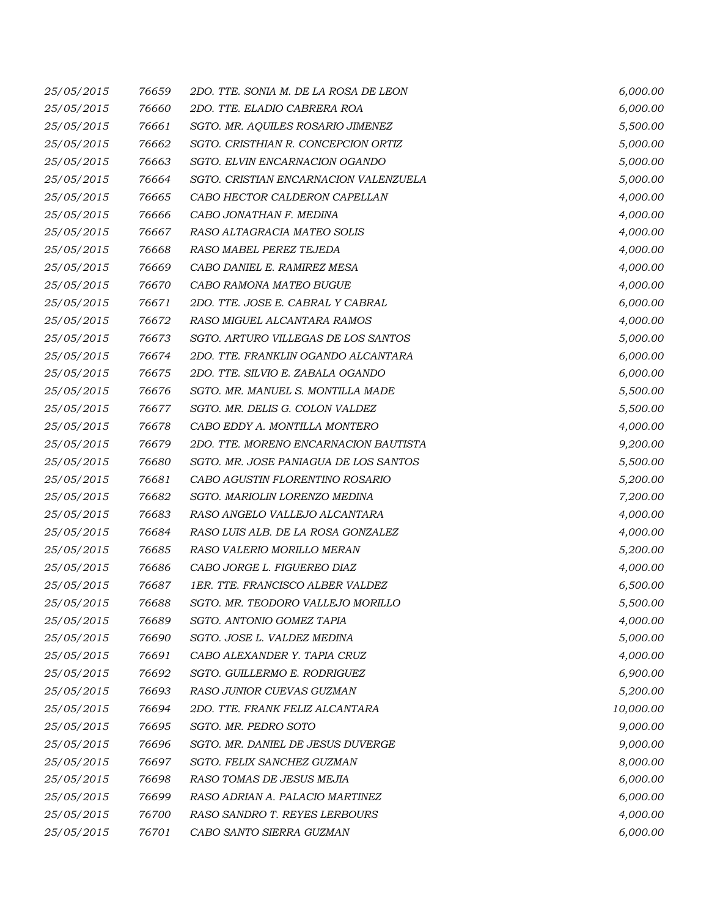| | | | |
|---|---|---|---|
| 25/05/2015 | 76659 | 2DO. TTE. SONIA M. DE LA ROSA DE LEON | 6,000.00 |
| 25/05/2015 | 76660 | 2DO. TTE. ELADIO CABRERA ROA | 6,000.00 |
| 25/05/2015 | 76661 | SGTO. MR. AQUILES ROSARIO JIMENEZ | 5,500.00 |
| 25/05/2015 | 76662 | SGTO. CRISTHIAN R. CONCEPCION ORTIZ | 5,000.00 |
| 25/05/2015 | 76663 | SGTO. ELVIN ENCARNACION OGANDO | 5,000.00 |
| 25/05/2015 | 76664 | SGTO. CRISTIAN ENCARNACION VALENZUELA | 5,000.00 |
| 25/05/2015 | 76665 | CABO HECTOR CALDERON CAPELLAN | 4,000.00 |
| 25/05/2015 | 76666 | CABO JONATHAN F. MEDINA | 4,000.00 |
| 25/05/2015 | 76667 | RASO ALTAGRACIA MATEO SOLIS | 4,000.00 |
| 25/05/2015 | 76668 | RASO MABEL PEREZ TEJEDA | 4,000.00 |
| 25/05/2015 | 76669 | CABO DANIEL E. RAMIREZ MESA | 4,000.00 |
| 25/05/2015 | 76670 | CABO RAMONA MATEO BUGUE | 4,000.00 |
| 25/05/2015 | 76671 | 2DO. TTE. JOSE E. CABRAL Y CABRAL | 6,000.00 |
| 25/05/2015 | 76672 | RASO MIGUEL ALCANTARA RAMOS | 4,000.00 |
| 25/05/2015 | 76673 | SGTO. ARTURO VILLEGAS DE LOS SANTOS | 5,000.00 |
| 25/05/2015 | 76674 | 2DO. TTE. FRANKLIN OGANDO ALCANTARA | 6,000.00 |
| 25/05/2015 | 76675 | 2DO. TTE. SILVIO E. ZABALA OGANDO | 6,000.00 |
| 25/05/2015 | 76676 | SGTO. MR. MANUEL S. MONTILLA MADE | 5,500.00 |
| 25/05/2015 | 76677 | SGTO. MR. DELIS G. COLON VALDEZ | 5,500.00 |
| 25/05/2015 | 76678 | CABO EDDY A. MONTILLA MONTERO | 4,000.00 |
| 25/05/2015 | 76679 | 2DO. TTE. MORENO ENCARNACION BAUTISTA | 9,200.00 |
| 25/05/2015 | 76680 | SGTO. MR. JOSE PANIAGUA DE LOS SANTOS | 5,500.00 |
| 25/05/2015 | 76681 | CABO AGUSTIN FLORENTINO ROSARIO | 5,200.00 |
| 25/05/2015 | 76682 | SGTO. MARIOLIN LORENZO MEDINA | 7,200.00 |
| 25/05/2015 | 76683 | RASO ANGELO VALLEJO ALCANTARA | 4,000.00 |
| 25/05/2015 | 76684 | RASO LUIS ALB. DE LA ROSA GONZALEZ | 4,000.00 |
| 25/05/2015 | 76685 | RASO VALERIO MORILLO MERAN | 5,200.00 |
| 25/05/2015 | 76686 | CABO JORGE L. FIGUEREO DIAZ | 4,000.00 |
| 25/05/2015 | 76687 | 1ER. TTE. FRANCISCO ALBER VALDEZ | 6,500.00 |
| 25/05/2015 | 76688 | SGTO. MR. TEODORO VALLEJO MORILLO | 5,500.00 |
| 25/05/2015 | 76689 | SGTO. ANTONIO GOMEZ TAPIA | 4,000.00 |
| 25/05/2015 | 76690 | SGTO. JOSE L. VALDEZ MEDINA | 5,000.00 |
| 25/05/2015 | 76691 | CABO ALEXANDER Y. TAPIA CRUZ | 4,000.00 |
| 25/05/2015 | 76692 | SGTO. GUILLERMO E. RODRIGUEZ | 6,900.00 |
| 25/05/2015 | 76693 | RASO JUNIOR CUEVAS GUZMAN | 5,200.00 |
| 25/05/2015 | 76694 | 2DO. TTE. FRANK FELIZ ALCANTARA | 10,000.00 |
| 25/05/2015 | 76695 | SGTO. MR. PEDRO SOTO | 9,000.00 |
| 25/05/2015 | 76696 | SGTO. MR. DANIEL DE JESUS DUVERGE | 9,000.00 |
| 25/05/2015 | 76697 | SGTO. FELIX SANCHEZ GUZMAN | 8,000.00 |
| 25/05/2015 | 76698 | RASO TOMAS DE JESUS MEJIA | 6,000.00 |
| 25/05/2015 | 76699 | RASO ADRIAN A. PALACIO MARTINEZ | 6,000.00 |
| 25/05/2015 | 76700 | RASO SANDRO T. REYES LERBOURS | 4,000.00 |
| 25/05/2015 | 76701 | CABO SANTO SIERRA GUZMAN | 6,000.00 |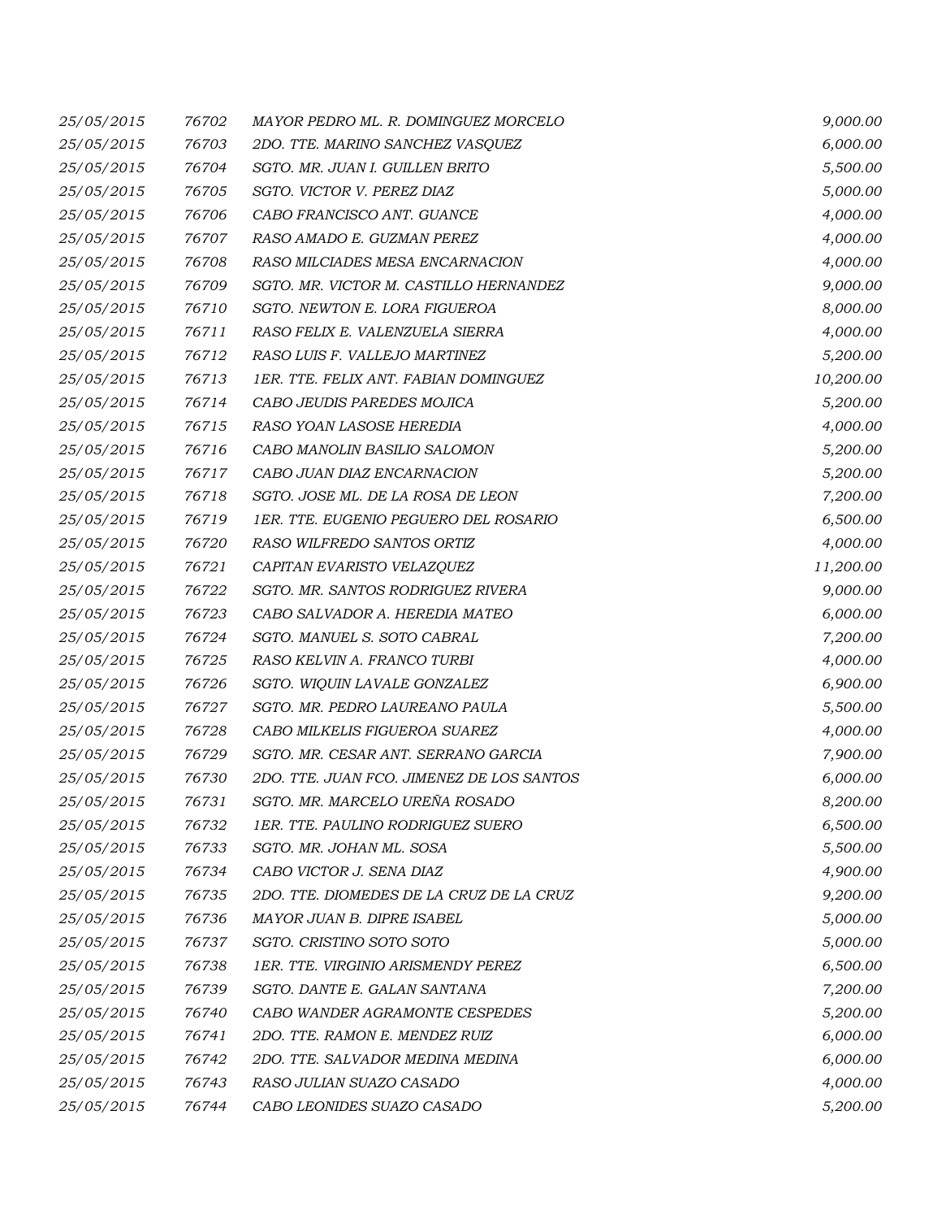| | | | |
|---|---|---|---|
| 25/05/2015 | 76702 | MAYOR PEDRO ML. R. DOMINGUEZ MORCELO | 9,000.00 |
| 25/05/2015 | 76703 | 2DO. TTE. MARINO SANCHEZ VASQUEZ | 6,000.00 |
| 25/05/2015 | 76704 | SGTO. MR. JUAN I. GUILLEN BRITO | 5,500.00 |
| 25/05/2015 | 76705 | SGTO. VICTOR V. PEREZ DIAZ | 5,000.00 |
| 25/05/2015 | 76706 | CABO FRANCISCO ANT. GUANCE | 4,000.00 |
| 25/05/2015 | 76707 | RASO AMADO E. GUZMAN PEREZ | 4,000.00 |
| 25/05/2015 | 76708 | RASO MILCIADES MESA ENCARNACION | 4,000.00 |
| 25/05/2015 | 76709 | SGTO. MR. VICTOR M. CASTILLO HERNANDEZ | 9,000.00 |
| 25/05/2015 | 76710 | SGTO. NEWTON E. LORA FIGUEROA | 8,000.00 |
| 25/05/2015 | 76711 | RASO FELIX E. VALENZUELA SIERRA | 4,000.00 |
| 25/05/2015 | 76712 | RASO LUIS F. VALLEJO MARTINEZ | 5,200.00 |
| 25/05/2015 | 76713 | 1ER. TTE. FELIX ANT. FABIAN DOMINGUEZ | 10,200.00 |
| 25/05/2015 | 76714 | CABO JEUDIS PAREDES MOJICA | 5,200.00 |
| 25/05/2015 | 76715 | RASO YOAN LASOSE HEREDIA | 4,000.00 |
| 25/05/2015 | 76716 | CABO MANOLIN BASILIO SALOMON | 5,200.00 |
| 25/05/2015 | 76717 | CABO JUAN DIAZ ENCARNACION | 5,200.00 |
| 25/05/2015 | 76718 | SGTO. JOSE ML. DE LA ROSA DE LEON | 7,200.00 |
| 25/05/2015 | 76719 | 1ER. TTE. EUGENIO PEGUERO DEL ROSARIO | 6,500.00 |
| 25/05/2015 | 76720 | RASO WILFREDO SANTOS ORTIZ | 4,000.00 |
| 25/05/2015 | 76721 | CAPITAN EVARISTO VELAZQUEZ | 11,200.00 |
| 25/05/2015 | 76722 | SGTO. MR. SANTOS RODRIGUEZ RIVERA | 9,000.00 |
| 25/05/2015 | 76723 | CABO SALVADOR A. HEREDIA MATEO | 6,000.00 |
| 25/05/2015 | 76724 | SGTO. MANUEL S. SOTO CABRAL | 7,200.00 |
| 25/05/2015 | 76725 | RASO KELVIN A. FRANCO TURBI | 4,000.00 |
| 25/05/2015 | 76726 | SGTO. WIQUIN LAVALE GONZALEZ | 6,900.00 |
| 25/05/2015 | 76727 | SGTO. MR. PEDRO LAUREANO PAULA | 5,500.00 |
| 25/05/2015 | 76728 | CABO MILKELIS FIGUEROA SUAREZ | 4,000.00 |
| 25/05/2015 | 76729 | SGTO. MR. CESAR ANT. SERRANO GARCIA | 7,900.00 |
| 25/05/2015 | 76730 | 2DO. TTE. JUAN FCO. JIMENEZ DE LOS SANTOS | 6,000.00 |
| 25/05/2015 | 76731 | SGTO. MR. MARCELO UREÑA ROSADO | 8,200.00 |
| 25/05/2015 | 76732 | 1ER. TTE. PAULINO RODRIGUEZ SUERO | 6,500.00 |
| 25/05/2015 | 76733 | SGTO. MR. JOHAN ML. SOSA | 5,500.00 |
| 25/05/2015 | 76734 | CABO VICTOR J. SENA DIAZ | 4,900.00 |
| 25/05/2015 | 76735 | 2DO. TTE. DIOMEDES DE LA CRUZ DE LA CRUZ | 9,200.00 |
| 25/05/2015 | 76736 | MAYOR JUAN B. DIPRE ISABEL | 5,000.00 |
| 25/05/2015 | 76737 | SGTO. CRISTINO SOTO SOTO | 5,000.00 |
| 25/05/2015 | 76738 | 1ER. TTE. VIRGINIO ARISMENDY PEREZ | 6,500.00 |
| 25/05/2015 | 76739 | SGTO. DANTE E. GALAN SANTANA | 7,200.00 |
| 25/05/2015 | 76740 | CABO WANDER AGRAMONTE CESPEDES | 5,200.00 |
| 25/05/2015 | 76741 | 2DO. TTE. RAMON E. MENDEZ RUIZ | 6,000.00 |
| 25/05/2015 | 76742 | 2DO. TTE. SALVADOR MEDINA MEDINA | 6,000.00 |
| 25/05/2015 | 76743 | RASO JULIAN SUAZO CASADO | 4,000.00 |
| 25/05/2015 | 76744 | CABO LEONIDES SUAZO CASADO | 5,200.00 |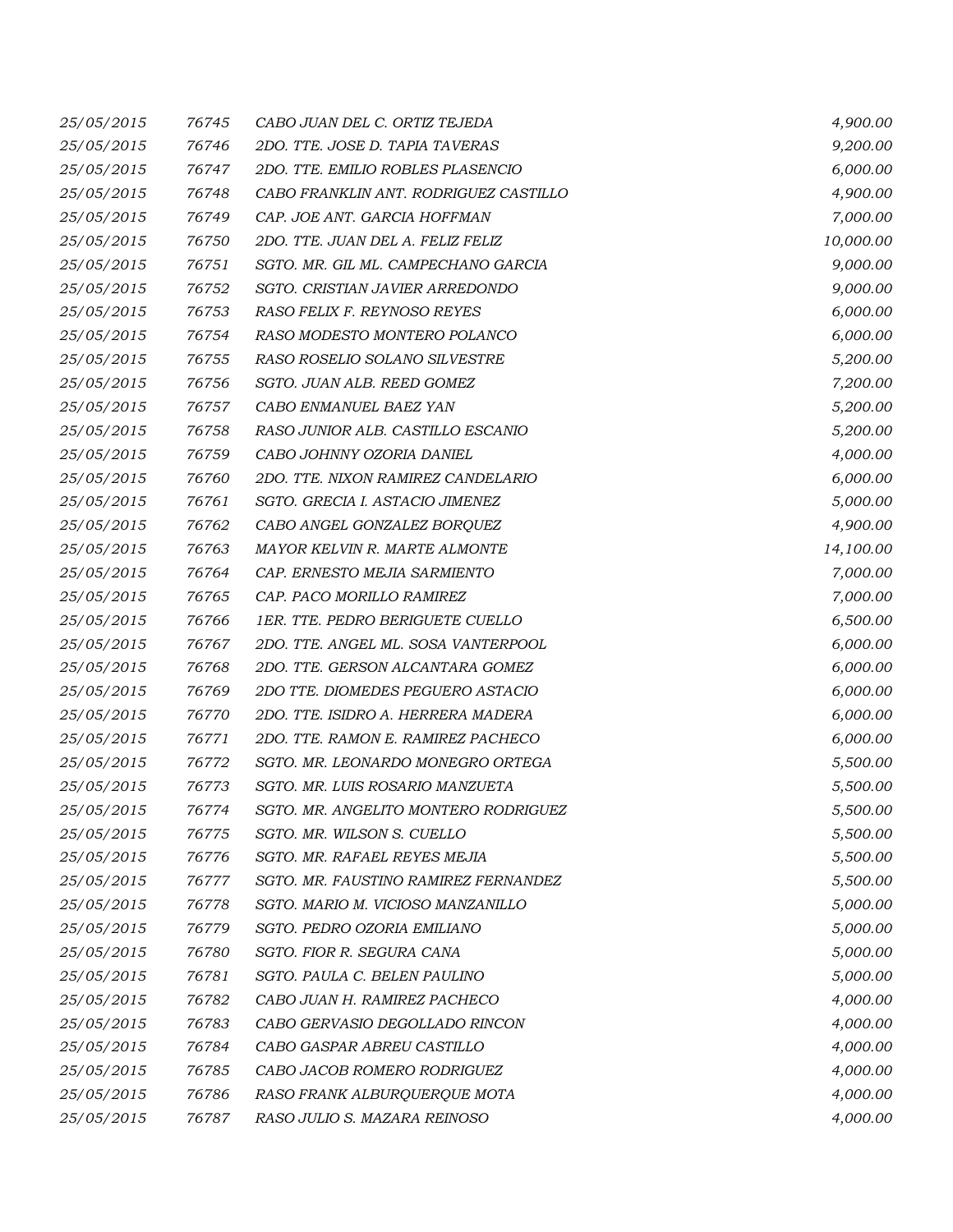| | | | |
|---|---|---|---|
| 25/05/2015 | 76745 | CABO JUAN DEL C. ORTIZ TEJEDA | 4,900.00 |
| 25/05/2015 | 76746 | 2DO. TTE. JOSE D. TAPIA TAVERAS | 9,200.00 |
| 25/05/2015 | 76747 | 2DO. TTE. EMILIO ROBLES PLASENCIO | 6,000.00 |
| 25/05/2015 | 76748 | CABO FRANKLIN ANT. RODRIGUEZ CASTILLO | 4,900.00 |
| 25/05/2015 | 76749 | CAP. JOE ANT. GARCIA HOFFMAN | 7,000.00 |
| 25/05/2015 | 76750 | 2DO. TTE. JUAN DEL A. FELIZ FELIZ | 10,000.00 |
| 25/05/2015 | 76751 | SGTO. MR. GIL ML. CAMPECHANO GARCIA | 9,000.00 |
| 25/05/2015 | 76752 | SGTO. CRISTIAN JAVIER ARREDONDO | 9,000.00 |
| 25/05/2015 | 76753 | RASO FELIX F. REYNOSO REYES | 6,000.00 |
| 25/05/2015 | 76754 | RASO MODESTO MONTERO POLANCO | 6,000.00 |
| 25/05/2015 | 76755 | RASO ROSELIO SOLANO SILVESTRE | 5,200.00 |
| 25/05/2015 | 76756 | SGTO. JUAN ALB. REED GOMEZ | 7,200.00 |
| 25/05/2015 | 76757 | CABO ENMANUEL BAEZ YAN | 5,200.00 |
| 25/05/2015 | 76758 | RASO JUNIOR ALB. CASTILLO ESCANIO | 5,200.00 |
| 25/05/2015 | 76759 | CABO JOHNNY OZORIA DANIEL | 4,000.00 |
| 25/05/2015 | 76760 | 2DO. TTE. NIXON RAMIREZ CANDELARIO | 6,000.00 |
| 25/05/2015 | 76761 | SGTO. GRECIA I. ASTACIO JIMENEZ | 5,000.00 |
| 25/05/2015 | 76762 | CABO ANGEL GONZALEZ BORQUEZ | 4,900.00 |
| 25/05/2015 | 76763 | MAYOR KELVIN R. MARTE ALMONTE | 14,100.00 |
| 25/05/2015 | 76764 | CAP. ERNESTO MEJIA SARMIENTO | 7,000.00 |
| 25/05/2015 | 76765 | CAP. PACO MORILLO RAMIREZ | 7,000.00 |
| 25/05/2015 | 76766 | 1ER. TTE. PEDRO BERIGUETE CUELLO | 6,500.00 |
| 25/05/2015 | 76767 | 2DO. TTE. ANGEL ML. SOSA VANTERPOOL | 6,000.00 |
| 25/05/2015 | 76768 | 2DO. TTE. GERSON ALCANTARA GOMEZ | 6,000.00 |
| 25/05/2015 | 76769 | 2DO TTE. DIOMEDES PEGUERO ASTACIO | 6,000.00 |
| 25/05/2015 | 76770 | 2DO. TTE. ISIDRO A. HERRERA MADERA | 6,000.00 |
| 25/05/2015 | 76771 | 2DO. TTE. RAMON E. RAMIREZ PACHECO | 6,000.00 |
| 25/05/2015 | 76772 | SGTO. MR. LEONARDO MONEGRO ORTEGA | 5,500.00 |
| 25/05/2015 | 76773 | SGTO. MR. LUIS ROSARIO MANZUETA | 5,500.00 |
| 25/05/2015 | 76774 | SGTO. MR. ANGELITO MONTERO RODRIGUEZ | 5,500.00 |
| 25/05/2015 | 76775 | SGTO. MR. WILSON S. CUELLO | 5,500.00 |
| 25/05/2015 | 76776 | SGTO. MR. RAFAEL REYES MEJIA | 5,500.00 |
| 25/05/2015 | 76777 | SGTO. MR. FAUSTINO RAMIREZ FERNANDEZ | 5,500.00 |
| 25/05/2015 | 76778 | SGTO. MARIO M. VICIOSO MANZANILLO | 5,000.00 |
| 25/05/2015 | 76779 | SGTO. PEDRO OZORIA EMILIANO | 5,000.00 |
| 25/05/2015 | 76780 | SGTO. FIOR R. SEGURA CANA | 5,000.00 |
| 25/05/2015 | 76781 | SGTO. PAULA C. BELEN PAULINO | 5,000.00 |
| 25/05/2015 | 76782 | CABO JUAN H. RAMIREZ PACHECO | 4,000.00 |
| 25/05/2015 | 76783 | CABO GERVASIO DEGOLLADO RINCON | 4,000.00 |
| 25/05/2015 | 76784 | CABO GASPAR ABREU CASTILLO | 4,000.00 |
| 25/05/2015 | 76785 | CABO JACOB ROMERO RODRIGUEZ | 4,000.00 |
| 25/05/2015 | 76786 | RASO FRANK ALBURQUERQUE MOTA | 4,000.00 |
| 25/05/2015 | 76787 | RASO JULIO S. MAZARA REINOSO | 4,000.00 |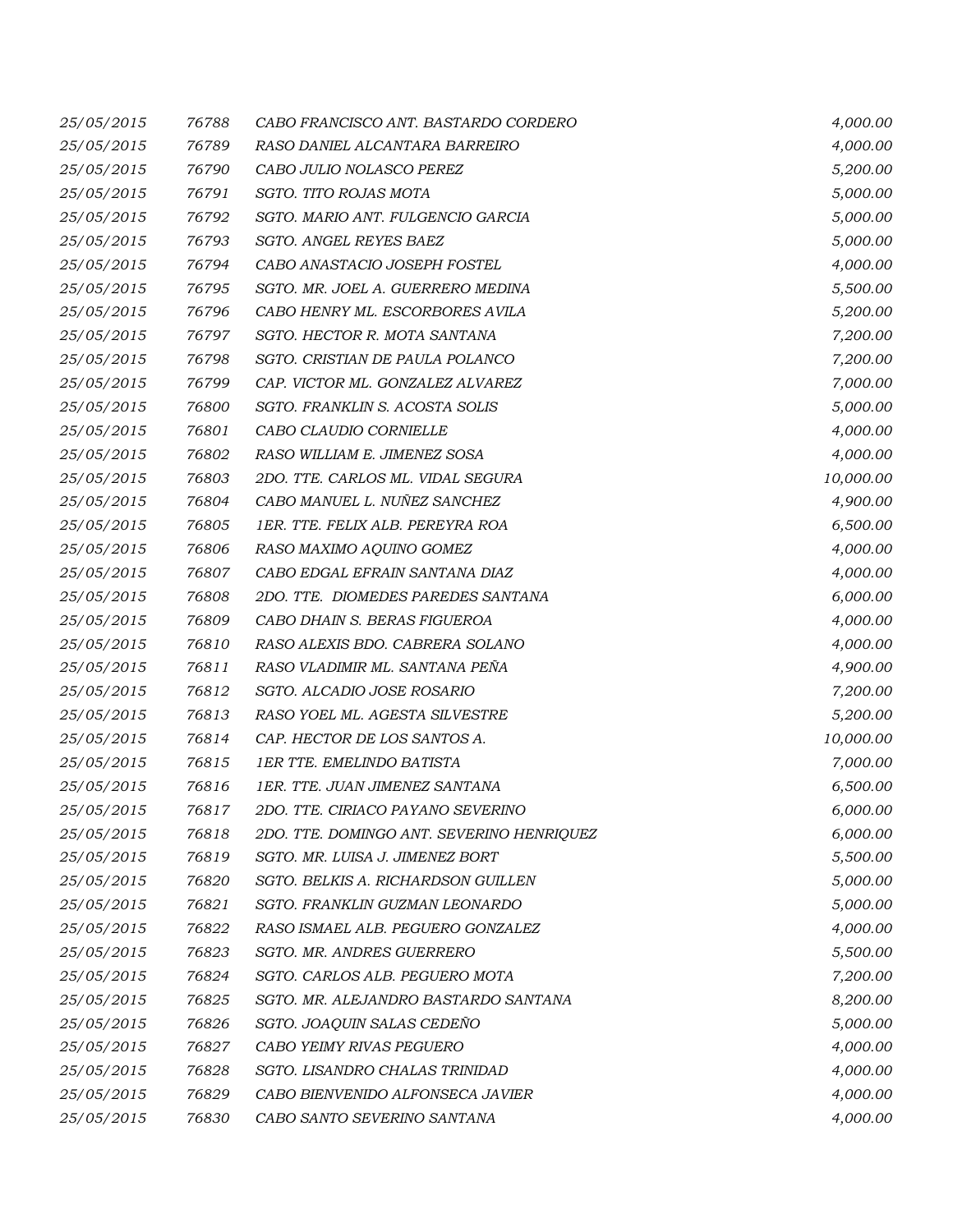| | | | |
|---|---|---|---|
| 25/05/2015 | 76788 | CABO FRANCISCO ANT. BASTARDO CORDERO | 4,000.00 |
| 25/05/2015 | 76789 | RASO DANIEL ALCANTARA BARREIRO | 4,000.00 |
| 25/05/2015 | 76790 | CABO JULIO NOLASCO PEREZ | 5,200.00 |
| 25/05/2015 | 76791 | SGTO. TITO ROJAS MOTA | 5,000.00 |
| 25/05/2015 | 76792 | SGTO. MARIO ANT. FULGENCIO GARCIA | 5,000.00 |
| 25/05/2015 | 76793 | SGTO. ANGEL REYES BAEZ | 5,000.00 |
| 25/05/2015 | 76794 | CABO ANASTACIO JOSEPH FOSTEL | 4,000.00 |
| 25/05/2015 | 76795 | SGTO. MR. JOEL A. GUERRERO MEDINA | 5,500.00 |
| 25/05/2015 | 76796 | CABO HENRY ML. ESCORBORES AVILA | 5,200.00 |
| 25/05/2015 | 76797 | SGTO. HECTOR R. MOTA SANTANA | 7,200.00 |
| 25/05/2015 | 76798 | SGTO. CRISTIAN DE PAULA POLANCO | 7,200.00 |
| 25/05/2015 | 76799 | CAP. VICTOR ML. GONZALEZ ALVAREZ | 7,000.00 |
| 25/05/2015 | 76800 | SGTO. FRANKLIN S. ACOSTA SOLIS | 5,000.00 |
| 25/05/2015 | 76801 | CABO CLAUDIO CORNIELLE | 4,000.00 |
| 25/05/2015 | 76802 | RASO WILLIAM E. JIMENEZ SOSA | 4,000.00 |
| 25/05/2015 | 76803 | 2DO. TTE. CARLOS ML. VIDAL SEGURA | 10,000.00 |
| 25/05/2015 | 76804 | CABO MANUEL L. NUÑEZ SANCHEZ | 4,900.00 |
| 25/05/2015 | 76805 | 1ER. TTE. FELIX ALB. PEREYRA ROA | 6,500.00 |
| 25/05/2015 | 76806 | RASO MAXIMO AQUINO GOMEZ | 4,000.00 |
| 25/05/2015 | 76807 | CABO EDGAL EFRAIN SANTANA DIAZ | 4,000.00 |
| 25/05/2015 | 76808 | 2DO. TTE. DIOMEDES PAREDES SANTANA | 6,000.00 |
| 25/05/2015 | 76809 | CABO DHAIN S. BERAS FIGUEROA | 4,000.00 |
| 25/05/2015 | 76810 | RASO ALEXIS BDO. CABRERA SOLANO | 4,000.00 |
| 25/05/2015 | 76811 | RASO VLADIMIR ML. SANTANA PEÑA | 4,900.00 |
| 25/05/2015 | 76812 | SGTO. ALCADIO JOSE ROSARIO | 7,200.00 |
| 25/05/2015 | 76813 | RASO YOEL ML. AGESTA SILVESTRE | 5,200.00 |
| 25/05/2015 | 76814 | CAP. HECTOR DE LOS SANTOS A. | 10,000.00 |
| 25/05/2015 | 76815 | 1ER TTE. EMELINDO BATISTA | 7,000.00 |
| 25/05/2015 | 76816 | 1ER. TTE. JUAN JIMENEZ SANTANA | 6,500.00 |
| 25/05/2015 | 76817 | 2DO. TTE. CIRIACO PAYANO SEVERINO | 6,000.00 |
| 25/05/2015 | 76818 | 2DO. TTE. DOMINGO ANT. SEVERINO HENRIQUEZ | 6,000.00 |
| 25/05/2015 | 76819 | SGTO. MR. LUISA J. JIMENEZ BORT | 5,500.00 |
| 25/05/2015 | 76820 | SGTO. BELKIS A. RICHARDSON GUILLEN | 5,000.00 |
| 25/05/2015 | 76821 | SGTO. FRANKLIN GUZMAN LEONARDO | 5,000.00 |
| 25/05/2015 | 76822 | RASO ISMAEL ALB. PEGUERO GONZALEZ | 4,000.00 |
| 25/05/2015 | 76823 | SGTO. MR. ANDRES GUERRERO | 5,500.00 |
| 25/05/2015 | 76824 | SGTO. CARLOS ALB. PEGUERO MOTA | 7,200.00 |
| 25/05/2015 | 76825 | SGTO. MR. ALEJANDRO BASTARDO SANTANA | 8,200.00 |
| 25/05/2015 | 76826 | SGTO. JOAQUIN SALAS CEDEÑO | 5,000.00 |
| 25/05/2015 | 76827 | CABO YEIMY RIVAS PEGUERO | 4,000.00 |
| 25/05/2015 | 76828 | SGTO. LISANDRO CHALAS TRINIDAD | 4,000.00 |
| 25/05/2015 | 76829 | CABO BIENVENIDO ALFONSECA JAVIER | 4,000.00 |
| 25/05/2015 | 76830 | CABO SANTO SEVERINO SANTANA | 4,000.00 |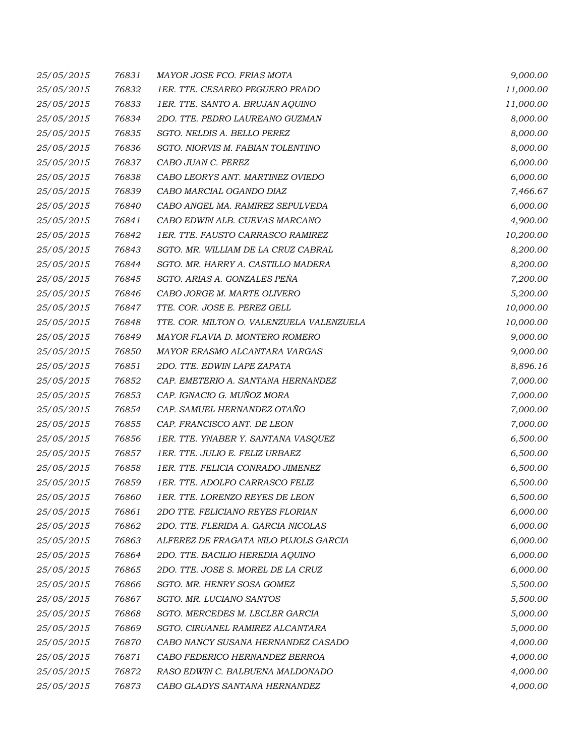| | | | |
|---|---|---|---|
| 25/05/2015 | 76831 | MAYOR JOSE FCO. FRIAS MOTA | 9,000.00 |
| 25/05/2015 | 76832 | 1ER. TTE. CESAREO PEGUERO PRADO | 11,000.00 |
| 25/05/2015 | 76833 | 1ER. TTE. SANTO A. BRUJAN AQUINO | 11,000.00 |
| 25/05/2015 | 76834 | 2DO. TTE. PEDRO LAUREANO GUZMAN | 8,000.00 |
| 25/05/2015 | 76835 | SGTO. NELDIS A. BELLO PEREZ | 8,000.00 |
| 25/05/2015 | 76836 | SGTO. NIORVIS M. FABIAN TOLENTINO | 8,000.00 |
| 25/05/2015 | 76837 | CABO JUAN C. PEREZ | 6,000.00 |
| 25/05/2015 | 76838 | CABO LEORYS ANT. MARTINEZ OVIEDO | 6,000.00 |
| 25/05/2015 | 76839 | CABO MARCIAL OGANDO DIAZ | 7,466.67 |
| 25/05/2015 | 76840 | CABO ANGEL MA. RAMIREZ SEPULVEDA | 6,000.00 |
| 25/05/2015 | 76841 | CABO EDWIN ALB. CUEVAS MARCANO | 4,900.00 |
| 25/05/2015 | 76842 | 1ER. TTE. FAUSTO CARRASCO RAMIREZ | 10,200.00 |
| 25/05/2015 | 76843 | SGTO. MR. WILLIAM DE LA CRUZ CABRAL | 8,200.00 |
| 25/05/2015 | 76844 | SGTO. MR. HARRY A. CASTILLO MADERA | 8,200.00 |
| 25/05/2015 | 76845 | SGTO. ARIAS A. GONZALES PEÑA | 7,200.00 |
| 25/05/2015 | 76846 | CABO JORGE M. MARTE OLIVERO | 5,200.00 |
| 25/05/2015 | 76847 | TTE. COR. JOSE E. PEREZ GELL | 10,000.00 |
| 25/05/2015 | 76848 | TTE. COR. MILTON O. VALENZUELA VALENZUELA | 10,000.00 |
| 25/05/2015 | 76849 | MAYOR FLAVIA D. MONTERO ROMERO | 9,000.00 |
| 25/05/2015 | 76850 | MAYOR ERASMO ALCANTARA VARGAS | 9,000.00 |
| 25/05/2015 | 76851 | 2DO. TTE. EDWIN LAPE ZAPATA | 8,896.16 |
| 25/05/2015 | 76852 | CAP. EMETERIO A. SANTANA HERNANDEZ | 7,000.00 |
| 25/05/2015 | 76853 | CAP. IGNACIO G. MUÑOZ MORA | 7,000.00 |
| 25/05/2015 | 76854 | CAP. SAMUEL HERNANDEZ OTAÑO | 7,000.00 |
| 25/05/2015 | 76855 | CAP. FRANCISCO ANT. DE LEON | 7,000.00 |
| 25/05/2015 | 76856 | 1ER. TTE. YNABER Y. SANTANA VASQUEZ | 6,500.00 |
| 25/05/2015 | 76857 | 1ER. TTE. JULIO E. FELIZ URBAEZ | 6,500.00 |
| 25/05/2015 | 76858 | 1ER. TTE. FELICIA CONRADO JIMENEZ | 6,500.00 |
| 25/05/2015 | 76859 | 1ER. TTE. ADOLFO CARRASCO FELIZ | 6,500.00 |
| 25/05/2015 | 76860 | 1ER. TTE. LORENZO REYES DE LEON | 6,500.00 |
| 25/05/2015 | 76861 | 2DO TTE. FELICIANO REYES FLORIAN | 6,000.00 |
| 25/05/2015 | 76862 | 2DO. TTE. FLERIDA A. GARCIA NICOLAS | 6,000.00 |
| 25/05/2015 | 76863 | ALFEREZ DE FRAGATA NILO PUJOLS GARCIA | 6,000.00 |
| 25/05/2015 | 76864 | 2DO. TTE. BACILIO HEREDIA AQUINO | 6,000.00 |
| 25/05/2015 | 76865 | 2DO. TTE. JOSE S. MOREL DE LA CRUZ | 6,000.00 |
| 25/05/2015 | 76866 | SGTO. MR. HENRY SOSA GOMEZ | 5,500.00 |
| 25/05/2015 | 76867 | SGTO. MR. LUCIANO SANTOS | 5,500.00 |
| 25/05/2015 | 76868 | SGTO. MERCEDES M. LECLER GARCIA | 5,000.00 |
| 25/05/2015 | 76869 | SGTO. CIRUANEL RAMIREZ ALCANTARA | 5,000.00 |
| 25/05/2015 | 76870 | CABO NANCY SUSANA HERNANDEZ CASADO | 4,000.00 |
| 25/05/2015 | 76871 | CABO FEDERICO HERNANDEZ BERROA | 4,000.00 |
| 25/05/2015 | 76872 | RASO EDWIN C. BALBUENA MALDONADO | 4,000.00 |
| 25/05/2015 | 76873 | CABO GLADYS SANTANA HERNANDEZ | 4,000.00 |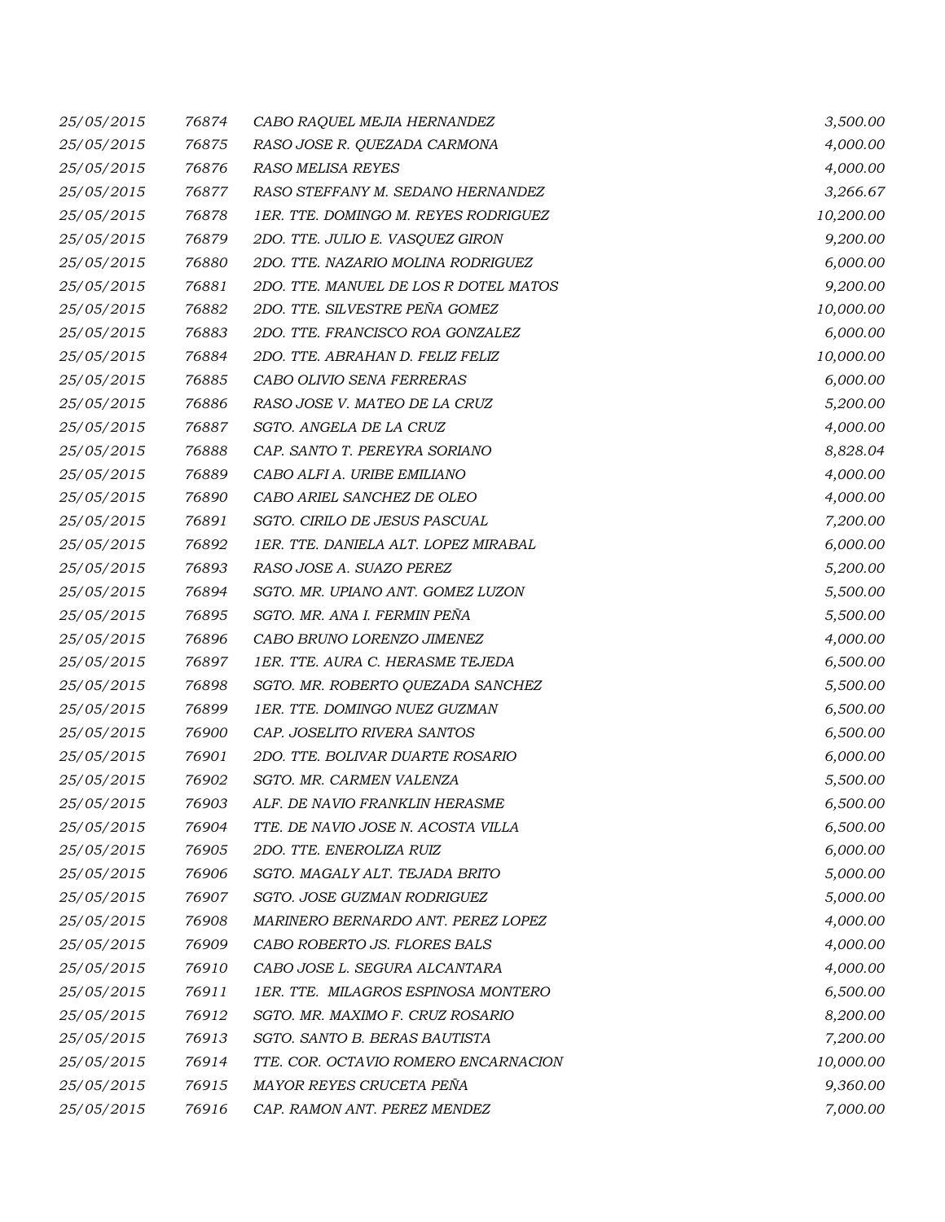| | | | |
|---|---|---|---|
| 25/05/2015 | 76874 | CABO RAQUEL MEJIA HERNANDEZ | 3,500.00 |
| 25/05/2015 | 76875 | RASO JOSE R. QUEZADA CARMONA | 4,000.00 |
| 25/05/2015 | 76876 | RASO MELISA REYES | 4,000.00 |
| 25/05/2015 | 76877 | RASO STEFFANY M. SEDANO HERNANDEZ | 3,266.67 |
| 25/05/2015 | 76878 | 1ER. TTE. DOMINGO M. REYES RODRIGUEZ | 10,200.00 |
| 25/05/2015 | 76879 | 2DO. TTE. JULIO E. VASQUEZ GIRON | 9,200.00 |
| 25/05/2015 | 76880 | 2DO. TTE. NAZARIO MOLINA RODRIGUEZ | 6,000.00 |
| 25/05/2015 | 76881 | 2DO. TTE. MANUEL DE LOS R DOTEL MATOS | 9,200.00 |
| 25/05/2015 | 76882 | 2DO. TTE. SILVESTRE PEÑA GOMEZ | 10,000.00 |
| 25/05/2015 | 76883 | 2DO. TTE. FRANCISCO ROA GONZALEZ | 6,000.00 |
| 25/05/2015 | 76884 | 2DO. TTE. ABRAHAN D. FELIZ FELIZ | 10,000.00 |
| 25/05/2015 | 76885 | CABO OLIVIO SENA FERRERAS | 6,000.00 |
| 25/05/2015 | 76886 | RASO JOSE V. MATEO DE LA CRUZ | 5,200.00 |
| 25/05/2015 | 76887 | SGTO. ANGELA DE LA CRUZ | 4,000.00 |
| 25/05/2015 | 76888 | CAP. SANTO T. PEREYRA SORIANO | 8,828.04 |
| 25/05/2015 | 76889 | CABO ALFI A. URIBE EMILIANO | 4,000.00 |
| 25/05/2015 | 76890 | CABO ARIEL SANCHEZ DE OLEO | 4,000.00 |
| 25/05/2015 | 76891 | SGTO. CIRILO DE JESUS PASCUAL | 7,200.00 |
| 25/05/2015 | 76892 | 1ER. TTE. DANIELA ALT. LOPEZ MIRABAL | 6,000.00 |
| 25/05/2015 | 76893 | RASO JOSE A. SUAZO PEREZ | 5,200.00 |
| 25/05/2015 | 76894 | SGTO. MR. UPIANO ANT. GOMEZ LUZON | 5,500.00 |
| 25/05/2015 | 76895 | SGTO. MR. ANA I. FERMIN PEÑA | 5,500.00 |
| 25/05/2015 | 76896 | CABO BRUNO LORENZO JIMENEZ | 4,000.00 |
| 25/05/2015 | 76897 | 1ER. TTE. AURA C. HERASME TEJEDA | 6,500.00 |
| 25/05/2015 | 76898 | SGTO. MR. ROBERTO QUEZADA SANCHEZ | 5,500.00 |
| 25/05/2015 | 76899 | 1ER. TTE. DOMINGO NUEZ GUZMAN | 6,500.00 |
| 25/05/2015 | 76900 | CAP. JOSELITO RIVERA SANTOS | 6,500.00 |
| 25/05/2015 | 76901 | 2DO. TTE. BOLIVAR DUARTE ROSARIO | 6,000.00 |
| 25/05/2015 | 76902 | SGTO. MR. CARMEN VALENZA | 5,500.00 |
| 25/05/2015 | 76903 | ALF. DE NAVIO FRANKLIN HERASME | 6,500.00 |
| 25/05/2015 | 76904 | TTE. DE NAVIO JOSE N. ACOSTA VILLA | 6,500.00 |
| 25/05/2015 | 76905 | 2DO. TTE. ENEROLIZA RUIZ | 6,000.00 |
| 25/05/2015 | 76906 | SGTO. MAGALY ALT. TEJADA BRITO | 5,000.00 |
| 25/05/2015 | 76907 | SGTO. JOSE GUZMAN RODRIGUEZ | 5,000.00 |
| 25/05/2015 | 76908 | MARINERO BERNARDO ANT. PEREZ LOPEZ | 4,000.00 |
| 25/05/2015 | 76909 | CABO ROBERTO JS. FLORES BALS | 4,000.00 |
| 25/05/2015 | 76910 | CABO JOSE L. SEGURA ALCANTARA | 4,000.00 |
| 25/05/2015 | 76911 | 1ER. TTE. MILAGROS ESPINOSA MONTERO | 6,500.00 |
| 25/05/2015 | 76912 | SGTO. MR. MAXIMO F. CRUZ ROSARIO | 8,200.00 |
| 25/05/2015 | 76913 | SGTO. SANTO B. BERAS BAUTISTA | 7,200.00 |
| 25/05/2015 | 76914 | TTE. COR. OCTAVIO ROMERO ENCARNACION | 10,000.00 |
| 25/05/2015 | 76915 | MAYOR REYES CRUCETA PEÑA | 9,360.00 |
| 25/05/2015 | 76916 | CAP. RAMON ANT. PEREZ MENDEZ | 7,000.00 |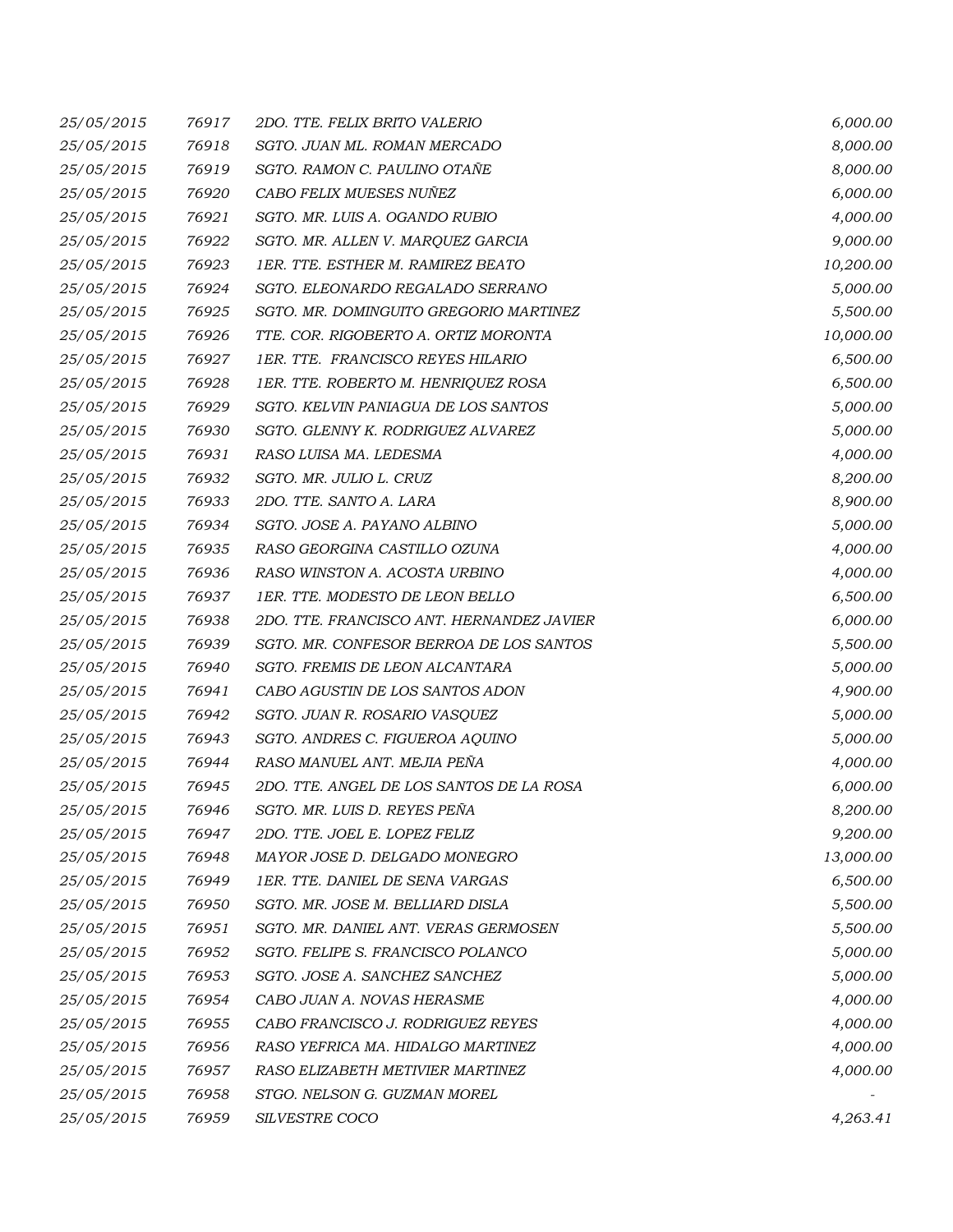| | | | |
|---|---|---|---|
| 25/05/2015 | 76917 | 2DO. TTE. FELIX BRITO VALERIO | 6,000.00 |
| 25/05/2015 | 76918 | SGTO. JUAN ML. ROMAN MERCADO | 8,000.00 |
| 25/05/2015 | 76919 | SGTO. RAMON C. PAULINO OTAÑE | 8,000.00 |
| 25/05/2015 | 76920 | CABO FELIX MUESES NUÑEZ | 6,000.00 |
| 25/05/2015 | 76921 | SGTO. MR. LUIS A. OGANDO RUBIO | 4,000.00 |
| 25/05/2015 | 76922 | SGTO. MR. ALLEN V. MARQUEZ GARCIA | 9,000.00 |
| 25/05/2015 | 76923 | 1ER. TTE. ESTHER M. RAMIREZ BEATO | 10,200.00 |
| 25/05/2015 | 76924 | SGTO. ELEONARDO REGALADO SERRANO | 5,000.00 |
| 25/05/2015 | 76925 | SGTO. MR. DOMINGUITO GREGORIO MARTINEZ | 5,500.00 |
| 25/05/2015 | 76926 | TTE. COR. RIGOBERTO A. ORTIZ MORONTA | 10,000.00 |
| 25/05/2015 | 76927 | 1ER. TTE. FRANCISCO REYES HILARIO | 6,500.00 |
| 25/05/2015 | 76928 | 1ER. TTE. ROBERTO M. HENRIQUEZ ROSA | 6,500.00 |
| 25/05/2015 | 76929 | SGTO. KELVIN PANIAGUA DE LOS SANTOS | 5,000.00 |
| 25/05/2015 | 76930 | SGTO. GLENNY K. RODRIGUEZ ALVAREZ | 5,000.00 |
| 25/05/2015 | 76931 | RASO LUISA MA. LEDESMA | 4,000.00 |
| 25/05/2015 | 76932 | SGTO. MR. JULIO L. CRUZ | 8,200.00 |
| 25/05/2015 | 76933 | 2DO. TTE. SANTO A. LARA | 8,900.00 |
| 25/05/2015 | 76934 | SGTO. JOSE A. PAYANO ALBINO | 5,000.00 |
| 25/05/2015 | 76935 | RASO GEORGINA CASTILLO OZUNA | 4,000.00 |
| 25/05/2015 | 76936 | RASO WINSTON A. ACOSTA URBINO | 4,000.00 |
| 25/05/2015 | 76937 | 1ER. TTE. MODESTO DE LEON BELLO | 6,500.00 |
| 25/05/2015 | 76938 | 2DO. TTE. FRANCISCO ANT. HERNANDEZ JAVIER | 6,000.00 |
| 25/05/2015 | 76939 | SGTO. MR. CONFESOR BERROA DE LOS SANTOS | 5,500.00 |
| 25/05/2015 | 76940 | SGTO. FREMIS DE LEON ALCANTARA | 5,000.00 |
| 25/05/2015 | 76941 | CABO AGUSTIN DE LOS SANTOS ADON | 4,900.00 |
| 25/05/2015 | 76942 | SGTO. JUAN R. ROSARIO VASQUEZ | 5,000.00 |
| 25/05/2015 | 76943 | SGTO. ANDRES C. FIGUEROA AQUINO | 5,000.00 |
| 25/05/2015 | 76944 | RASO MANUEL ANT. MEJIA PEÑA | 4,000.00 |
| 25/05/2015 | 76945 | 2DO. TTE. ANGEL DE LOS SANTOS DE LA ROSA | 6,000.00 |
| 25/05/2015 | 76946 | SGTO. MR. LUIS D. REYES PEÑA | 8,200.00 |
| 25/05/2015 | 76947 | 2DO. TTE. JOEL E. LOPEZ FELIZ | 9,200.00 |
| 25/05/2015 | 76948 | MAYOR JOSE D. DELGADO MONEGRO | 13,000.00 |
| 25/05/2015 | 76949 | 1ER. TTE. DANIEL DE SENA VARGAS | 6,500.00 |
| 25/05/2015 | 76950 | SGTO. MR. JOSE M. BELLIARD DISLA | 5,500.00 |
| 25/05/2015 | 76951 | SGTO. MR. DANIEL ANT. VERAS GERMOSEN | 5,500.00 |
| 25/05/2015 | 76952 | SGTO. FELIPE S. FRANCISCO POLANCO | 5,000.00 |
| 25/05/2015 | 76953 | SGTO. JOSE A. SANCHEZ SANCHEZ | 5,000.00 |
| 25/05/2015 | 76954 | CABO JUAN A. NOVAS HERASME | 4,000.00 |
| 25/05/2015 | 76955 | CABO FRANCISCO J. RODRIGUEZ REYES | 4,000.00 |
| 25/05/2015 | 76956 | RASO YEFRICA MA. HIDALGO MARTINEZ | 4,000.00 |
| 25/05/2015 | 76957 | RASO ELIZABETH METIVIER MARTINEZ | 4,000.00 |
| 25/05/2015 | 76958 | STGO. NELSON G. GUZMAN MOREL | - |
| 25/05/2015 | 76959 | SILVESTRE COCO | 4,263.41 |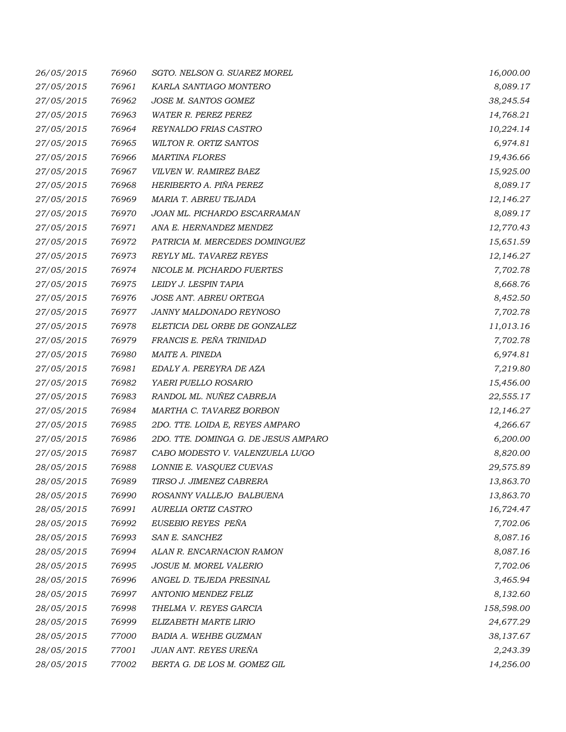| | | | |
|---|---|---|---|
| 26/05/2015 | 76960 | SGTO. NELSON G. SUAREZ MOREL | 16,000.00 |
| 27/05/2015 | 76961 | KARLA SANTIAGO MONTERO | 8,089.17 |
| 27/05/2015 | 76962 | JOSE M. SANTOS GOMEZ | 38,245.54 |
| 27/05/2015 | 76963 | WATER R. PEREZ PEREZ | 14,768.21 |
| 27/05/2015 | 76964 | REYNALDO FRIAS CASTRO | 10,224.14 |
| 27/05/2015 | 76965 | WILTON R. ORTIZ SANTOS | 6,974.81 |
| 27/05/2015 | 76966 | MARTINA FLORES | 19,436.66 |
| 27/05/2015 | 76967 | VILVEN W. RAMIREZ BAEZ | 15,925.00 |
| 27/05/2015 | 76968 | HERIBERTO A. PIÑA PEREZ | 8,089.17 |
| 27/05/2015 | 76969 | MARIA T. ABREU TEJADA | 12,146.27 |
| 27/05/2015 | 76970 | JOAN ML. PICHARDO ESCARRAMAN | 8,089.17 |
| 27/05/2015 | 76971 | ANA E. HERNANDEZ MENDEZ | 12,770.43 |
| 27/05/2015 | 76972 | PATRICIA M. MERCEDES DOMINGUEZ | 15,651.59 |
| 27/05/2015 | 76973 | REYLY ML. TAVAREZ REYES | 12,146.27 |
| 27/05/2015 | 76974 | NICOLE M. PICHARDO FUERTES | 7,702.78 |
| 27/05/2015 | 76975 | LEIDY J. LESPIN TAPIA | 8,668.76 |
| 27/05/2015 | 76976 | JOSE ANT. ABREU ORTEGA | 8,452.50 |
| 27/05/2015 | 76977 | JANNY MALDONADO REYNOSO | 7,702.78 |
| 27/05/2015 | 76978 | ELETICIA DEL ORBE DE GONZALEZ | 11,013.16 |
| 27/05/2015 | 76979 | FRANCIS E. PEÑA TRINIDAD | 7,702.78 |
| 27/05/2015 | 76980 | MAITE A. PINEDA | 6,974.81 |
| 27/05/2015 | 76981 | EDALY A. PEREYRA DE AZA | 7,219.80 |
| 27/05/2015 | 76982 | YAERI PUELLO ROSARIO | 15,456.00 |
| 27/05/2015 | 76983 | RANDOL ML. NUÑEZ CABREJA | 22,555.17 |
| 27/05/2015 | 76984 | MARTHA C. TAVAREZ BORBON | 12,146.27 |
| 27/05/2015 | 76985 | 2DO. TTE. LOIDA E, REYES AMPARO | 4,266.67 |
| 27/05/2015 | 76986 | 2DO. TTE. DOMINGA G. DE JESUS AMPARO | 6,200.00 |
| 27/05/2015 | 76987 | CABO MODESTO V. VALENZUELA LUGO | 8,820.00 |
| 28/05/2015 | 76988 | LONNIE E. VASQUEZ CUEVAS | 29,575.89 |
| 28/05/2015 | 76989 | TIRSO J. JIMENEZ CABRERA | 13,863.70 |
| 28/05/2015 | 76990 | ROSANNY VALLEJO BALBUENA | 13,863.70 |
| 28/05/2015 | 76991 | AURELIA ORTIZ CASTRO | 16,724.47 |
| 28/05/2015 | 76992 | EUSEBIO REYES PEÑA | 7,702.06 |
| 28/05/2015 | 76993 | SAN E. SANCHEZ | 8,087.16 |
| 28/05/2015 | 76994 | ALAN R. ENCARNACION RAMON | 8,087.16 |
| 28/05/2015 | 76995 | JOSUE M. MOREL VALERIO | 7,702.06 |
| 28/05/2015 | 76996 | ANGEL D. TEJEDA PRESINAL | 3,465.94 |
| 28/05/2015 | 76997 | ANTONIO MENDEZ FELIZ | 8,132.60 |
| 28/05/2015 | 76998 | THELMA V. REYES GARCIA | 158,598.00 |
| 28/05/2015 | 76999 | ELIZABETH MARTE LIRIO | 24,677.29 |
| 28/05/2015 | 77000 | BADIA A. WEHBE GUZMAN | 38,137.67 |
| 28/05/2015 | 77001 | JUAN ANT. REYES UREÑA | 2,243.39 |
| 28/05/2015 | 77002 | BERTA G. DE LOS M. GOMEZ GIL | 14,256.00 |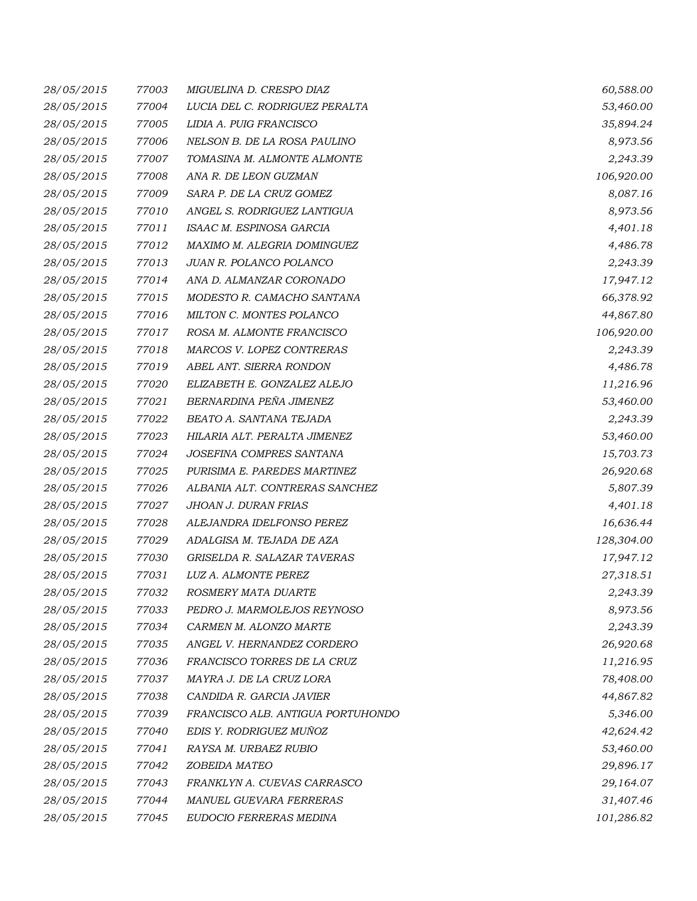| | | | |
|---|---|---|---|
| *28/05/2015* | *77003* | *MIGUELINA D. CRESPO DIAZ* | *60,588.00* |
| *28/05/2015* | *77004* | *LUCIA DEL C. RODRIGUEZ PERALTA* | *53,460.00* |
| *28/05/2015* | *77005* | *LIDIA A. PUIG FRANCISCO* | *35,894.24* |
| *28/05/2015* | *77006* | *NELSON B. DE LA ROSA PAULINO* | *8,973.56* |
| *28/05/2015* | *77007* | *TOMASINA M. ALMONTE ALMONTE* | *2,243.39* |
| *28/05/2015* | *77008* | *ANA R. DE LEON GUZMAN* | *106,920.00* |
| *28/05/2015* | *77009* | *SARA P. DE LA CRUZ GOMEZ* | *8,087.16* |
| *28/05/2015* | *77010* | *ANGEL S. RODRIGUEZ LANTIGUA* | *8,973.56* |
| *28/05/2015* | *77011* | *ISAAC M. ESPINOSA GARCIA* | *4,401.18* |
| *28/05/2015* | *77012* | *MAXIMO M. ALEGRIA DOMINGUEZ* | *4,486.78* |
| *28/05/2015* | *77013* | *JUAN R. POLANCO POLANCO* | *2,243.39* |
| *28/05/2015* | *77014* | *ANA D. ALMANZAR CORONADO* | *17,947.12* |
| *28/05/2015* | *77015* | *MODESTO R. CAMACHO SANTANA* | *66,378.92* |
| *28/05/2015* | *77016* | *MILTON C. MONTES POLANCO* | *44,867.80* |
| *28/05/2015* | *77017* | *ROSA M. ALMONTE FRANCISCO* | *106,920.00* |
| *28/05/2015* | *77018* | *MARCOS V. LOPEZ CONTRERAS* | *2,243.39* |
| *28/05/2015* | *77019* | *ABEL ANT. SIERRA RONDON* | *4,486.78* |
| *28/05/2015* | *77020* | *ELIZABETH E. GONZALEZ ALEJO* | *11,216.96* |
| *28/05/2015* | *77021* | *BERNARDINA PEÑA JIMENEZ* | *53,460.00* |
| *28/05/2015* | *77022* | *BEATO A. SANTANA TEJADA* | *2,243.39* |
| *28/05/2015* | *77023* | *HILARIA ALT. PERALTA JIMENEZ* | *53,460.00* |
| *28/05/2015* | *77024* | *JOSEFINA COMPRES SANTANA* | *15,703.73* |
| *28/05/2015* | *77025* | *PURISIMA E. PAREDES MARTINEZ* | *26,920.68* |
| *28/05/2015* | *77026* | *ALBANIA ALT. CONTRERAS SANCHEZ* | *5,807.39* |
| *28/05/2015* | *77027* | *JHOAN J. DURAN FRIAS* | *4,401.18* |
| *28/05/2015* | *77028* | *ALEJANDRA IDELFONSO PEREZ* | *16,636.44* |
| *28/05/2015* | *77029* | *ADALGISA M. TEJADA DE AZA* | *128,304.00* |
| *28/05/2015* | *77030* | *GRISELDA R. SALAZAR TAVERAS* | *17,947.12* |
| *28/05/2015* | *77031* | *LUZ A. ALMONTE PEREZ* | *27,318.51* |
| *28/05/2015* | *77032* | *ROSMERY MATA DUARTE* | *2,243.39* |
| *28/05/2015* | *77033* | *PEDRO J. MARMOLEJOS REYNOSO* | *8,973.56* |
| *28/05/2015* | *77034* | *CARMEN M. ALONZO MARTE* | *2,243.39* |
| *28/05/2015* | *77035* | *ANGEL V. HERNANDEZ CORDERO* | *26,920.68* |
| *28/05/2015* | *77036* | *FRANCISCO TORRES DE LA CRUZ* | *11,216.95* |
| *28/05/2015* | *77037* | *MAYRA J. DE LA CRUZ LORA* | *78,408.00* |
| *28/05/2015* | *77038* | *CANDIDA R. GARCIA JAVIER* | *44,867.82* |
| *28/05/2015* | *77039* | *FRANCISCO ALB. ANTIGUA PORTUHONDO* | *5,346.00* |
| *28/05/2015* | *77040* | *EDIS Y. RODRIGUEZ MUÑOZ* | *42,624.42* |
| *28/05/2015* | *77041* | *RAYSA M. URBAEZ RUBIO* | *53,460.00* |
| *28/05/2015* | *77042* | *ZOBEIDA MATEO* | *29,896.17* |
| *28/05/2015* | *77043* | *FRANKLYN A. CUEVAS CARRASCO* | *29,164.07* |
| *28/05/2015* | *77044* | *MANUEL GUEVARA FERRERAS* | *31,407.46* |
| *28/05/2015* | *77045* | *EUDOCIO FERRERAS MEDINA* | *101,286.82* |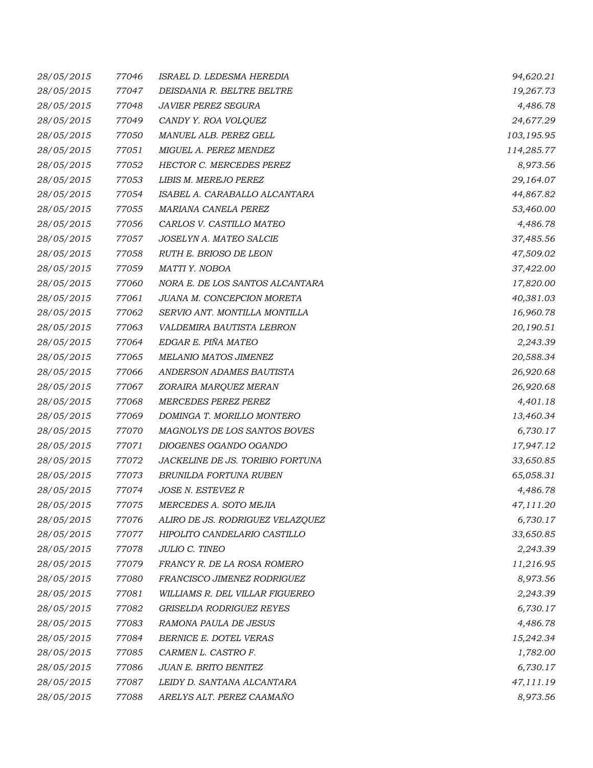| | | | |
|---|---|---|---|
| 28/05/2015 | 77046 | ISRAEL D. LEDESMA HEREDIA | 94,620.21 |
| 28/05/2015 | 77047 | DEISDANIA R. BELTRE BELTRE | 19,267.73 |
| 28/05/2015 | 77048 | JAVIER PEREZ SEGURA | 4,486.78 |
| 28/05/2015 | 77049 | CANDY Y. ROA VOLQUEZ | 24,677.29 |
| 28/05/2015 | 77050 | MANUEL ALB. PEREZ GELL | 103,195.95 |
| 28/05/2015 | 77051 | MIGUEL A. PEREZ MENDEZ | 114,285.77 |
| 28/05/2015 | 77052 | HECTOR C. MERCEDES PEREZ | 8,973.56 |
| 28/05/2015 | 77053 | LIBIS M. MEREJO PEREZ | 29,164.07 |
| 28/05/2015 | 77054 | ISABEL A. CARABALLO ALCANTARA | 44,867.82 |
| 28/05/2015 | 77055 | MARIANA CANELA PEREZ | 53,460.00 |
| 28/05/2015 | 77056 | CARLOS V. CASTILLO MATEO | 4,486.78 |
| 28/05/2015 | 77057 | JOSELYN A. MATEO SALCIE | 37,485.56 |
| 28/05/2015 | 77058 | RUTH E. BRIOSO DE LEON | 47,509.02 |
| 28/05/2015 | 77059 | MATTI Y. NOBOA | 37,422.00 |
| 28/05/2015 | 77060 | NORA E. DE LOS SANTOS ALCANTARA | 17,820.00 |
| 28/05/2015 | 77061 | JUANA M. CONCEPCION MORETA | 40,381.03 |
| 28/05/2015 | 77062 | SERVIO ANT. MONTILLA MONTILLA | 16,960.78 |
| 28/05/2015 | 77063 | VALDEMIRA BAUTISTA LEBRON | 20,190.51 |
| 28/05/2015 | 77064 | EDGAR E. PIÑA MATEO | 2,243.39 |
| 28/05/2015 | 77065 | MELANIO MATOS JIMENEZ | 20,588.34 |
| 28/05/2015 | 77066 | ANDERSON ADAMES BAUTISTA | 26,920.68 |
| 28/05/2015 | 77067 | ZORAIRA MARQUEZ MERAN | 26,920.68 |
| 28/05/2015 | 77068 | MERCEDES PEREZ PEREZ | 4,401.18 |
| 28/05/2015 | 77069 | DOMINGA T. MORILLO MONTERO | 13,460.34 |
| 28/05/2015 | 77070 | MAGNOLYS DE LOS SANTOS BOVES | 6,730.17 |
| 28/05/2015 | 77071 | DIOGENES OGANDO OGANDO | 17,947.12 |
| 28/05/2015 | 77072 | JACKELINE DE JS. TORIBIO FORTUNA | 33,650.85 |
| 28/05/2015 | 77073 | BRUNILDA FORTUNA RUBEN | 65,058.31 |
| 28/05/2015 | 77074 | JOSE N. ESTEVEZ R | 4,486.78 |
| 28/05/2015 | 77075 | MERCEDES A. SOTO MEJIA | 47,111.20 |
| 28/05/2015 | 77076 | ALIRO DE JS. RODRIGUEZ VELAZQUEZ | 6,730.17 |
| 28/05/2015 | 77077 | HIPOLITO CANDELARIO CASTILLO | 33,650.85 |
| 28/05/2015 | 77078 | JULIO C. TINEO | 2,243.39 |
| 28/05/2015 | 77079 | FRANCY R. DE LA ROSA ROMERO | 11,216.95 |
| 28/05/2015 | 77080 | FRANCISCO JIMENEZ RODRIGUEZ | 8,973.56 |
| 28/05/2015 | 77081 | WILLIAMS R. DEL VILLAR FIGUEREO | 2,243.39 |
| 28/05/2015 | 77082 | GRISELDA RODRIGUEZ REYES | 6,730.17 |
| 28/05/2015 | 77083 | RAMONA PAULA DE JESUS | 4,486.78 |
| 28/05/2015 | 77084 | BERNICE E. DOTEL VERAS | 15,242.34 |
| 28/05/2015 | 77085 | CARMEN L. CASTRO F. | 1,782.00 |
| 28/05/2015 | 77086 | JUAN E. BRITO BENITEZ | 6,730.17 |
| 28/05/2015 | 77087 | LEIDY D. SANTANA ALCANTARA | 47,111.19 |
| 28/05/2015 | 77088 | ARELYS ALT. PEREZ CAAMAÑO | 8,973.56 |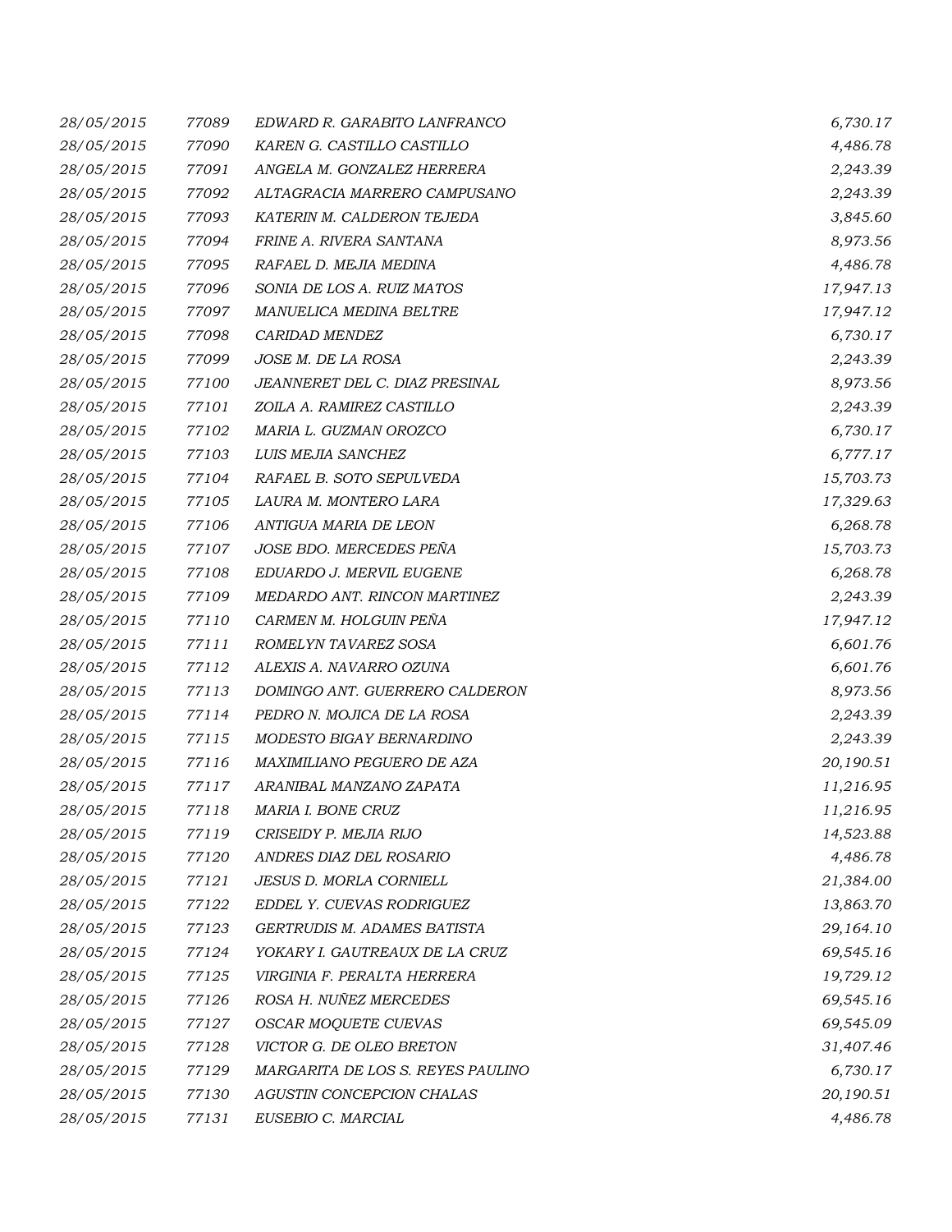| 28/05/2015 | 77089 | EDWARD R. GARABITO LANFRANCO | 6,730.17 |
|---|---|---|---|
| 28/05/2015 | 77090 | KAREN G. CASTILLO CASTILLO | 4,486.78 |
| 28/05/2015 | 77091 | ANGELA M. GONZALEZ HERRERA | 2,243.39 |
| 28/05/2015 | 77092 | ALTAGRACIA MARRERO CAMPUSANO | 2,243.39 |
| 28/05/2015 | 77093 | KATERIN M. CALDERON TEJEDA | 3,845.60 |
| 28/05/2015 | 77094 | FRINE A. RIVERA SANTANA | 8,973.56 |
| 28/05/2015 | 77095 | RAFAEL D. MEJIA MEDINA | 4,486.78 |
| 28/05/2015 | 77096 | SONIA DE LOS A. RUIZ MATOS | 17,947.13 |
| 28/05/2015 | 77097 | MANUELICA MEDINA BELTRE | 17,947.12 |
| 28/05/2015 | 77098 | CARIDAD MENDEZ | 6,730.17 |
| 28/05/2015 | 77099 | JOSE M. DE LA ROSA | 2,243.39 |
| 28/05/2015 | 77100 | JEANNERET DEL C. DIAZ PRESINAL | 8,973.56 |
| 28/05/2015 | 77101 | ZOILA A. RAMIREZ CASTILLO | 2,243.39 |
| 28/05/2015 | 77102 | MARIA L. GUZMAN OROZCO | 6,730.17 |
| 28/05/2015 | 77103 | LUIS MEJIA SANCHEZ | 6,777.17 |
| 28/05/2015 | 77104 | RAFAEL B. SOTO SEPULVEDA | 15,703.73 |
| 28/05/2015 | 77105 | LAURA M. MONTERO LARA | 17,329.63 |
| 28/05/2015 | 77106 | ANTIGUA MARIA DE LEON | 6,268.78 |
| 28/05/2015 | 77107 | JOSE BDO. MERCEDES PEÑA | 15,703.73 |
| 28/05/2015 | 77108 | EDUARDO J. MERVIL EUGENE | 6,268.78 |
| 28/05/2015 | 77109 | MEDARDO ANT. RINCON MARTINEZ | 2,243.39 |
| 28/05/2015 | 77110 | CARMEN M. HOLGUIN PEÑA | 17,947.12 |
| 28/05/2015 | 77111 | ROMELYN TAVAREZ SOSA | 6,601.76 |
| 28/05/2015 | 77112 | ALEXIS A. NAVARRO OZUNA | 6,601.76 |
| 28/05/2015 | 77113 | DOMINGO ANT. GUERRERO CALDERON | 8,973.56 |
| 28/05/2015 | 77114 | PEDRO N. MOJICA DE LA ROSA | 2,243.39 |
| 28/05/2015 | 77115 | MODESTO BIGAY BERNARDINO | 2,243.39 |
| 28/05/2015 | 77116 | MAXIMILIANO PEGUERO DE AZA | 20,190.51 |
| 28/05/2015 | 77117 | ARANIBAL MANZANO ZAPATA | 11,216.95 |
| 28/05/2015 | 77118 | MARIA I. BONE CRUZ | 11,216.95 |
| 28/05/2015 | 77119 | CRISEIDY P. MEJIA RIJO | 14,523.88 |
| 28/05/2015 | 77120 | ANDRES DIAZ DEL ROSARIO | 4,486.78 |
| 28/05/2015 | 77121 | JESUS D. MORLA CORNIELL | 21,384.00 |
| 28/05/2015 | 77122 | EDDEL Y. CUEVAS RODRIGUEZ | 13,863.70 |
| 28/05/2015 | 77123 | GERTRUDIS M. ADAMES BATISTA | 29,164.10 |
| 28/05/2015 | 77124 | YOKARY I. GAUTREAUX DE LA CRUZ | 69,545.16 |
| 28/05/2015 | 77125 | VIRGINIA F. PERALTA HERRERA | 19,729.12 |
| 28/05/2015 | 77126 | ROSA H. NUÑEZ MERCEDES | 69,545.16 |
| 28/05/2015 | 77127 | OSCAR MOQUETE CUEVAS | 69,545.09 |
| 28/05/2015 | 77128 | VICTOR G. DE OLEO BRETON | 31,407.46 |
| 28/05/2015 | 77129 | MARGARITA DE LOS S. REYES PAULINO | 6,730.17 |
| 28/05/2015 | 77130 | AGUSTIN CONCEPCION CHALAS | 20,190.51 |
| 28/05/2015 | 77131 | EUSEBIO C. MARCIAL | 4,486.78 |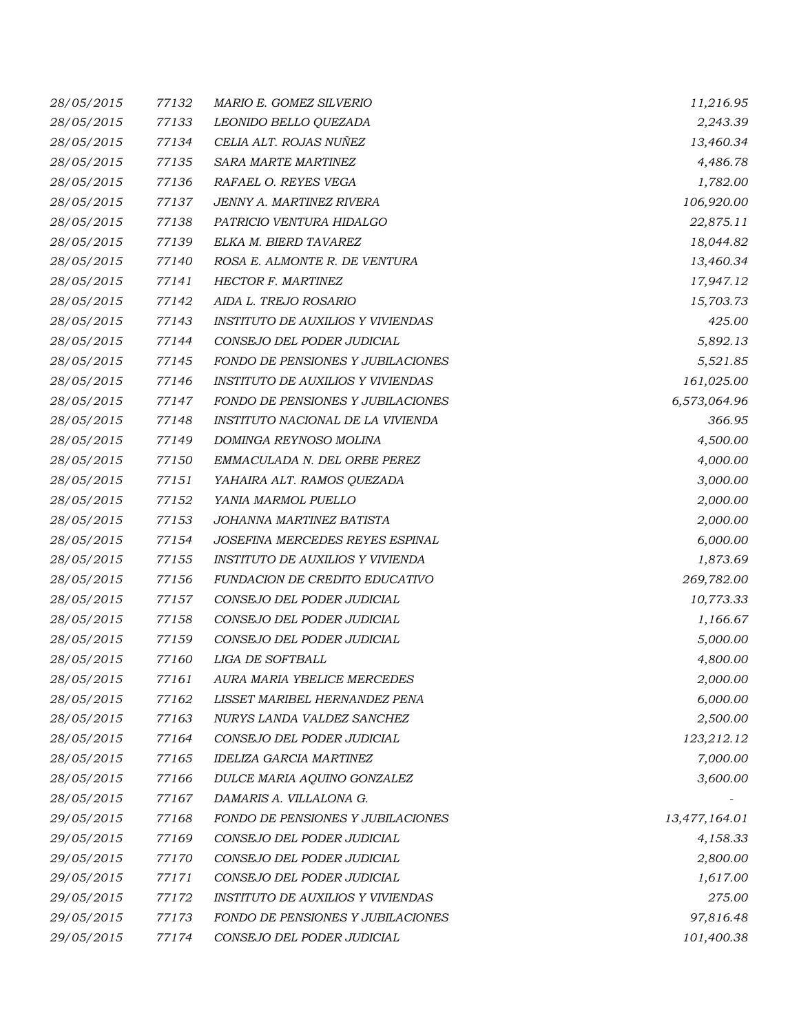| | | | |
|---|---|---|---|
| 28/05/2015 | 77132 | MARIO E. GOMEZ SILVERIO | 11,216.95 |
| 28/05/2015 | 77133 | LEONIDO BELLO QUEZADA | 2,243.39 |
| 28/05/2015 | 77134 | CELIA ALT. ROJAS NUÑEZ | 13,460.34 |
| 28/05/2015 | 77135 | SARA MARTE MARTINEZ | 4,486.78 |
| 28/05/2015 | 77136 | RAFAEL O. REYES VEGA | 1,782.00 |
| 28/05/2015 | 77137 | JENNY A. MARTINEZ RIVERA | 106,920.00 |
| 28/05/2015 | 77138 | PATRICIO VENTURA HIDALGO | 22,875.11 |
| 28/05/2015 | 77139 | ELKA M. BIERD TAVAREZ | 18,044.82 |
| 28/05/2015 | 77140 | ROSA E. ALMONTE R. DE VENTURA | 13,460.34 |
| 28/05/2015 | 77141 | HECTOR F. MARTINEZ | 17,947.12 |
| 28/05/2015 | 77142 | AIDA L. TREJO ROSARIO | 15,703.73 |
| 28/05/2015 | 77143 | INSTITUTO DE AUXILIOS Y VIVIENDAS | 425.00 |
| 28/05/2015 | 77144 | CONSEJO DEL PODER JUDICIAL | 5,892.13 |
| 28/05/2015 | 77145 | FONDO DE PENSIONES Y JUBILACIONES | 5,521.85 |
| 28/05/2015 | 77146 | INSTITUTO DE AUXILIOS Y VIVIENDAS | 161,025.00 |
| 28/05/2015 | 77147 | FONDO DE PENSIONES Y JUBILACIONES | 6,573,064.96 |
| 28/05/2015 | 77148 | INSTITUTO NACIONAL DE LA VIVIENDA | 366.95 |
| 28/05/2015 | 77149 | DOMINGA REYNOSO MOLINA | 4,500.00 |
| 28/05/2015 | 77150 | EMMACULADA N. DEL ORBE PEREZ | 4,000.00 |
| 28/05/2015 | 77151 | YAHAIRA ALT. RAMOS QUEZADA | 3,000.00 |
| 28/05/2015 | 77152 | YANIA MARMOL PUELLO | 2,000.00 |
| 28/05/2015 | 77153 | JOHANNA MARTINEZ BATISTA | 2,000.00 |
| 28/05/2015 | 77154 | JOSEFINA MERCEDES REYES ESPINAL | 6,000.00 |
| 28/05/2015 | 77155 | INSTITUTO DE AUXILIOS Y VIVIENDA | 1,873.69 |
| 28/05/2015 | 77156 | FUNDACION DE CREDITO EDUCATIVO | 269,782.00 |
| 28/05/2015 | 77157 | CONSEJO DEL PODER JUDICIAL | 10,773.33 |
| 28/05/2015 | 77158 | CONSEJO DEL PODER JUDICIAL | 1,166.67 |
| 28/05/2015 | 77159 | CONSEJO DEL PODER JUDICIAL | 5,000.00 |
| 28/05/2015 | 77160 | LIGA DE SOFTBALL | 4,800.00 |
| 28/05/2015 | 77161 | AURA MARIA YBELICE MERCEDES | 2,000.00 |
| 28/05/2015 | 77162 | LISSET MARIBEL HERNANDEZ PENA | 6,000.00 |
| 28/05/2015 | 77163 | NURYS LANDA VALDEZ SANCHEZ | 2,500.00 |
| 28/05/2015 | 77164 | CONSEJO DEL PODER JUDICIAL | 123,212.12 |
| 28/05/2015 | 77165 | IDELIZA GARCIA MARTINEZ | 7,000.00 |
| 28/05/2015 | 77166 | DULCE MARIA AQUINO GONZALEZ | 3,600.00 |
| 28/05/2015 | 77167 | DAMARIS A. VILLALONA G. | - |
| 29/05/2015 | 77168 | FONDO DE PENSIONES Y JUBILACIONES | 13,477,164.01 |
| 29/05/2015 | 77169 | CONSEJO DEL PODER JUDICIAL | 4,158.33 |
| 29/05/2015 | 77170 | CONSEJO DEL PODER JUDICIAL | 2,800.00 |
| 29/05/2015 | 77171 | CONSEJO DEL PODER JUDICIAL | 1,617.00 |
| 29/05/2015 | 77172 | INSTITUTO DE AUXILIOS Y VIVIENDAS | 275.00 |
| 29/05/2015 | 77173 | FONDO DE PENSIONES Y JUBILACIONES | 97,816.48 |
| 29/05/2015 | 77174 | CONSEJO DEL PODER JUDICIAL | 101,400.38 |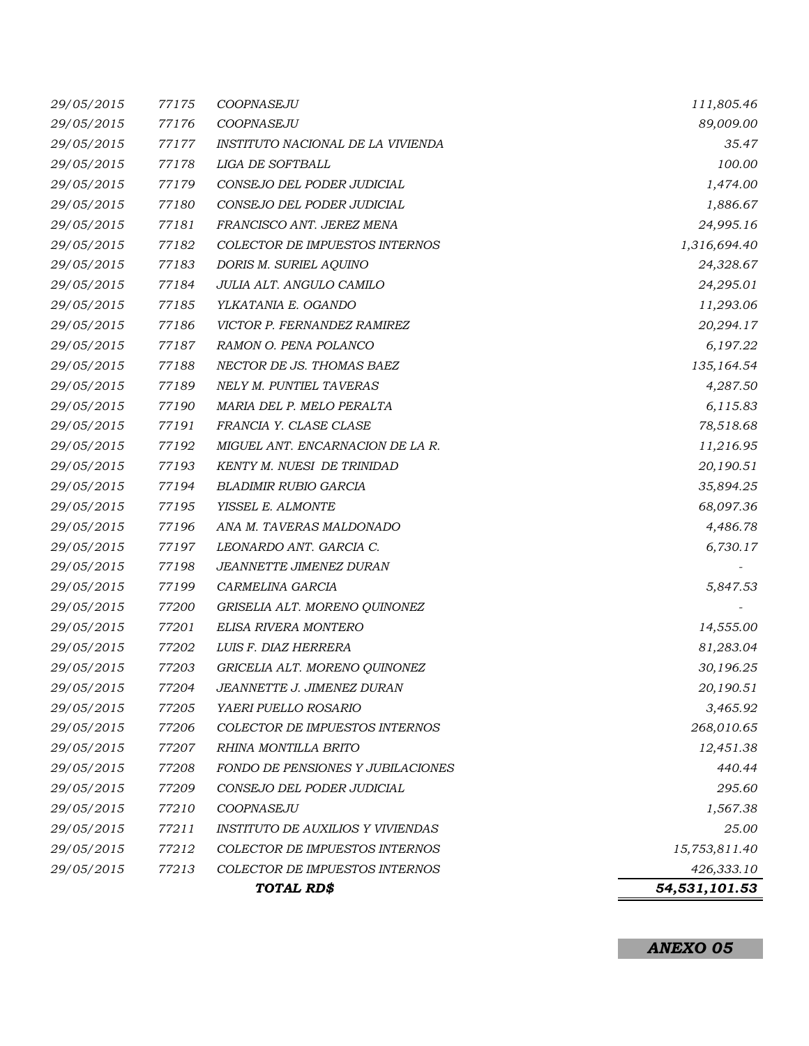| | | | |
|---|---|---|---|
| *29/05/2015* | *77175* | *COOPNASEJU* | *111,805.46* |
| *29/05/2015* | *77176* | *COOPNASEJU* | *89,009.00* |
| *29/05/2015* | *77177* | *INSTITUTO NACIONAL DE LA VIVIENDA* | *35.47* |
| *29/05/2015* | *77178* | *LIGA DE SOFTBALL* | *100.00* |
| *29/05/2015* | *77179* | *CONSEJO DEL PODER JUDICIAL* | *1,474.00* |
| *29/05/2015* | *77180* | *CONSEJO DEL PODER JUDICIAL* | *1,886.67* |
| *29/05/2015* | *77181* | *FRANCISCO ANT. JEREZ MENA* | *24,995.16* |
| *29/05/2015* | *77182* | *COLECTOR DE IMPUESTOS INTERNOS* | *1,316,694.40* |
| *29/05/2015* | *77183* | *DORIS M. SURIEL AQUINO* | *24,328.67* |
| *29/05/2015* | *77184* | *JULIA ALT. ANGULO CAMILO* | *24,295.01* |
| *29/05/2015* | *77185* | *YLKATANIA E. OGANDO* | *11,293.06* |
| *29/05/2015* | *77186* | *VICTOR P. FERNANDEZ RAMIREZ* | *20,294.17* |
| *29/05/2015* | *77187* | *RAMON O. PENA POLANCO* | *6,197.22* |
| *29/05/2015* | *77188* | *NECTOR DE JS. THOMAS BAEZ* | *135,164.54* |
| *29/05/2015* | *77189* | *NELY M. PUNTIEL TAVERAS* | *4,287.50* |
| *29/05/2015* | *77190* | *MARIA DEL P. MELO PERALTA* | *6,115.83* |
| *29/05/2015* | *77191* | *FRANCIA Y. CLASE CLASE* | *78,518.68* |
| *29/05/2015* | *77192* | *MIGUEL ANT. ENCARNACION DE LA R.* | *11,216.95* |
| *29/05/2015* | *77193* | *KENTY M. NUESI DE TRINIDAD* | *20,190.51* |
| *29/05/2015* | *77194* | *BLADIMIR RUBIO GARCIA* | *35,894.25* |
| *29/05/2015* | *77195* | *YISSEL E. ALMONTE* | *68,097.36* |
| *29/05/2015* | *77196* | *ANA M. TAVERAS MALDONADO* | *4,486.78* |
| *29/05/2015* | *77197* | *LEONARDO ANT. GARCIA C.* | *6,730.17* |
| *29/05/2015* | *77198* | *JEANNETTE JIMENEZ DURAN* | - |
| *29/05/2015* | *77199* | *CARMELINA GARCIA* | *5,847.53* |
| *29/05/2015* | *77200* | *GRISELIA ALT. MORENO QUINONEZ* | - |
| *29/05/2015* | *77201* | *ELISA RIVERA MONTERO* | *14,555.00* |
| *29/05/2015* | *77202* | *LUIS F. DIAZ HERRERA* | *81,283.04* |
| *29/05/2015* | *77203* | *GRICELIA ALT. MORENO QUINONEZ* | *30,196.25* |
| *29/05/2015* | *77204* | *JEANNETTE J. JIMENEZ DURAN* | *20,190.51* |
| *29/05/2015* | *77205* | *YAERI PUELLO ROSARIO* | *3,465.92* |
| *29/05/2015* | *77206* | *COLECTOR DE IMPUESTOS INTERNOS* | *268,010.65* |
| *29/05/2015* | *77207* | *RHINA MONTILLA BRITO* | *12,451.38* |
| *29/05/2015* | *77208* | *FONDO DE PENSIONES Y JUBILACIONES* | *440.44* |
| *29/05/2015* | *77209* | *CONSEJO DEL PODER JUDICIAL* | *295.60* |
| *29/05/2015* | *77210* | *COOPNASEJU* | *1,567.38* |
| *29/05/2015* | *77211* | *INSTITUTO DE AUXILIOS Y VIVIENDAS* | *25.00* |
| *29/05/2015* | *77212* | *COLECTOR DE IMPUESTOS INTERNOS* | *15,753,811.40* |
| *29/05/2015* | *77213* | *COLECTOR DE IMPUESTOS INTERNOS* | *426,333.10* |
| | | ***TOTAL RD$*** | ***54,531,101.53*** |

***ANEXO 05***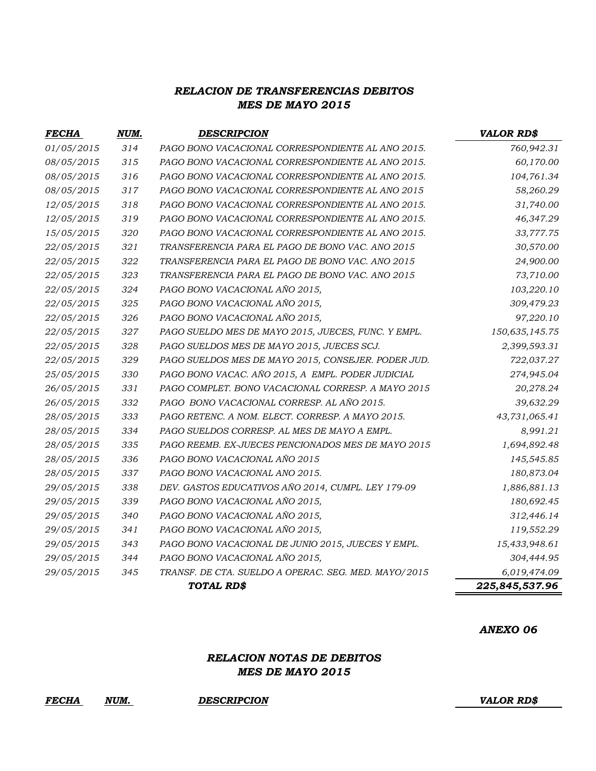## *RELACION DE TRANSFERENCIAS DEBITOS*
## *MES DE MAYO 2015*

| *FECHA* | *NUM.* | *DESCRIPCION* | *VALOR RD$* |
|---|---|---|---|
| *01/05/2015* | *314* | *PAGO BONO VACACIONAL CORRESPONDIENTE AL ANO 2015.* | *760,942.31* |
| *08/05/2015* | *315* | *PAGO BONO VACACIONAL CORRESPONDIENTE AL ANO 2015.* | *60,170.00* |
| *08/05/2015* | *316* | *PAGO BONO VACACIONAL CORRESPONDIENTE AL ANO 2015.* | *104,761.34* |
| *08/05/2015* | *317* | *PAGO BONO VACACIONAL CORRESPONDIENTE AL ANO 2015* | *58,260.29* |
| *12/05/2015* | *318* | *PAGO BONO VACACIONAL CORRESPONDIENTE AL ANO 2015.* | *31,740.00* |
| *12/05/2015* | *319* | *PAGO BONO VACACIONAL CORRESPONDIENTE AL ANO 2015.* | *46,347.29* |
| *15/05/2015* | *320* | *PAGO BONO VACACIONAL CORRESPONDIENTE AL ANO 2015.* | *33,777.75* |
| *22/05/2015* | *321* | *TRANSFERENCIA PARA EL PAGO DE BONO VAC. ANO 2015* | *30,570.00* |
| *22/05/2015* | *322* | *TRANSFERENCIA PARA EL PAGO DE BONO VAC. ANO 2015* | *24,900.00* |
| *22/05/2015* | *323* | *TRANSFERENCIA PARA EL PAGO DE BONO VAC. ANO 2015* | *73,710.00* |
| *22/05/2015* | *324* | *PAGO BONO VACACIONAL AÑO 2015,* | *103,220.10* |
| *22/05/2015* | *325* | *PAGO BONO VACACIONAL AÑO 2015,* | *309,479.23* |
| *22/05/2015* | *326* | *PAGO BONO VACACIONAL AÑO 2015,* | *97,220.10* |
| *22/05/2015* | *327* | *PAGO SUELDO MES DE MAYO 2015, JUECES, FUNC. Y EMPL.* | *150,635,145.75* |
| *22/05/2015* | *328* | *PAGO SUELDOS MES DE MAYO 2015, JUECES SCJ.* | *2,399,593.31* |
| *22/05/2015* | *329* | *PAGO SUELDOS MES DE MAYO 2015, CONSEJER. PODER JUD.* | *722,037.27* |
| *25/05/2015* | *330* | *PAGO BONO VACAC. AÑO 2015, A EMPL. PODER JUDICIAL* | *274,945.04* |
| *26/05/2015* | *331* | *PAGO COMPLET. BONO VACACIONAL CORRESP. A MAYO 2015* | *20,278.24* |
| *26/05/2015* | *332* | *PAGO BONO VACACIONAL CORRESP. AL AÑO 2015.* | *39,632.29* |
| *28/05/2015* | *333* | *PAGO RETENC. A NOM. ELECT. CORRESP. A MAYO 2015.* | *43,731,065.41* |
| *28/05/2015* | *334* | *PAGO SUELDOS CORRESP. AL MES DE MAYO A EMPL.* | *8,991.21* |
| *28/05/2015* | *335* | *PAGO REEMB. EX-JUECES PENCIONADOS MES DE MAYO 2015* | *1,694,892.48* |
| *28/05/2015* | *336* | *PAGO BONO VACACIONAL AÑO 2015* | *145,545.85* |
| *28/05/2015* | *337* | *PAGO BONO VACACIONAL ANO 2015.* | *180,873.04* |
| *29/05/2015* | *338* | *DEV. GASTOS EDUCATIVOS AÑO 2014, CUMPL. LEY 179-09* | *1,886,881.13* |
| *29/05/2015* | *339* | *PAGO BONO VACACIONAL AÑO 2015,* | *180,692.45* |
| *29/05/2015* | *340* | *PAGO BONO VACACIONAL AÑO 2015,* | *312,446.14* |
| *29/05/2015* | *341* | *PAGO BONO VACACIONAL AÑO 2015,* | *119,552.29* |
| *29/05/2015* | *343* | *PAGO BONO VACACIONAL DE JUNIO 2015, JUECES Y EMPL.* | *15,433,948.61* |
| *29/05/2015* | *344* | *PAGO BONO VACACIONAL AÑO 2015,* | *304,444.95* |
| *29/05/2015* | *345* | *TRANSF. DE CTA. SUELDO A OPERAC. SEG. MED. MAYO/2015* | *6,019,474.09* |
| | | ***TOTAL RD$*** | ***225,845,537.96*** |

***ANEXO 06***

## *RELACION NOTAS DE DEBITOS*
## *MES DE MAYO 2015*

| *FECHA* | *NUM.* | *DESCRIPCION* | *VALOR RD$* |
|---|---|---|---|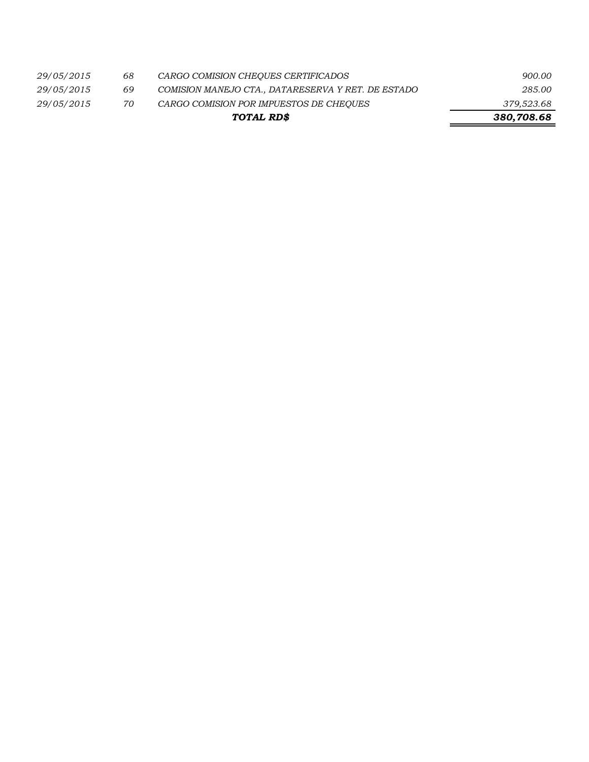| | | | |
|---|---|---|---|
| *29/05/2015* | *68* | *CARGO COMISION CHEQUES CERTIFICADOS* | *900.00* |
| *29/05/2015* | *69* | *COMISION MANEJO CTA., DATARESERVA Y RET. DE ESTADO* | *285.00* |
| *29/05/2015* | *70* | *CARGO COMISION POR IMPUESTOS DE CHEQUES* | *379,523.68* |
| | | ***TOTAL RD$*** | ***380,708.68*** |